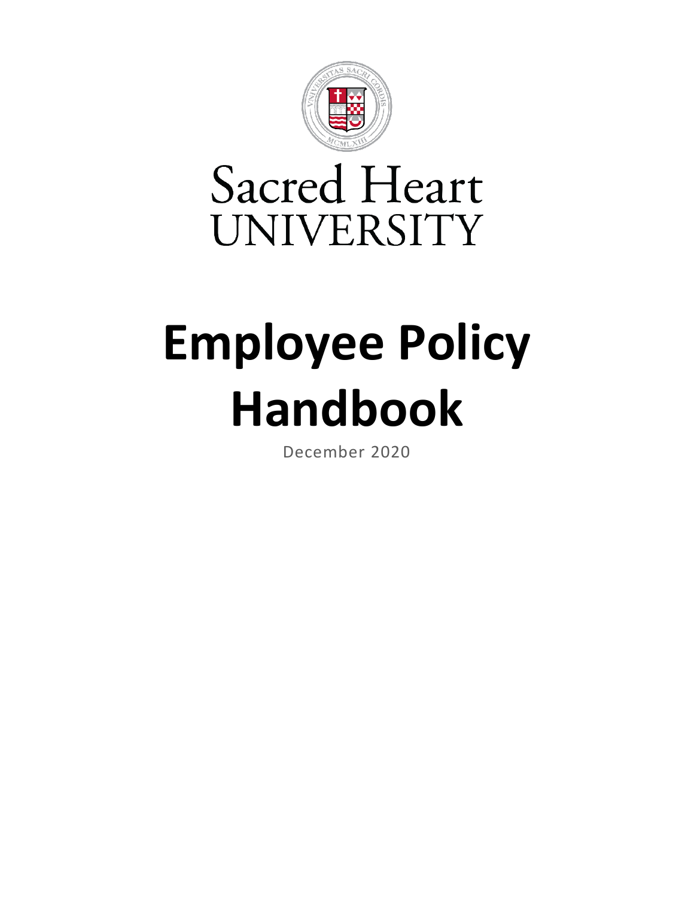Sacred Heart
UNIVERSITY

# Employee Policy Handbook

December 2020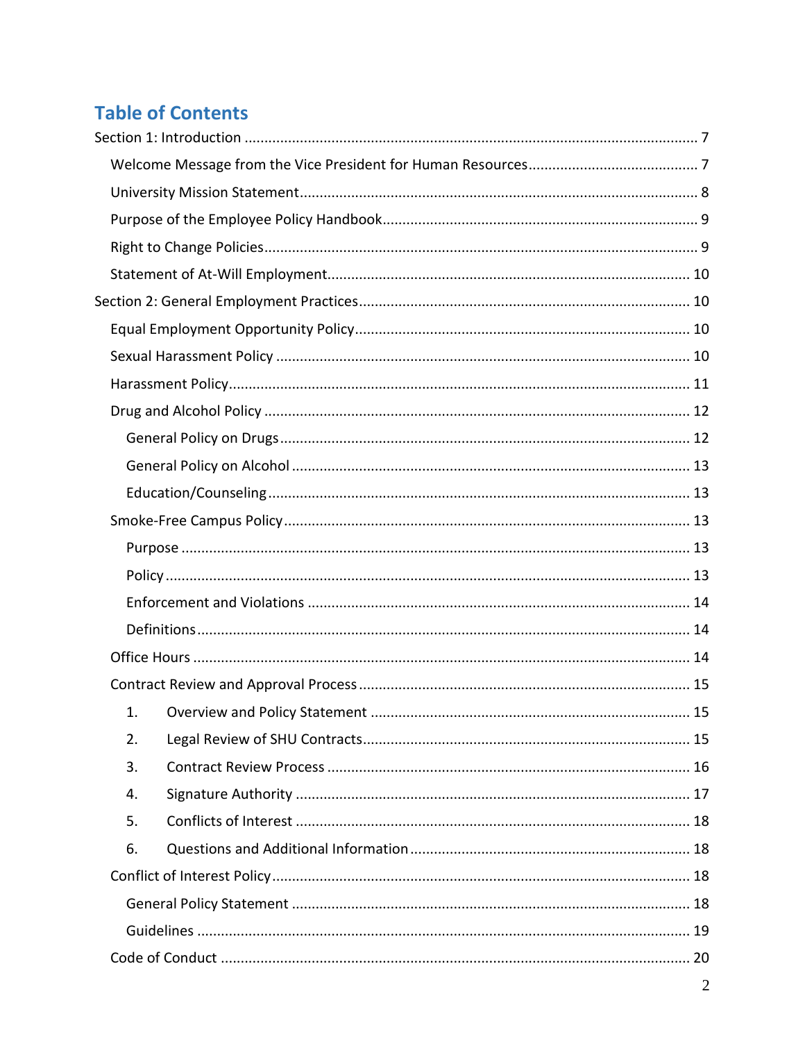# Table of Contents

- Section 1: Introduction ... 7
  - Welcome Message from the Vice President for Human Resources ... 7
  - University Mission Statement ... 8
  - Purpose of the Employee Policy Handbook ... 9
  - Right to Change Policies ... 9
  - Statement of At-Will Employment ... 10
- Section 2: General Employment Practices ... 10
  - Equal Employment Opportunity Policy ... 10
  - Sexual Harassment Policy ... 10
  - Harassment Policy ... 11
  - Drug and Alcohol Policy ... 12
    - General Policy on Drugs ... 12
    - General Policy on Alcohol ... 13
    - Education/Counseling ... 13
  - Smoke-Free Campus Policy ... 13
    - Purpose ... 13
    - Policy ... 13
    - Enforcement and Violations ... 14
    - Definitions ... 14
  - Office Hours ... 14
  - Contract Review and Approval Process ... 15
    1. Overview and Policy Statement ... 15
    2. Legal Review of SHU Contracts ... 15
    3. Contract Review Process ... 16
    4. Signature Authority ... 17
    5. Conflicts of Interest ... 18
    6. Questions and Additional Information ... 18
  - Conflict of Interest Policy ... 18
    - General Policy Statement ... 18
    - Guidelines ... 19
  - Code of Conduct ... 20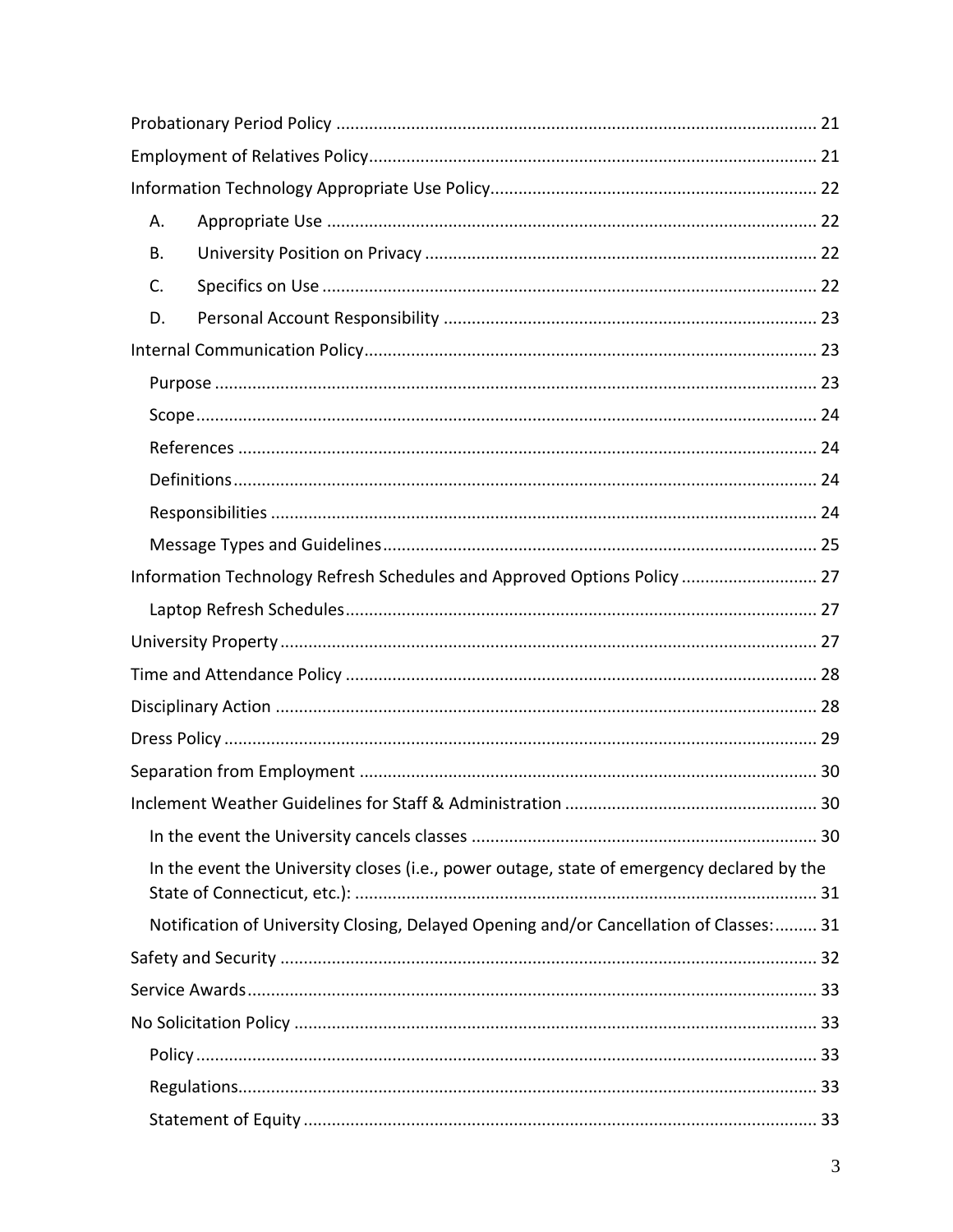Probationary Period Policy ..... 21

Employment of Relatives Policy ..... 21

Information Technology Appropriate Use Policy ..... 22

- A. Appropriate Use ..... 22
- B. University Position on Privacy ..... 22
- C. Specifics on Use ..... 22
- D. Personal Account Responsibility ..... 23

Internal Communication Policy ..... 23

- Purpose ..... 23
- Scope ..... 24
- References ..... 24
- Definitions ..... 24
- Responsibilities ..... 24
- Message Types and Guidelines ..... 25

Information Technology Refresh Schedules and Approved Options Policy ..... 27

- Laptop Refresh Schedules ..... 27

University Property ..... 27

Time and Attendance Policy ..... 28

Disciplinary Action ..... 28

Dress Policy ..... 29

Separation from Employment ..... 30

Inclement Weather Guidelines for Staff & Administration ..... 30

- In the event the University cancels classes ..... 30
- In the event the University closes (i.e., power outage, state of emergency declared by the State of Connecticut, etc.): ..... 31
- Notification of University Closing, Delayed Opening and/or Cancellation of Classes: ..... 31

Safety and Security ..... 32

Service Awards ..... 33

No Solicitation Policy ..... 33

- Policy ..... 33
- Regulations ..... 33
- Statement of Equity ..... 33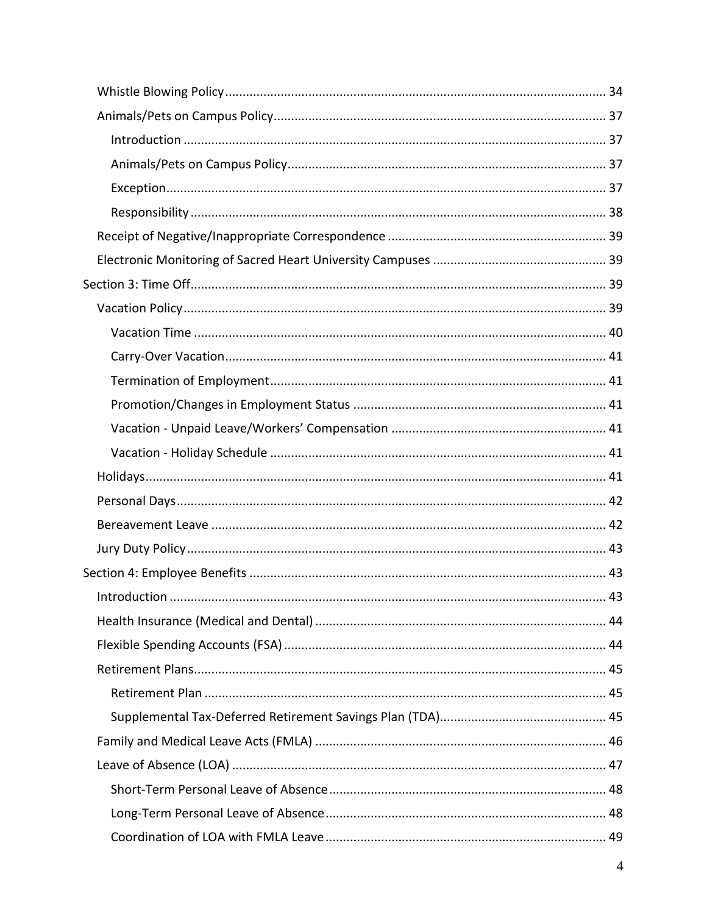- Whistle Blowing Policy ........ 34
- Animals/Pets on Campus Policy ........ 37
  - Introduction ........ 37
  - Animals/Pets on Campus Policy ........ 37
  - Exception ........ 37
  - Responsibility ........ 38
- Receipt of Negative/Inappropriate Correspondence ........ 39
- Electronic Monitoring of Sacred Heart University Campuses ........ 39

Section 3: Time Off ........ 39

- Vacation Policy ........ 39
  - Vacation Time ........ 40
  - Carry-Over Vacation ........ 41
  - Termination of Employment ........ 41
  - Promotion/Changes in Employment Status ........ 41
  - Vacation - Unpaid Leave/Workers' Compensation ........ 41
  - Vacation - Holiday Schedule ........ 41
- Holidays ........ 41
- Personal Days ........ 42
- Bereavement Leave ........ 42
- Jury Duty Policy ........ 43

Section 4: Employee Benefits ........ 43

- Introduction ........ 43
- Health Insurance (Medical and Dental) ........ 44
- Flexible Spending Accounts (FSA) ........ 44
- Retirement Plans ........ 45
  - Retirement Plan ........ 45
  - Supplemental Tax-Deferred Retirement Savings Plan (TDA) ........ 45
- Family and Medical Leave Acts (FMLA) ........ 46
- Leave of Absence (LOA) ........ 47
  - Short-Term Personal Leave of Absence ........ 48
  - Long-Term Personal Leave of Absence ........ 48
  - Coordination of LOA with FMLA Leave ........ 49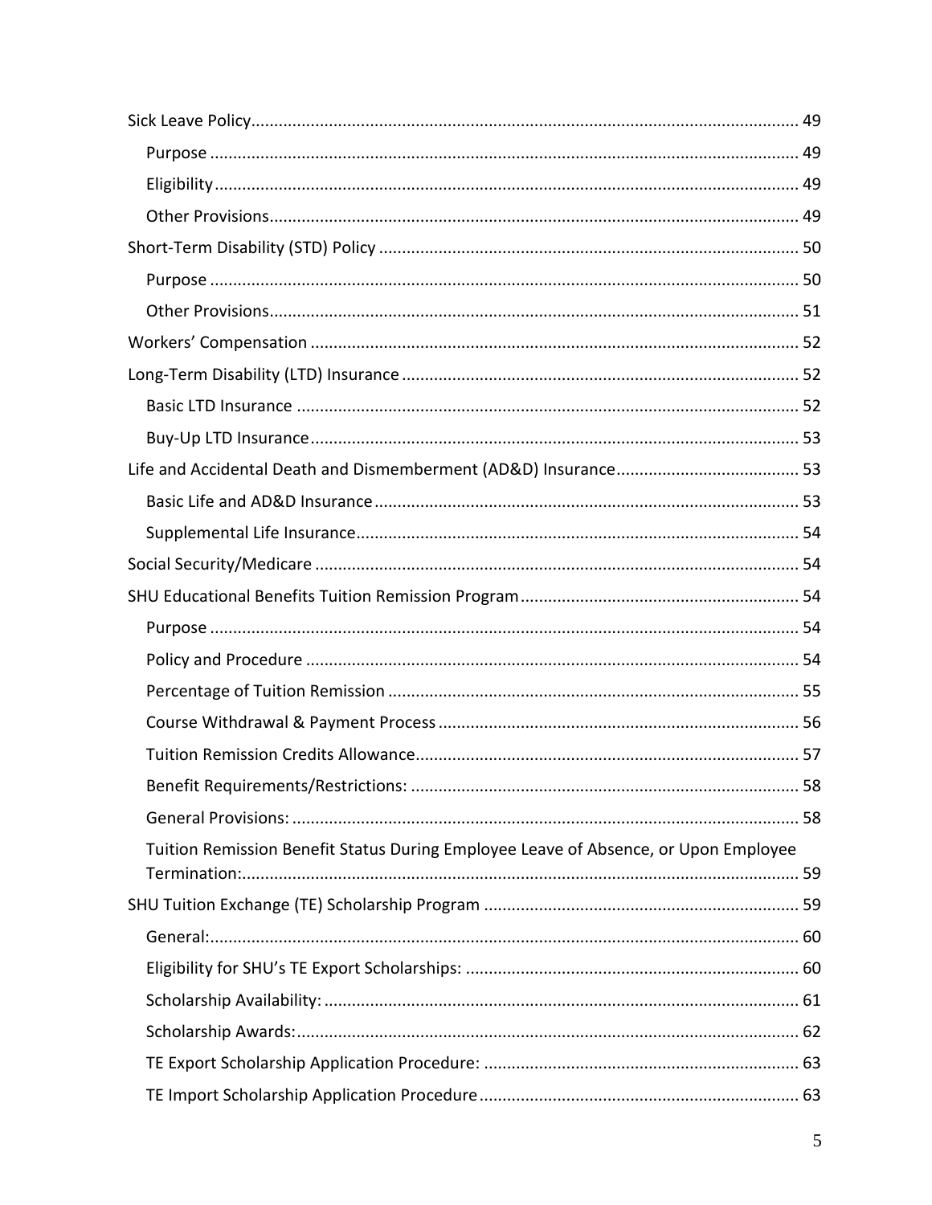- Sick Leave Policy ........ 49
  - Purpose ........ 49
  - Eligibility ........ 49
  - Other Provisions ........ 49
- Short-Term Disability (STD) Policy ........ 50
  - Purpose ........ 50
  - Other Provisions ........ 51
- Workers' Compensation ........ 52
- Long-Term Disability (LTD) Insurance ........ 52
  - Basic LTD Insurance ........ 52
  - Buy-Up LTD Insurance ........ 53
- Life and Accidental Death and Dismemberment (AD&D) Insurance ........ 53
  - Basic Life and AD&D Insurance ........ 53
  - Supplemental Life Insurance ........ 54
- Social Security/Medicare ........ 54
- SHU Educational Benefits Tuition Remission Program ........ 54
  - Purpose ........ 54
  - Policy and Procedure ........ 54
  - Percentage of Tuition Remission ........ 55
  - Course Withdrawal & Payment Process ........ 56
  - Tuition Remission Credits Allowance ........ 57
  - Benefit Requirements/Restrictions: ........ 58
  - General Provisions: ........ 58
  - Tuition Remission Benefit Status During Employee Leave of Absence, or Upon Employee Termination: ........ 59
- SHU Tuition Exchange (TE) Scholarship Program ........ 59
  - General: ........ 60
  - Eligibility for SHU's TE Export Scholarships: ........ 60
  - Scholarship Availability: ........ 61
  - Scholarship Awards: ........ 62
  - TE Export Scholarship Application Procedure: ........ 63
  - TE Import Scholarship Application Procedure ........ 63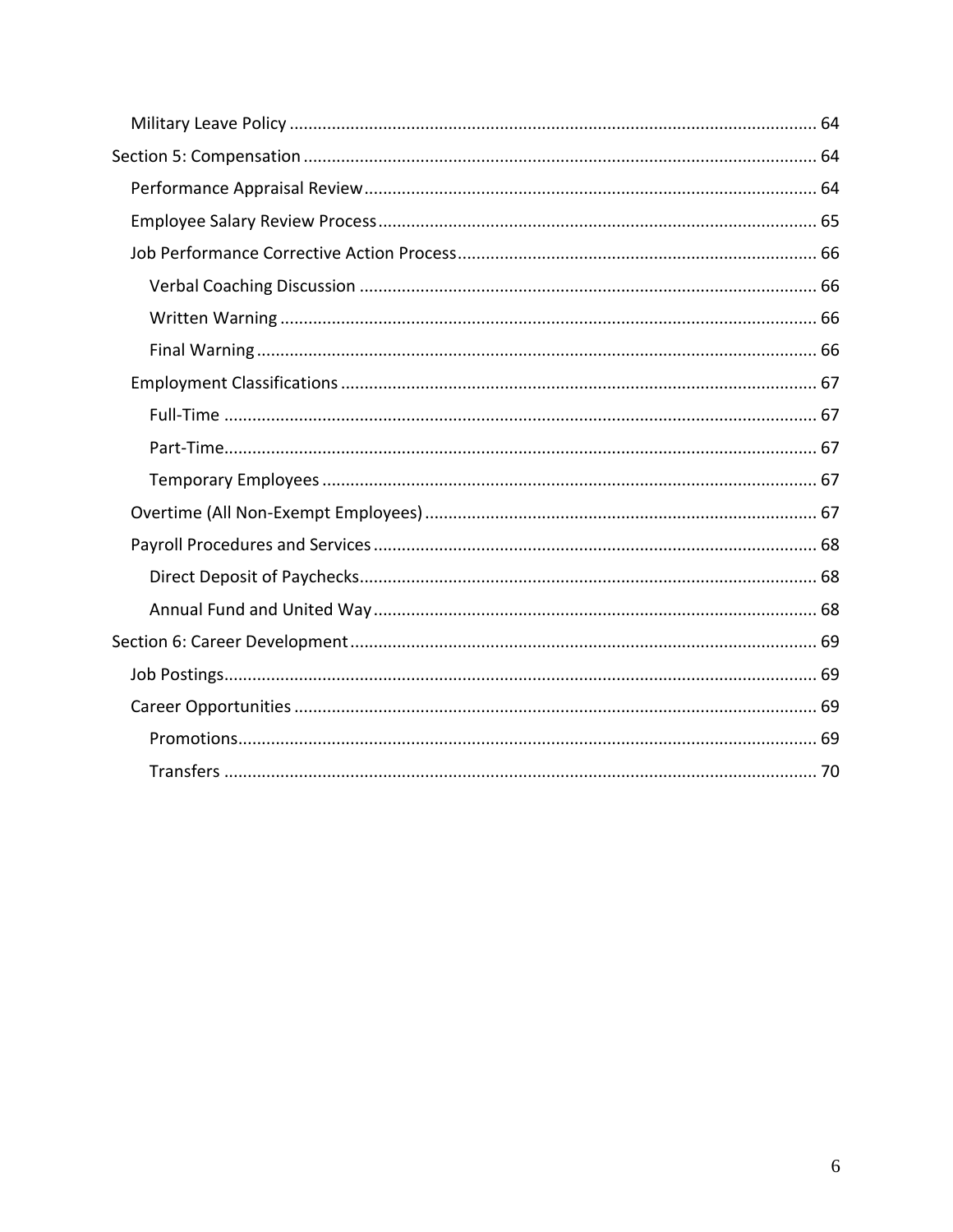- Military Leave Policy ........ 64
- Section 5: Compensation ........ 64
  - Performance Appraisal Review ........ 64
  - Employee Salary Review Process ........ 65
  - Job Performance Corrective Action Process ........ 66
    - Verbal Coaching Discussion ........ 66
    - Written Warning ........ 66
    - Final Warning ........ 66
  - Employment Classifications ........ 67
    - Full-Time ........ 67
    - Part-Time ........ 67
    - Temporary Employees ........ 67
  - Overtime (All Non-Exempt Employees) ........ 67
  - Payroll Procedures and Services ........ 68
    - Direct Deposit of Paychecks ........ 68
    - Annual Fund and United Way ........ 68
- Section 6: Career Development ........ 69
  - Job Postings ........ 69
  - Career Opportunities ........ 69
    - Promotions ........ 69
    - Transfers ........ 70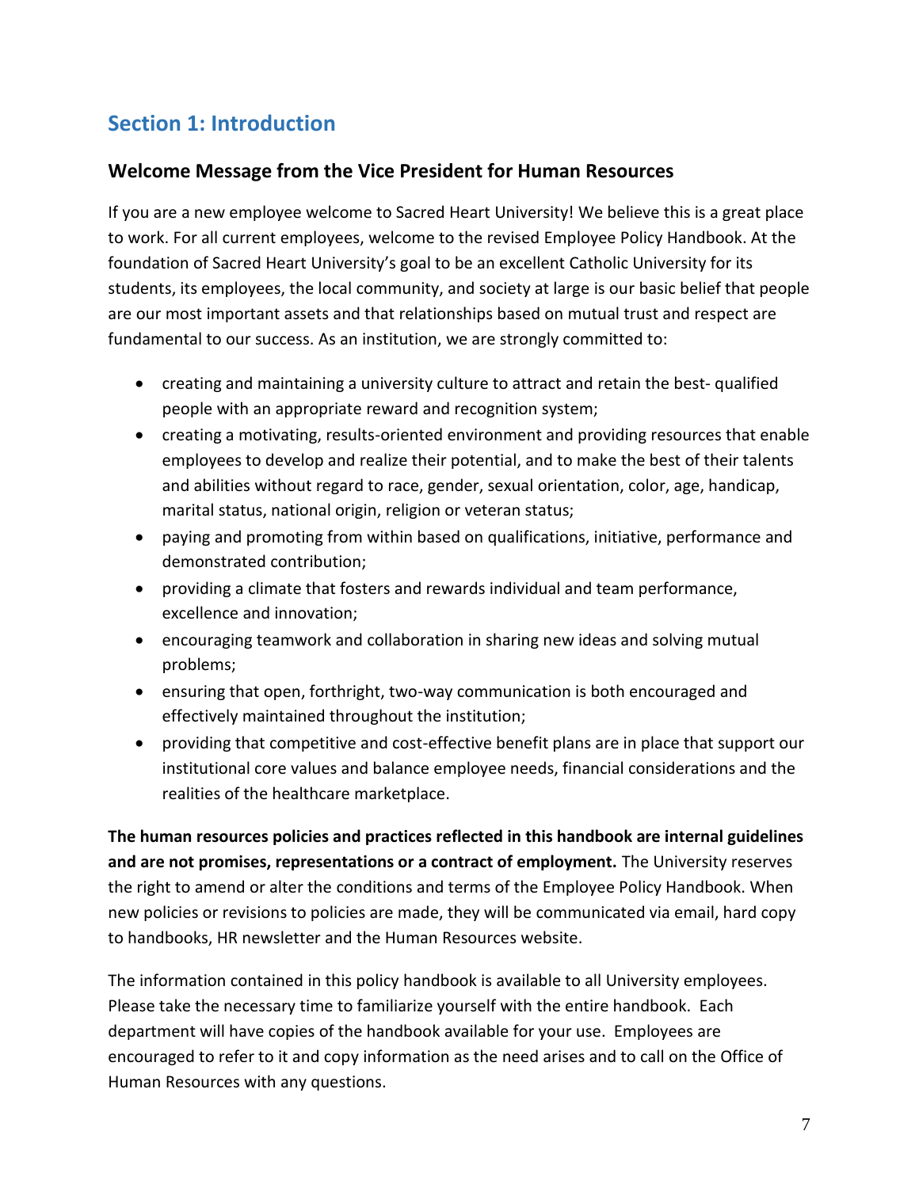## Section 1: Introduction

### Welcome Message from the Vice President for Human Resources

If you are a new employee welcome to Sacred Heart University! We believe this is a great place to work. For all current employees, welcome to the revised Employee Policy Handbook. At the foundation of Sacred Heart University's goal to be an excellent Catholic University for its students, its employees, the local community, and society at large is our basic belief that people are our most important assets and that relationships based on mutual trust and respect are fundamental to our success. As an institution, we are strongly committed to:

- creating and maintaining a university culture to attract and retain the best- qualified people with an appropriate reward and recognition system;
- creating a motivating, results-oriented environment and providing resources that enable employees to develop and realize their potential, and to make the best of their talents and abilities without regard to race, gender, sexual orientation, color, age, handicap, marital status, national origin, religion or veteran status;
- paying and promoting from within based on qualifications, initiative, performance and demonstrated contribution;
- providing a climate that fosters and rewards individual and team performance, excellence and innovation;
- encouraging teamwork and collaboration in sharing new ideas and solving mutual problems;
- ensuring that open, forthright, two-way communication is both encouraged and effectively maintained throughout the institution;
- providing that competitive and cost-effective benefit plans are in place that support our institutional core values and balance employee needs, financial considerations and the realities of the healthcare marketplace.

**The human resources policies and practices reflected in this handbook are internal guidelines and are not promises, representations or a contract of employment.** The University reserves the right to amend or alter the conditions and terms of the Employee Policy Handbook. When new policies or revisions to policies are made, they will be communicated via email, hard copy to handbooks, HR newsletter and the Human Resources website.

The information contained in this policy handbook is available to all University employees. Please take the necessary time to familiarize yourself with the entire handbook. Each department will have copies of the handbook available for your use. Employees are encouraged to refer to it and copy information as the need arises and to call on the Office of Human Resources with any questions.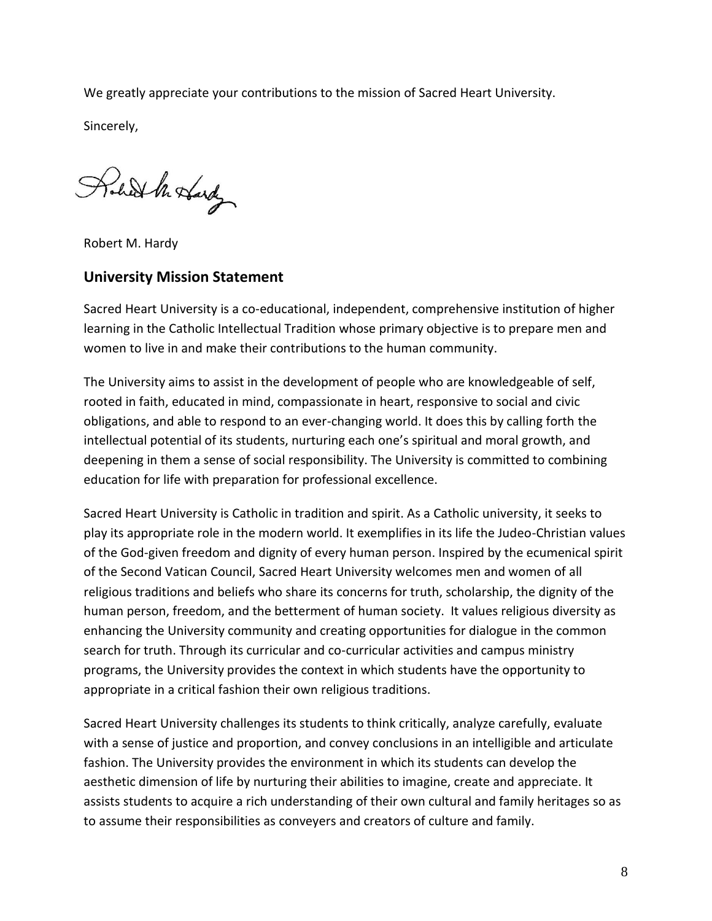We greatly appreciate your contributions to the mission of Sacred Heart University.

Sincerely,

Robert M. Hardy

## University Mission Statement

Sacred Heart University is a co-educational, independent, comprehensive institution of higher learning in the Catholic Intellectual Tradition whose primary objective is to prepare men and women to live in and make their contributions to the human community.

The University aims to assist in the development of people who are knowledgeable of self, rooted in faith, educated in mind, compassionate in heart, responsive to social and civic obligations, and able to respond to an ever-changing world. It does this by calling forth the intellectual potential of its students, nurturing each one's spiritual and moral growth, and deepening in them a sense of social responsibility. The University is committed to combining education for life with preparation for professional excellence.

Sacred Heart University is Catholic in tradition and spirit. As a Catholic university, it seeks to play its appropriate role in the modern world. It exemplifies in its life the Judeo-Christian values of the God-given freedom and dignity of every human person. Inspired by the ecumenical spirit of the Second Vatican Council, Sacred Heart University welcomes men and women of all religious traditions and beliefs who share its concerns for truth, scholarship, the dignity of the human person, freedom, and the betterment of human society. It values religious diversity as enhancing the University community and creating opportunities for dialogue in the common search for truth. Through its curricular and co-curricular activities and campus ministry programs, the University provides the context in which students have the opportunity to appropriate in a critical fashion their own religious traditions.

Sacred Heart University challenges its students to think critically, analyze carefully, evaluate with a sense of justice and proportion, and convey conclusions in an intelligible and articulate fashion. The University provides the environment in which its students can develop the aesthetic dimension of life by nurturing their abilities to imagine, create and appreciate. It assists students to acquire a rich understanding of their own cultural and family heritages so as to assume their responsibilities as conveyers and creators of culture and family.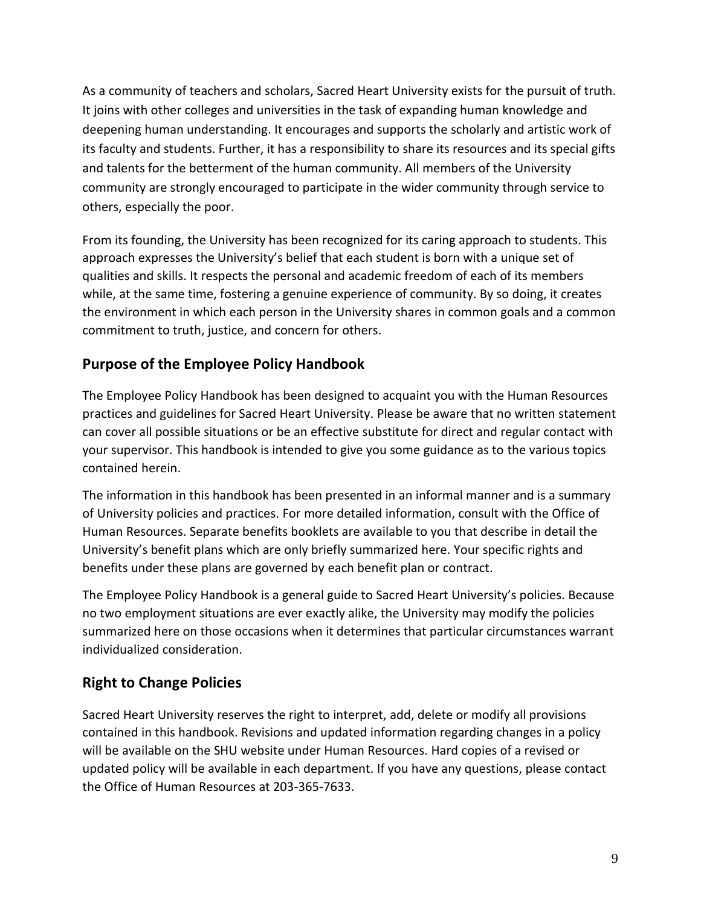As a community of teachers and scholars, Sacred Heart University exists for the pursuit of truth. It joins with other colleges and universities in the task of expanding human knowledge and deepening human understanding. It encourages and supports the scholarly and artistic work of its faculty and students. Further, it has a responsibility to share its resources and its special gifts and talents for the betterment of the human community. All members of the University community are strongly encouraged to participate in the wider community through service to others, especially the poor.

From its founding, the University has been recognized for its caring approach to students. This approach expresses the University's belief that each student is born with a unique set of qualities and skills. It respects the personal and academic freedom of each of its members while, at the same time, fostering a genuine experience of community. By so doing, it creates the environment in which each person in the University shares in common goals and a common commitment to truth, justice, and concern for others.

## Purpose of the Employee Policy Handbook

The Employee Policy Handbook has been designed to acquaint you with the Human Resources practices and guidelines for Sacred Heart University. Please be aware that no written statement can cover all possible situations or be an effective substitute for direct and regular contact with your supervisor. This handbook is intended to give you some guidance as to the various topics contained herein.

The information in this handbook has been presented in an informal manner and is a summary of University policies and practices. For more detailed information, consult with the Office of Human Resources. Separate benefits booklets are available to you that describe in detail the University's benefit plans which are only briefly summarized here. Your specific rights and benefits under these plans are governed by each benefit plan or contract.

The Employee Policy Handbook is a general guide to Sacred Heart University's policies. Because no two employment situations are ever exactly alike, the University may modify the policies summarized here on those occasions when it determines that particular circumstances warrant individualized consideration.

## Right to Change Policies

Sacred Heart University reserves the right to interpret, add, delete or modify all provisions contained in this handbook. Revisions and updated information regarding changes in a policy will be available on the SHU website under Human Resources. Hard copies of a revised or updated policy will be available in each department. If you have any questions, please contact the Office of Human Resources at 203-365-7633.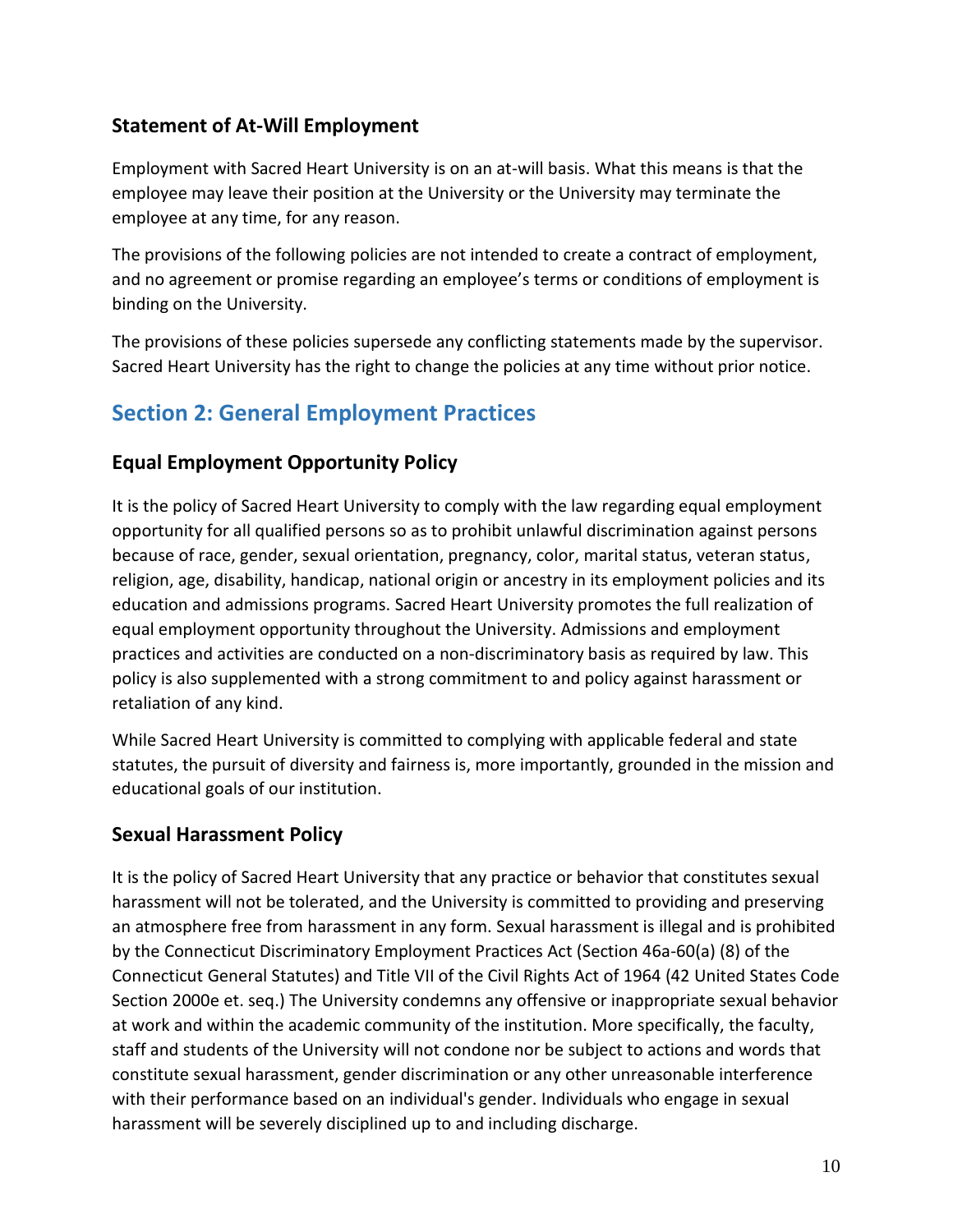### Statement of At-Will Employment

Employment with Sacred Heart University is on an at-will basis. What this means is that the employee may leave their position at the University or the University may terminate the employee at any time, for any reason.

The provisions of the following policies are not intended to create a contract of employment, and no agreement or promise regarding an employee's terms or conditions of employment is binding on the University.

The provisions of these policies supersede any conflicting statements made by the supervisor. Sacred Heart University has the right to change the policies at any time without prior notice.

## Section 2: General Employment Practices

### Equal Employment Opportunity Policy

It is the policy of Sacred Heart University to comply with the law regarding equal employment opportunity for all qualified persons so as to prohibit unlawful discrimination against persons because of race, gender, sexual orientation, pregnancy, color, marital status, veteran status, religion, age, disability, handicap, national origin or ancestry in its employment policies and its education and admissions programs. Sacred Heart University promotes the full realization of equal employment opportunity throughout the University. Admissions and employment practices and activities are conducted on a non-discriminatory basis as required by law. This policy is also supplemented with a strong commitment to and policy against harassment or retaliation of any kind.

While Sacred Heart University is committed to complying with applicable federal and state statutes, the pursuit of diversity and fairness is, more importantly, grounded in the mission and educational goals of our institution.

### Sexual Harassment Policy

It is the policy of Sacred Heart University that any practice or behavior that constitutes sexual harassment will not be tolerated, and the University is committed to providing and preserving an atmosphere free from harassment in any form. Sexual harassment is illegal and is prohibited by the Connecticut Discriminatory Employment Practices Act (Section 46a-60(a) (8) of the Connecticut General Statutes) and Title VII of the Civil Rights Act of 1964 (42 United States Code Section 2000e et. seq.) The University condemns any offensive or inappropriate sexual behavior at work and within the academic community of the institution. More specifically, the faculty, staff and students of the University will not condone nor be subject to actions and words that constitute sexual harassment, gender discrimination or any other unreasonable interference with their performance based on an individual's gender. Individuals who engage in sexual harassment will be severely disciplined up to and including discharge.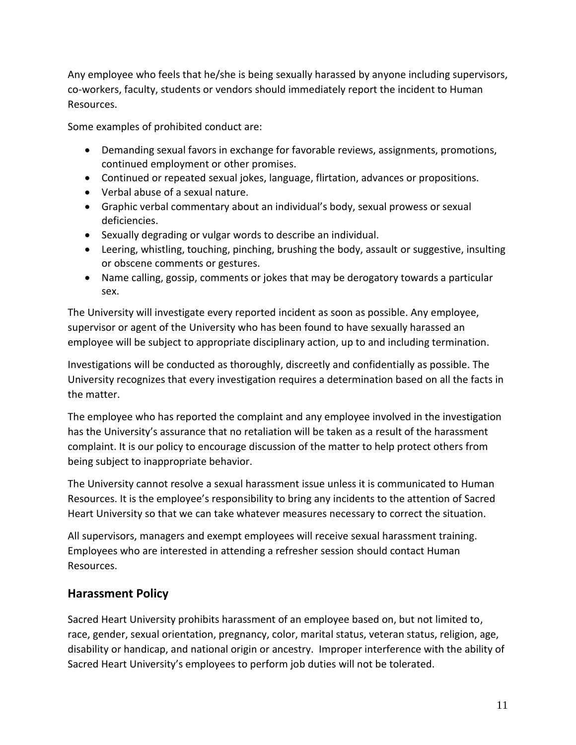Any employee who feels that he/she is being sexually harassed by anyone including supervisors, co-workers, faculty, students or vendors should immediately report the incident to Human Resources.

Some examples of prohibited conduct are:

- Demanding sexual favors in exchange for favorable reviews, assignments, promotions, continued employment or other promises.
- Continued or repeated sexual jokes, language, flirtation, advances or propositions.
- Verbal abuse of a sexual nature.
- Graphic verbal commentary about an individual's body, sexual prowess or sexual deficiencies.
- Sexually degrading or vulgar words to describe an individual.
- Leering, whistling, touching, pinching, brushing the body, assault or suggestive, insulting or obscene comments or gestures.
- Name calling, gossip, comments or jokes that may be derogatory towards a particular sex.

The University will investigate every reported incident as soon as possible. Any employee, supervisor or agent of the University who has been found to have sexually harassed an employee will be subject to appropriate disciplinary action, up to and including termination.

Investigations will be conducted as thoroughly, discreetly and confidentially as possible. The University recognizes that every investigation requires a determination based on all the facts in the matter.

The employee who has reported the complaint and any employee involved in the investigation has the University's assurance that no retaliation will be taken as a result of the harassment complaint. It is our policy to encourage discussion of the matter to help protect others from being subject to inappropriate behavior.

The University cannot resolve a sexual harassment issue unless it is communicated to Human Resources. It is the employee's responsibility to bring any incidents to the attention of Sacred Heart University so that we can take whatever measures necessary to correct the situation.

All supervisors, managers and exempt employees will receive sexual harassment training. Employees who are interested in attending a refresher session should contact Human Resources.

## Harassment Policy

Sacred Heart University prohibits harassment of an employee based on, but not limited to, race, gender, sexual orientation, pregnancy, color, marital status, veteran status, religion, age, disability or handicap, and national origin or ancestry. Improper interference with the ability of Sacred Heart University's employees to perform job duties will not be tolerated.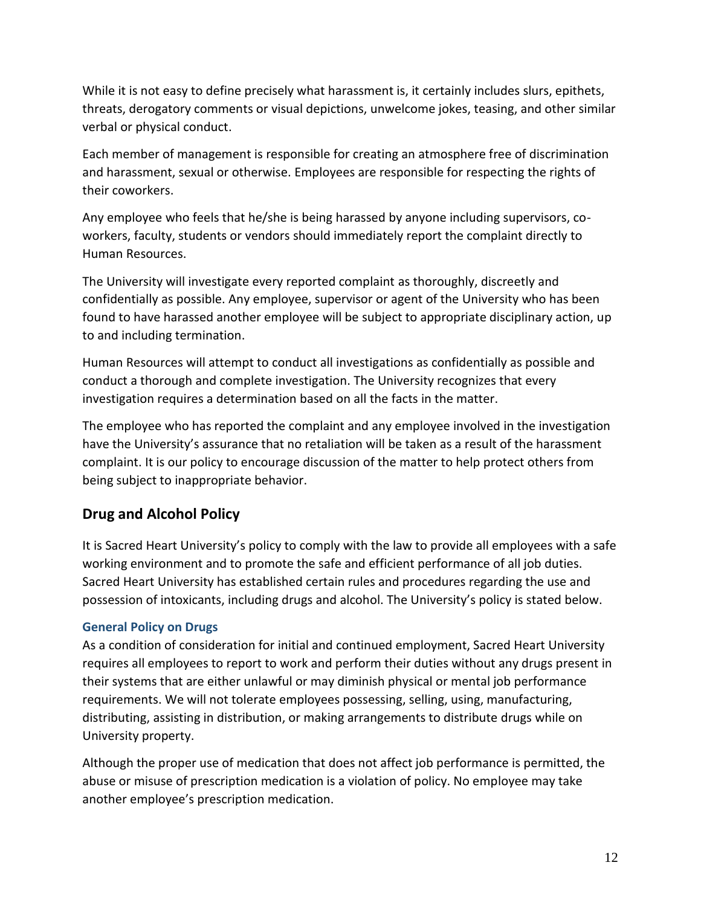While it is not easy to define precisely what harassment is, it certainly includes slurs, epithets, threats, derogatory comments or visual depictions, unwelcome jokes, teasing, and other similar verbal or physical conduct.

Each member of management is responsible for creating an atmosphere free of discrimination and harassment, sexual or otherwise. Employees are responsible for respecting the rights of their coworkers.

Any employee who feels that he/she is being harassed by anyone including supervisors, co-workers, faculty, students or vendors should immediately report the complaint directly to Human Resources.

The University will investigate every reported complaint as thoroughly, discreetly and confidentially as possible. Any employee, supervisor or agent of the University who has been found to have harassed another employee will be subject to appropriate disciplinary action, up to and including termination.

Human Resources will attempt to conduct all investigations as confidentially as possible and conduct a thorough and complete investigation. The University recognizes that every investigation requires a determination based on all the facts in the matter.

The employee who has reported the complaint and any employee involved in the investigation have the University's assurance that no retaliation will be taken as a result of the harassment complaint. It is our policy to encourage discussion of the matter to help protect others from being subject to inappropriate behavior.

## Drug and Alcohol Policy

It is Sacred Heart University's policy to comply with the law to provide all employees with a safe working environment and to promote the safe and efficient performance of all job duties. Sacred Heart University has established certain rules and procedures regarding the use and possession of intoxicants, including drugs and alcohol. The University's policy is stated below.

### General Policy on Drugs

As a condition of consideration for initial and continued employment, Sacred Heart University requires all employees to report to work and perform their duties without any drugs present in their systems that are either unlawful or may diminish physical or mental job performance requirements. We will not tolerate employees possessing, selling, using, manufacturing, distributing, assisting in distribution, or making arrangements to distribute drugs while on University property.

Although the proper use of medication that does not affect job performance is permitted, the abuse or misuse of prescription medication is a violation of policy. No employee may take another employee's prescription medication.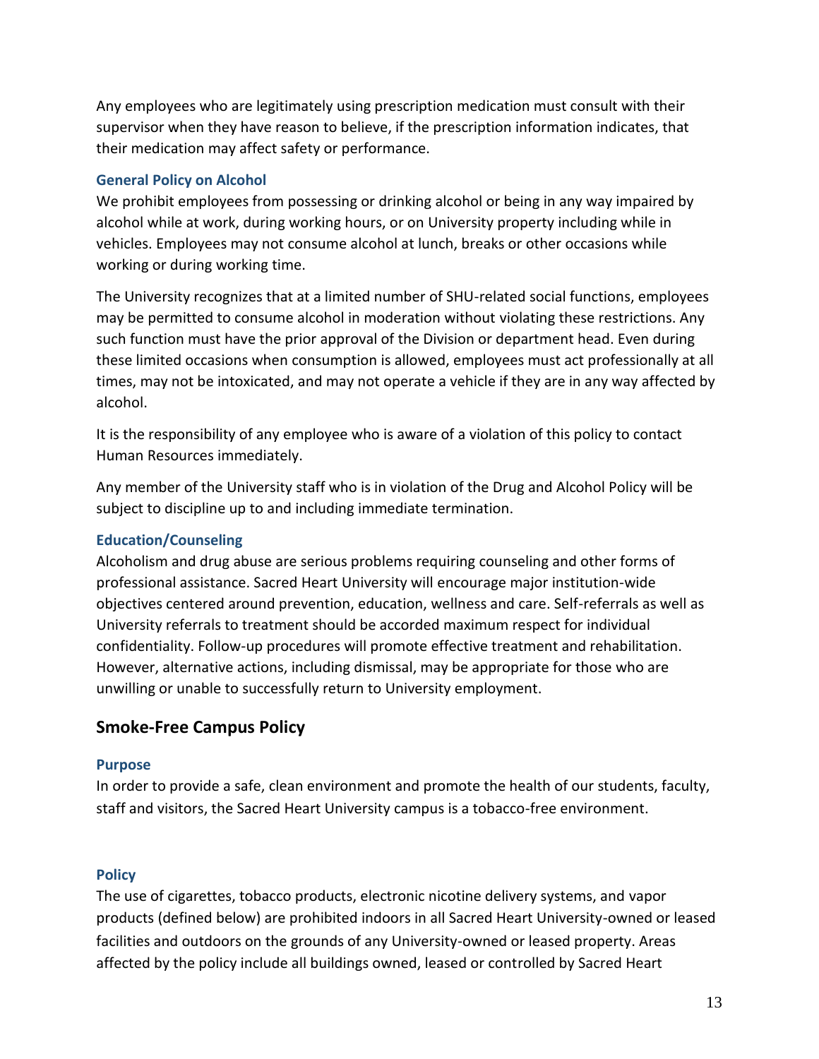Any employees who are legitimately using prescription medication must consult with their supervisor when they have reason to believe, if the prescription information indicates, that their medication may affect safety or performance.

### General Policy on Alcohol

We prohibit employees from possessing or drinking alcohol or being in any way impaired by alcohol while at work, during working hours, or on University property including while in vehicles. Employees may not consume alcohol at lunch, breaks or other occasions while working or during working time.

The University recognizes that at a limited number of SHU-related social functions, employees may be permitted to consume alcohol in moderation without violating these restrictions. Any such function must have the prior approval of the Division or department head. Even during these limited occasions when consumption is allowed, employees must act professionally at all times, may not be intoxicated, and may not operate a vehicle if they are in any way affected by alcohol.

It is the responsibility of any employee who is aware of a violation of this policy to contact Human Resources immediately.

Any member of the University staff who is in violation of the Drug and Alcohol Policy will be subject to discipline up to and including immediate termination.

### Education/Counseling

Alcoholism and drug abuse are serious problems requiring counseling and other forms of professional assistance. Sacred Heart University will encourage major institution-wide objectives centered around prevention, education, wellness and care. Self-referrals as well as University referrals to treatment should be accorded maximum respect for individual confidentiality. Follow-up procedures will promote effective treatment and rehabilitation. However, alternative actions, including dismissal, may be appropriate for those who are unwilling or unable to successfully return to University employment.

## Smoke-Free Campus Policy

### Purpose

In order to provide a safe, clean environment and promote the health of our students, faculty, staff and visitors, the Sacred Heart University campus is a tobacco-free environment.

### Policy

The use of cigarettes, tobacco products, electronic nicotine delivery systems, and vapor products (defined below) are prohibited indoors in all Sacred Heart University-owned or leased facilities and outdoors on the grounds of any University-owned or leased property. Areas affected by the policy include all buildings owned, leased or controlled by Sacred Heart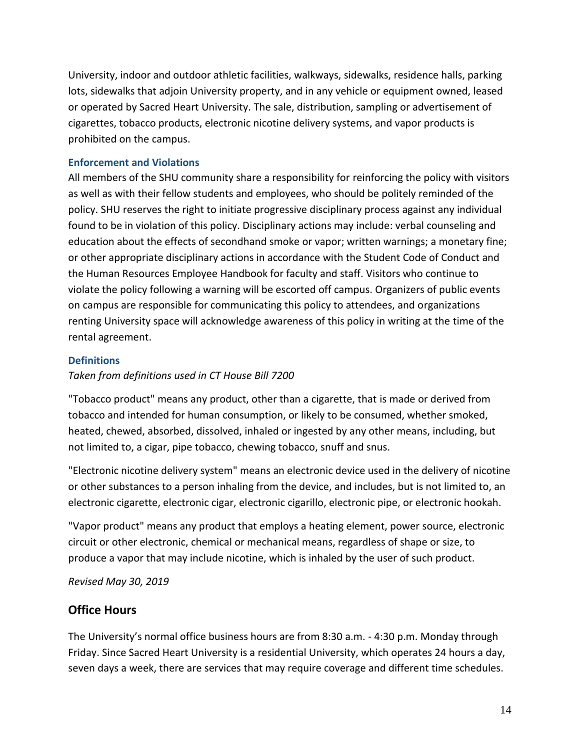University, indoor and outdoor athletic facilities, walkways, sidewalks, residence halls, parking lots, sidewalks that adjoin University property, and in any vehicle or equipment owned, leased or operated by Sacred Heart University. The sale, distribution, sampling or advertisement of cigarettes, tobacco products, electronic nicotine delivery systems, and vapor products is prohibited on the campus.

### Enforcement and Violations

All members of the SHU community share a responsibility for reinforcing the policy with visitors as well as with their fellow students and employees, who should be politely reminded of the policy. SHU reserves the right to initiate progressive disciplinary process against any individual found to be in violation of this policy. Disciplinary actions may include: verbal counseling and education about the effects of secondhand smoke or vapor; written warnings; a monetary fine; or other appropriate disciplinary actions in accordance with the Student Code of Conduct and the Human Resources Employee Handbook for faculty and staff. Visitors who continue to violate the policy following a warning will be escorted off campus. Organizers of public events on campus are responsible for communicating this policy to attendees, and organizations renting University space will acknowledge awareness of this policy in writing at the time of the rental agreement.

### Definitions

*Taken from definitions used in CT House Bill 7200*

"Tobacco product" means any product, other than a cigarette, that is made or derived from tobacco and intended for human consumption, or likely to be consumed, whether smoked, heated, chewed, absorbed, dissolved, inhaled or ingested by any other means, including, but not limited to, a cigar, pipe tobacco, chewing tobacco, snuff and snus.

"Electronic nicotine delivery system" means an electronic device used in the delivery of nicotine or other substances to a person inhaling from the device, and includes, but is not limited to, an electronic cigarette, electronic cigar, electronic cigarillo, electronic pipe, or electronic hookah.

"Vapor product" means any product that employs a heating element, power source, electronic circuit or other electronic, chemical or mechanical means, regardless of shape or size, to produce a vapor that may include nicotine, which is inhaled by the user of such product.

*Revised May 30, 2019*

## Office Hours

The University's normal office business hours are from 8:30 a.m. - 4:30 p.m. Monday through Friday. Since Sacred Heart University is a residential University, which operates 24 hours a day, seven days a week, there are services that may require coverage and different time schedules.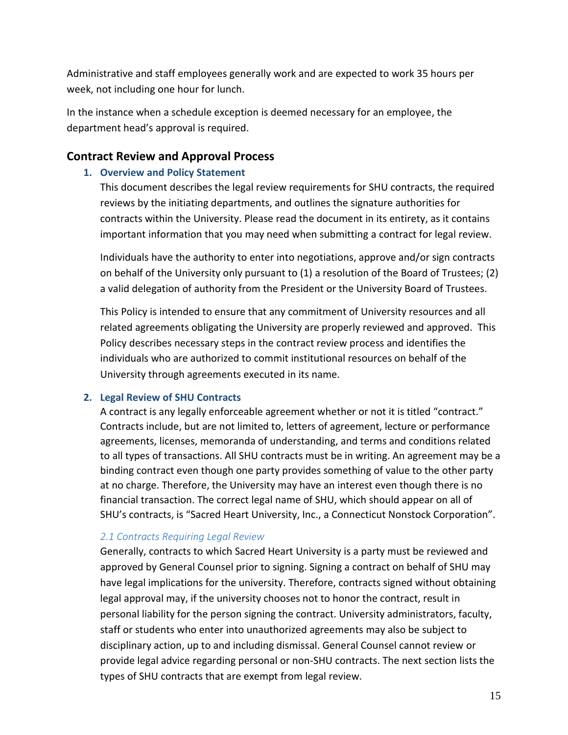Administrative and staff employees generally work and are expected to work 35 hours per week, not including one hour for lunch.

In the instance when a schedule exception is deemed necessary for an employee, the department head's approval is required.

## Contract Review and Approval Process

### 1. Overview and Policy Statement

This document describes the legal review requirements for SHU contracts, the required reviews by the initiating departments, and outlines the signature authorities for contracts within the University. Please read the document in its entirety, as it contains important information that you may need when submitting a contract for legal review.

Individuals have the authority to enter into negotiations, approve and/or sign contracts on behalf of the University only pursuant to (1) a resolution of the Board of Trustees; (2) a valid delegation of authority from the President or the University Board of Trustees.

This Policy is intended to ensure that any commitment of University resources and all related agreements obligating the University are properly reviewed and approved. This Policy describes necessary steps in the contract review process and identifies the individuals who are authorized to commit institutional resources on behalf of the University through agreements executed in its name.

### 2. Legal Review of SHU Contracts

A contract is any legally enforceable agreement whether or not it is titled "contract." Contracts include, but are not limited to, letters of agreement, lecture or performance agreements, licenses, memoranda of understanding, and terms and conditions related to all types of transactions. All SHU contracts must be in writing. An agreement may be a binding contract even though one party provides something of value to the other party at no charge. Therefore, the University may have an interest even though there is no financial transaction. The correct legal name of SHU, which should appear on all of SHU's contracts, is "Sacred Heart University, Inc., a Connecticut Nonstock Corporation".

#### *2.1 Contracts Requiring Legal Review*

Generally, contracts to which Sacred Heart University is a party must be reviewed and approved by General Counsel prior to signing. Signing a contract on behalf of SHU may have legal implications for the university. Therefore, contracts signed without obtaining legal approval may, if the university chooses not to honor the contract, result in personal liability for the person signing the contract. University administrators, faculty, staff or students who enter into unauthorized agreements may also be subject to disciplinary action, up to and including dismissal. General Counsel cannot review or provide legal advice regarding personal or non-SHU contracts. The next section lists the types of SHU contracts that are exempt from legal review.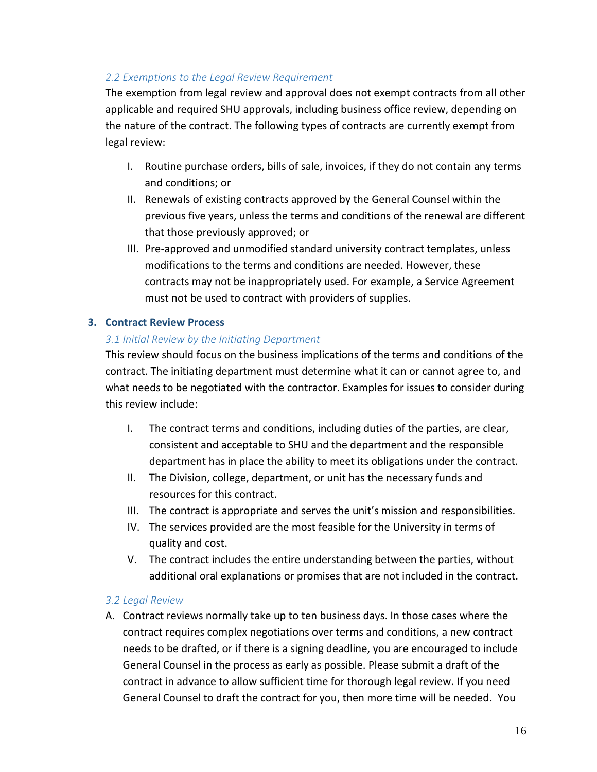### 2.2 Exemptions to the Legal Review Requirement

The exemption from legal review and approval does not exempt contracts from all other applicable and required SHU approvals, including business office review, depending on the nature of the contract. The following types of contracts are currently exempt from legal review:

I. Routine purchase orders, bills of sale, invoices, if they do not contain any terms and conditions; or

II. Renewals of existing contracts approved by the General Counsel within the previous five years, unless the terms and conditions of the renewal are different that those previously approved; or

III. Pre-approved and unmodified standard university contract templates, unless modifications to the terms and conditions are needed. However, these contracts may not be inappropriately used. For example, a Service Agreement must not be used to contract with providers of supplies.

## 3. Contract Review Process

### 3.1 Initial Review by the Initiating Department

This review should focus on the business implications of the terms and conditions of the contract. The initiating department must determine what it can or cannot agree to, and what needs to be negotiated with the contractor. Examples for issues to consider during this review include:

I. The contract terms and conditions, including duties of the parties, are clear, consistent and acceptable to SHU and the department and the responsible department has in place the ability to meet its obligations under the contract.

II. The Division, college, department, or unit has the necessary funds and resources for this contract.

III. The contract is appropriate and serves the unit's mission and responsibilities.

IV. The services provided are the most feasible for the University in terms of quality and cost.

V. The contract includes the entire understanding between the parties, without additional oral explanations or promises that are not included in the contract.

### 3.2 Legal Review

A. Contract reviews normally take up to ten business days. In those cases where the contract requires complex negotiations over terms and conditions, a new contract needs to be drafted, or if there is a signing deadline, you are encouraged to include General Counsel in the process as early as possible. Please submit a draft of the contract in advance to allow sufficient time for thorough legal review. If you need General Counsel to draft the contract for you, then more time will be needed. You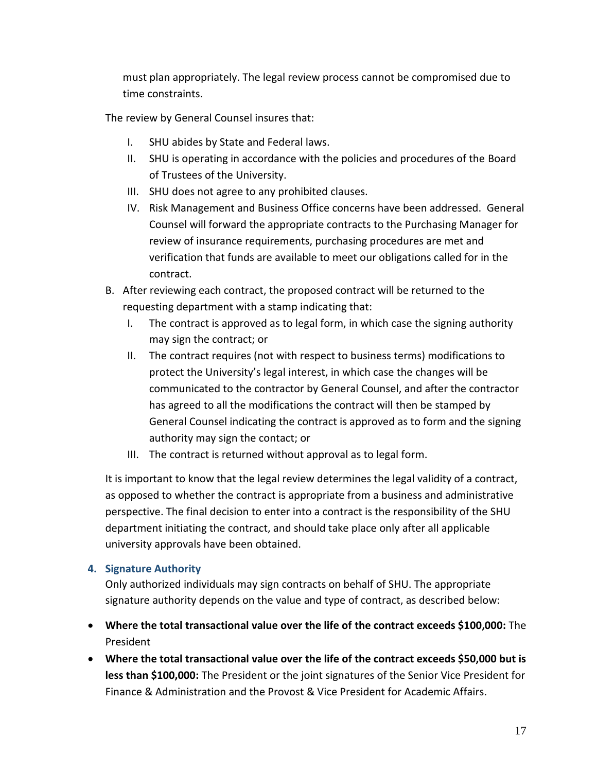must plan appropriately. The legal review process cannot be compromised due to time constraints.

The review by General Counsel insures that:

I. SHU abides by State and Federal laws.
II. SHU is operating in accordance with the policies and procedures of the Board of Trustees of the University.
III. SHU does not agree to any prohibited clauses.
IV. Risk Management and Business Office concerns have been addressed. General Counsel will forward the appropriate contracts to the Purchasing Manager for review of insurance requirements, purchasing procedures are met and verification that funds are available to meet our obligations called for in the contract.

B. After reviewing each contract, the proposed contract will be returned to the requesting department with a stamp indicating that:
   I. The contract is approved as to legal form, in which case the signing authority may sign the contract; or
   II. The contract requires (not with respect to business terms) modifications to protect the University's legal interest, in which case the changes will be communicated to the contractor by General Counsel, and after the contractor has agreed to all the modifications the contract will then be stamped by General Counsel indicating the contract is approved as to form and the signing authority may sign the contact; or
   III. The contract is returned without approval as to legal form.

It is important to know that the legal review determines the legal validity of a contract, as opposed to whether the contract is appropriate from a business and administrative perspective. The final decision to enter into a contract is the responsibility of the SHU department initiating the contract, and should take place only after all applicable university approvals have been obtained.

### 4. Signature Authority

Only authorized individuals may sign contracts on behalf of SHU. The appropriate signature authority depends on the value and type of contract, as described below:

- **Where the total transactional value over the life of the contract exceeds $100,000:** The President
- **Where the total transactional value over the life of the contract exceeds $50,000 but is less than $100,000:** The President or the joint signatures of the Senior Vice President for Finance & Administration and the Provost & Vice President for Academic Affairs.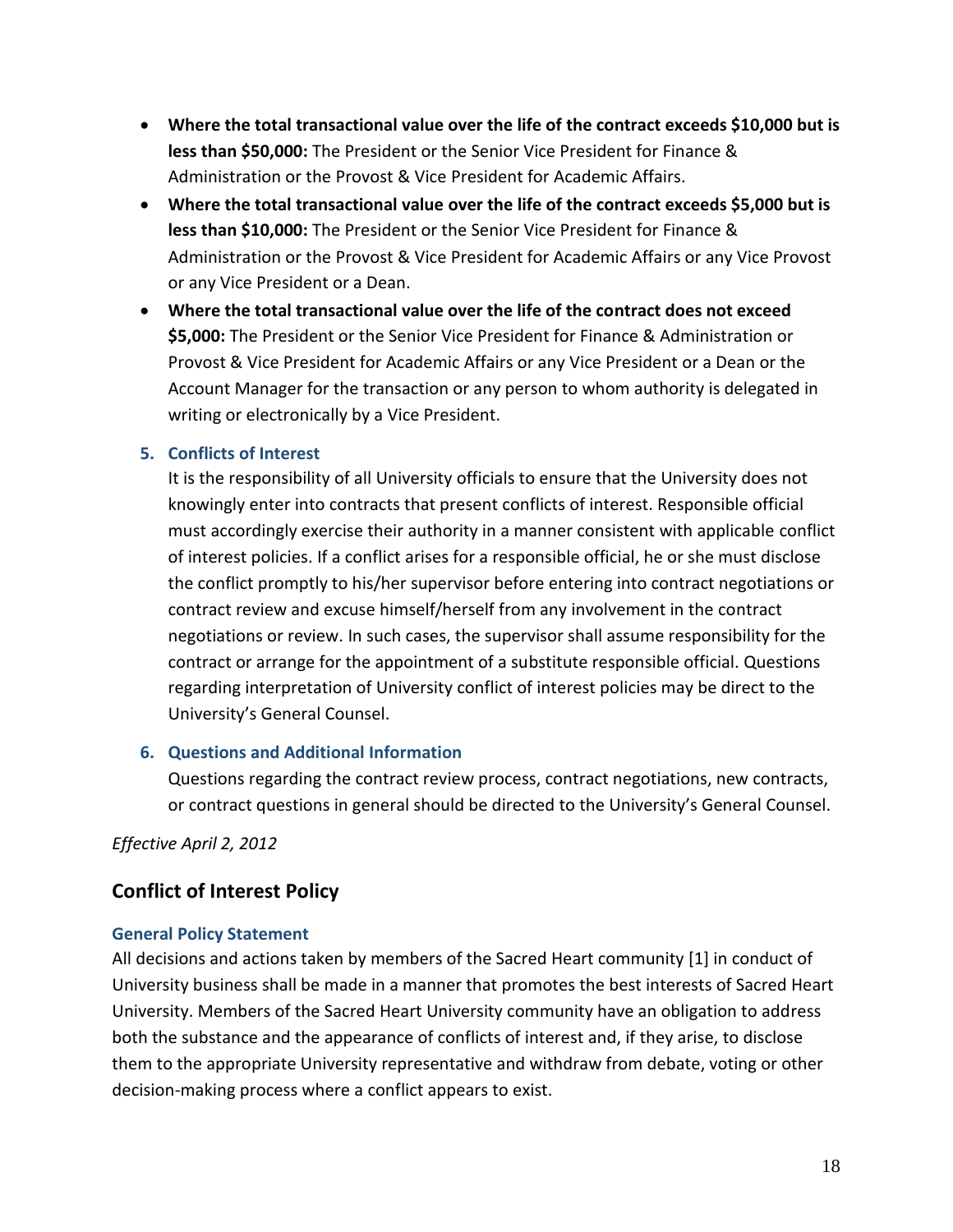- **Where the total transactional value over the life of the contract exceeds $10,000 but is less than $50,000:** The President or the Senior Vice President for Finance & Administration or the Provost & Vice President for Academic Affairs.
- **Where the total transactional value over the life of the contract exceeds $5,000 but is less than $10,000:** The President or the Senior Vice President for Finance & Administration or the Provost & Vice President for Academic Affairs or any Vice Provost or any Vice President or a Dean.
- **Where the total transactional value over the life of the contract does not exceed $5,000:** The President or the Senior Vice President for Finance & Administration or Provost & Vice President for Academic Affairs or any Vice President or a Dean or the Account Manager for the transaction or any person to whom authority is delegated in writing or electronically by a Vice President.

### 5. Conflicts of Interest

It is the responsibility of all University officials to ensure that the University does not knowingly enter into contracts that present conflicts of interest. Responsible official must accordingly exercise their authority in a manner consistent with applicable conflict of interest policies. If a conflict arises for a responsible official, he or she must disclose the conflict promptly to his/her supervisor before entering into contract negotiations or contract review and excuse himself/herself from any involvement in the contract negotiations or review. In such cases, the supervisor shall assume responsibility for the contract or arrange for the appointment of a substitute responsible official. Questions regarding interpretation of University conflict of interest policies may be direct to the University's General Counsel.

### 6. Questions and Additional Information

Questions regarding the contract review process, contract negotiations, new contracts, or contract questions in general should be directed to the University's General Counsel.

*Effective April 2, 2012*

## Conflict of Interest Policy

### General Policy Statement

All decisions and actions taken by members of the Sacred Heart community [1] in conduct of University business shall be made in a manner that promotes the best interests of Sacred Heart University. Members of the Sacred Heart University community have an obligation to address both the substance and the appearance of conflicts of interest and, if they arise, to disclose them to the appropriate University representative and withdraw from debate, voting or other decision-making process where a conflict appears to exist.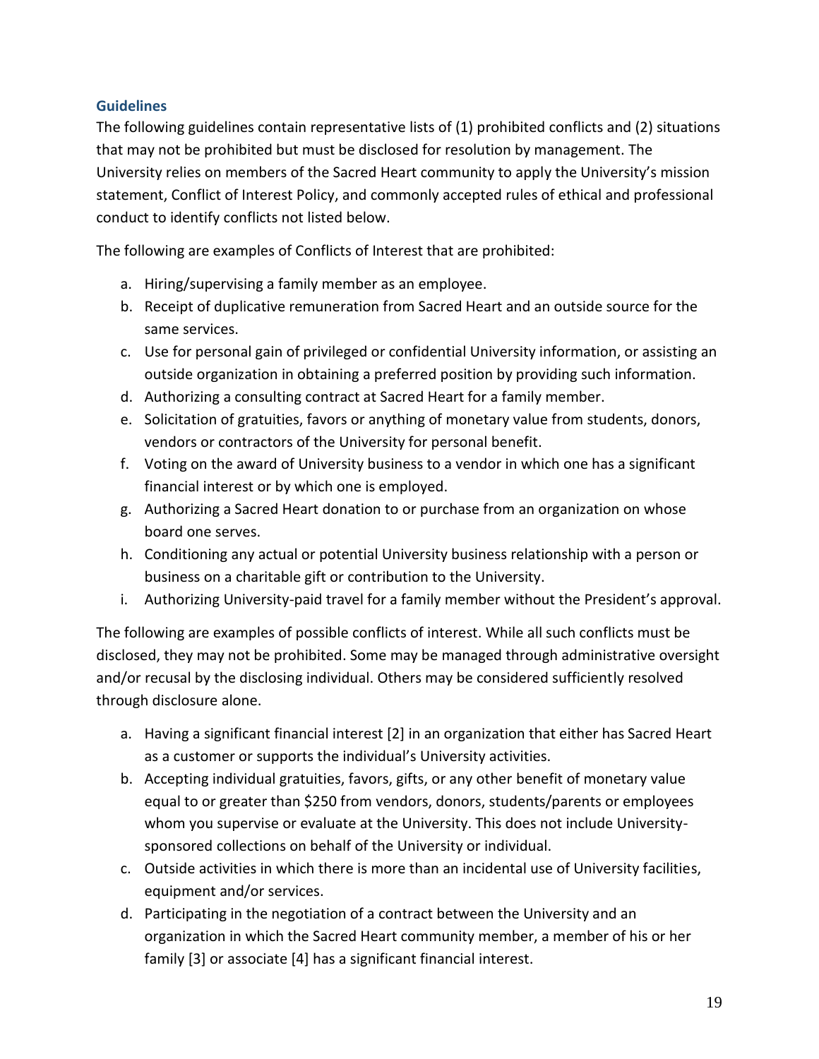### Guidelines

The following guidelines contain representative lists of (1) prohibited conflicts and (2) situations that may not be prohibited but must be disclosed for resolution by management. The University relies on members of the Sacred Heart community to apply the University's mission statement, Conflict of Interest Policy, and commonly accepted rules of ethical and professional conduct to identify conflicts not listed below.

The following are examples of Conflicts of Interest that are prohibited:

a. Hiring/supervising a family member as an employee.
b. Receipt of duplicative remuneration from Sacred Heart and an outside source for the same services.
c. Use for personal gain of privileged or confidential University information, or assisting an outside organization in obtaining a preferred position by providing such information.
d. Authorizing a consulting contract at Sacred Heart for a family member.
e. Solicitation of gratuities, favors or anything of monetary value from students, donors, vendors or contractors of the University for personal benefit.
f. Voting on the award of University business to a vendor in which one has a significant financial interest or by which one is employed.
g. Authorizing a Sacred Heart donation to or purchase from an organization on whose board one serves.
h. Conditioning any actual or potential University business relationship with a person or business on a charitable gift or contribution to the University.
i. Authorizing University-paid travel for a family member without the President's approval.

The following are examples of possible conflicts of interest. While all such conflicts must be disclosed, they may not be prohibited. Some may be managed through administrative oversight and/or recusal by the disclosing individual. Others may be considered sufficiently resolved through disclosure alone.

a. Having a significant financial interest [2] in an organization that either has Sacred Heart as a customer or supports the individual's University activities.
b. Accepting individual gratuities, favors, gifts, or any other benefit of monetary value equal to or greater than $250 from vendors, donors, students/parents or employees whom you supervise or evaluate at the University. This does not include University-sponsored collections on behalf of the University or individual.
c. Outside activities in which there is more than an incidental use of University facilities, equipment and/or services.
d. Participating in the negotiation of a contract between the University and an organization in which the Sacred Heart community member, a member of his or her family [3] or associate [4] has a significant financial interest.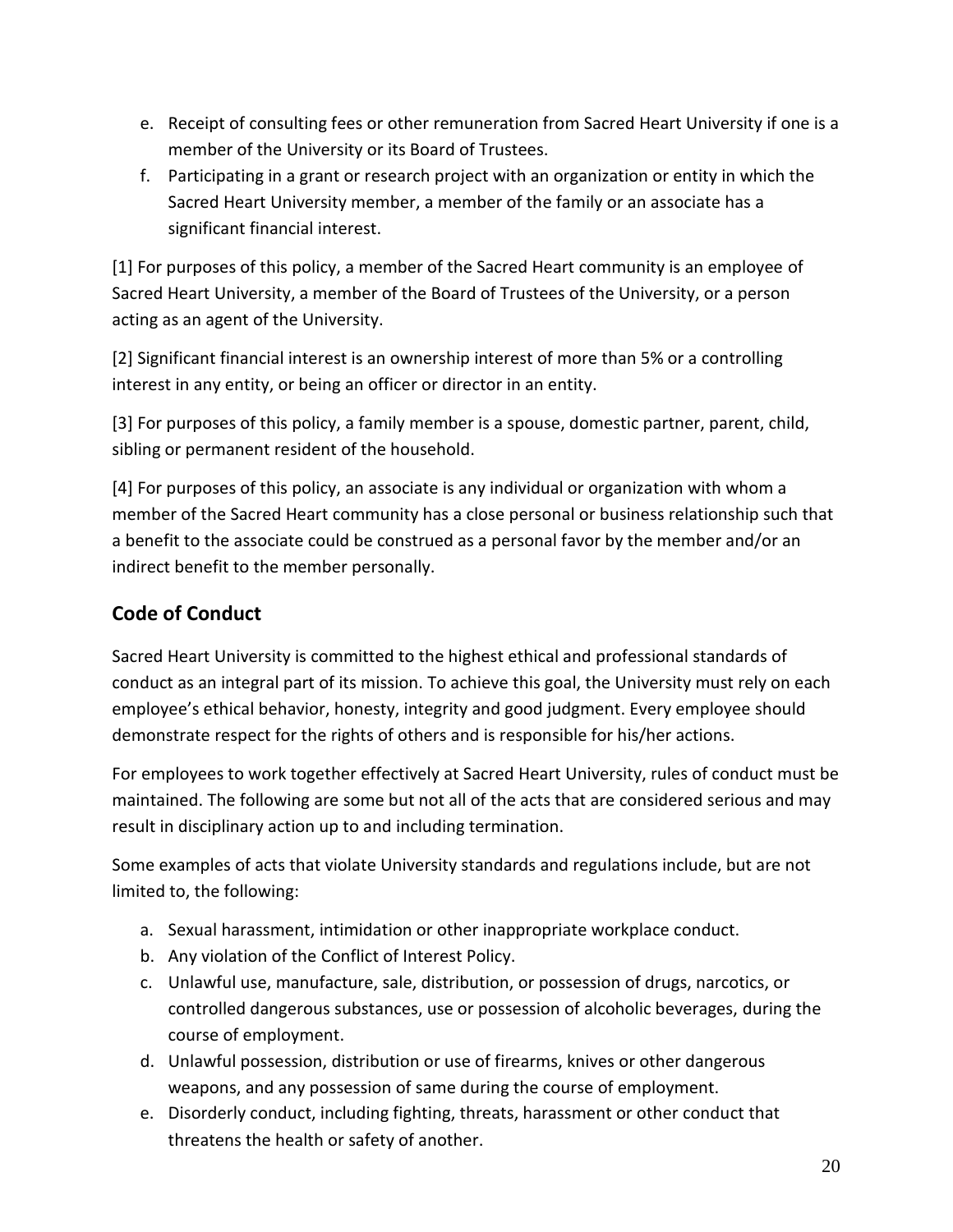e. Receipt of consulting fees or other remuneration from Sacred Heart University if one is a member of the University or its Board of Trustees.
f. Participating in a grant or research project with an organization or entity in which the Sacred Heart University member, a member of the family or an associate has a significant financial interest.

[1] For purposes of this policy, a member of the Sacred Heart community is an employee of Sacred Heart University, a member of the Board of Trustees of the University, or a person acting as an agent of the University.

[2] Significant financial interest is an ownership interest of more than 5% or a controlling interest in any entity, or being an officer or director in an entity.

[3] For purposes of this policy, a family member is a spouse, domestic partner, parent, child, sibling or permanent resident of the household.

[4] For purposes of this policy, an associate is any individual or organization with whom a member of the Sacred Heart community has a close personal or business relationship such that a benefit to the associate could be construed as a personal favor by the member and/or an indirect benefit to the member personally.

## Code of Conduct

Sacred Heart University is committed to the highest ethical and professional standards of conduct as an integral part of its mission. To achieve this goal, the University must rely on each employee's ethical behavior, honesty, integrity and good judgment. Every employee should demonstrate respect for the rights of others and is responsible for his/her actions.

For employees to work together effectively at Sacred Heart University, rules of conduct must be maintained. The following are some but not all of the acts that are considered serious and may result in disciplinary action up to and including termination.

Some examples of acts that violate University standards and regulations include, but are not limited to, the following:

a. Sexual harassment, intimidation or other inappropriate workplace conduct.
b. Any violation of the Conflict of Interest Policy.
c. Unlawful use, manufacture, sale, distribution, or possession of drugs, narcotics, or controlled dangerous substances, use or possession of alcoholic beverages, during the course of employment.
d. Unlawful possession, distribution or use of firearms, knives or other dangerous weapons, and any possession of same during the course of employment.
e. Disorderly conduct, including fighting, threats, harassment or other conduct that threatens the health or safety of another.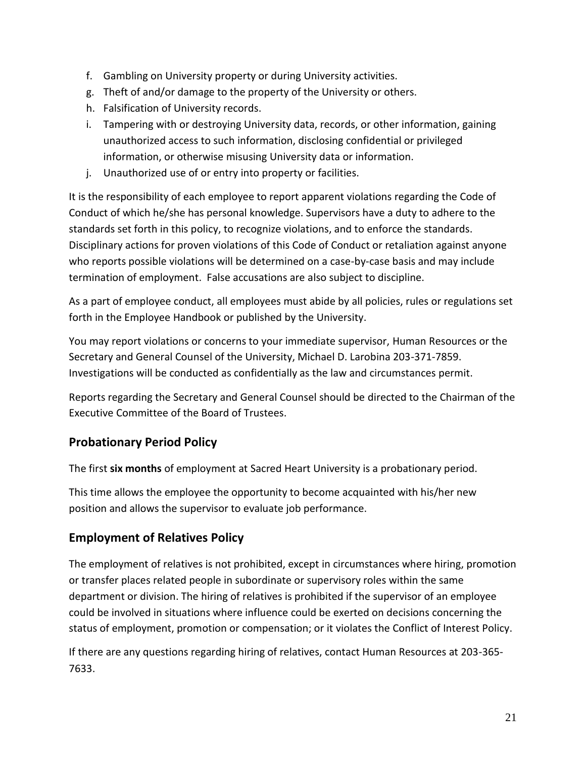f. Gambling on University property or during University activities.
g. Theft of and/or damage to the property of the University or others.
h. Falsification of University records.
i. Tampering with or destroying University data, records, or other information, gaining unauthorized access to such information, disclosing confidential or privileged information, or otherwise misusing University data or information.
j. Unauthorized use of or entry into property or facilities.

It is the responsibility of each employee to report apparent violations regarding the Code of Conduct of which he/she has personal knowledge. Supervisors have a duty to adhere to the standards set forth in this policy, to recognize violations, and to enforce the standards. Disciplinary actions for proven violations of this Code of Conduct or retaliation against anyone who reports possible violations will be determined on a case-by-case basis and may include termination of employment. False accusations are also subject to discipline.

As a part of employee conduct, all employees must abide by all policies, rules or regulations set forth in the Employee Handbook or published by the University.

You may report violations or concerns to your immediate supervisor, Human Resources or the Secretary and General Counsel of the University, Michael D. Larobina 203-371-7859. Investigations will be conducted as confidentially as the law and circumstances permit.

Reports regarding the Secretary and General Counsel should be directed to the Chairman of the Executive Committee of the Board of Trustees.

## Probationary Period Policy

The first **six months** of employment at Sacred Heart University is a probationary period.

This time allows the employee the opportunity to become acquainted with his/her new position and allows the supervisor to evaluate job performance.

## Employment of Relatives Policy

The employment of relatives is not prohibited, except in circumstances where hiring, promotion or transfer places related people in subordinate or supervisory roles within the same department or division. The hiring of relatives is prohibited if the supervisor of an employee could be involved in situations where influence could be exerted on decisions concerning the status of employment, promotion or compensation; or it violates the Conflict of Interest Policy.

If there are any questions regarding hiring of relatives, contact Human Resources at 203-365-7633.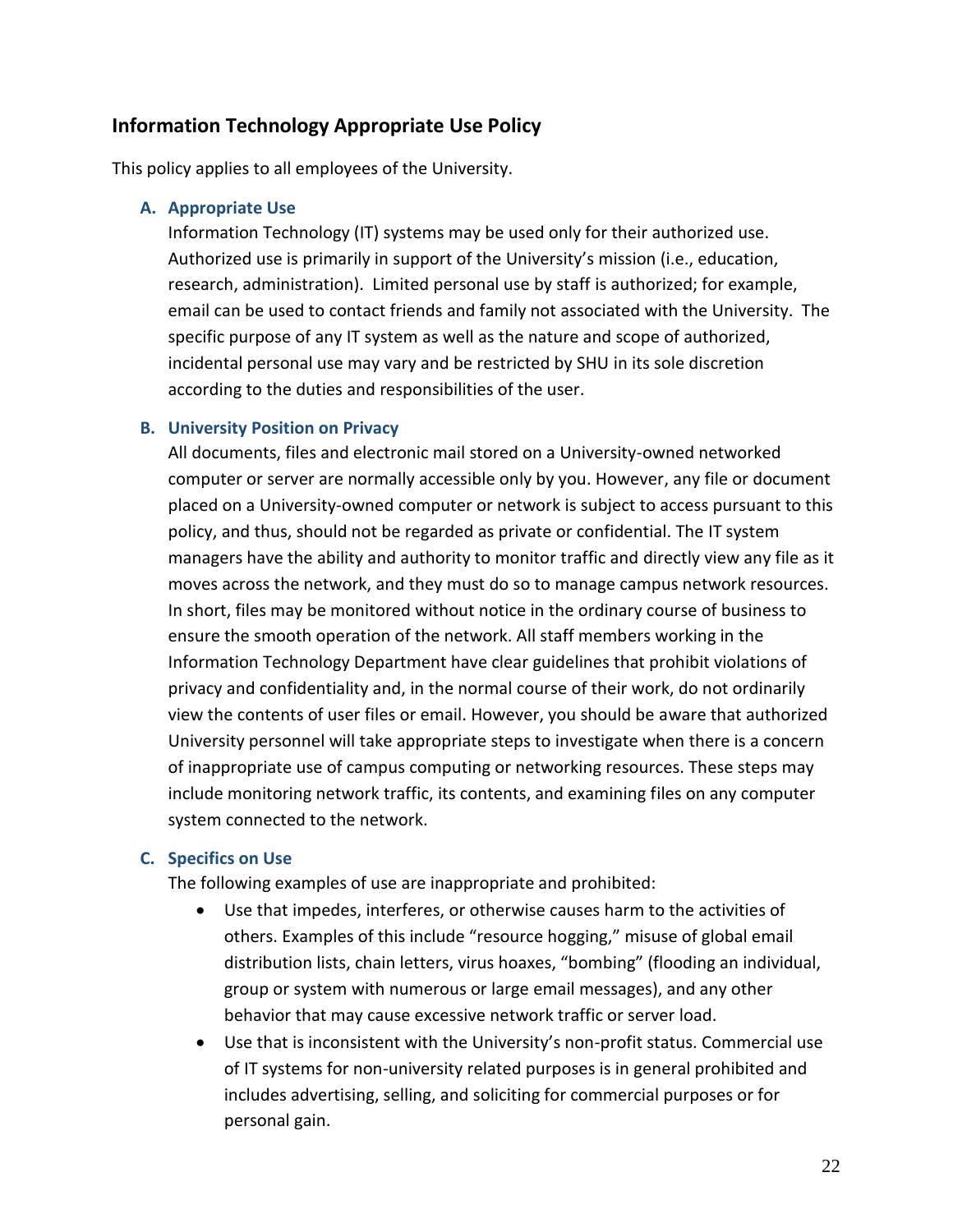## Information Technology Appropriate Use Policy

This policy applies to all employees of the University.

### A. Appropriate Use

Information Technology (IT) systems may be used only for their authorized use. Authorized use is primarily in support of the University's mission (i.e., education, research, administration). Limited personal use by staff is authorized; for example, email can be used to contact friends and family not associated with the University. The specific purpose of any IT system as well as the nature and scope of authorized, incidental personal use may vary and be restricted by SHU in its sole discretion according to the duties and responsibilities of the user.

### B. University Position on Privacy

All documents, files and electronic mail stored on a University-owned networked computer or server are normally accessible only by you. However, any file or document placed on a University-owned computer or network is subject to access pursuant to this policy, and thus, should not be regarded as private or confidential. The IT system managers have the ability and authority to monitor traffic and directly view any file as it moves across the network, and they must do so to manage campus network resources. In short, files may be monitored without notice in the ordinary course of business to ensure the smooth operation of the network. All staff members working in the Information Technology Department have clear guidelines that prohibit violations of privacy and confidentiality and, in the normal course of their work, do not ordinarily view the contents of user files or email. However, you should be aware that authorized University personnel will take appropriate steps to investigate when there is a concern of inappropriate use of campus computing or networking resources. These steps may include monitoring network traffic, its contents, and examining files on any computer system connected to the network.

### C. Specifics on Use

The following examples of use are inappropriate and prohibited:

- Use that impedes, interferes, or otherwise causes harm to the activities of others. Examples of this include "resource hogging," misuse of global email distribution lists, chain letters, virus hoaxes, "bombing" (flooding an individual, group or system with numerous or large email messages), and any other behavior that may cause excessive network traffic or server load.
- Use that is inconsistent with the University's non-profit status. Commercial use of IT systems for non-university related purposes is in general prohibited and includes advertising, selling, and soliciting for commercial purposes or for personal gain.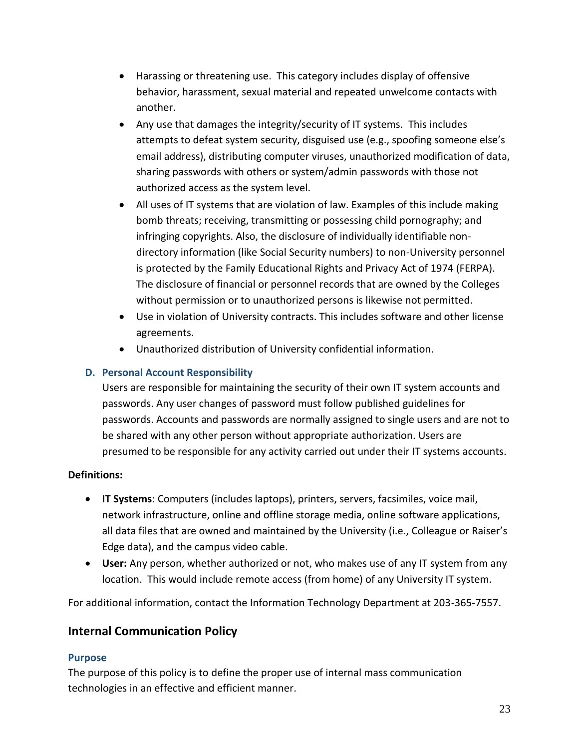- Harassing or threatening use. This category includes display of offensive behavior, harassment, sexual material and repeated unwelcome contacts with another.
- Any use that damages the integrity/security of IT systems. This includes attempts to defeat system security, disguised use (e.g., spoofing someone else's email address), distributing computer viruses, unauthorized modification of data, sharing passwords with others or system/admin passwords with those not authorized access as the system level.
- All uses of IT systems that are violation of law. Examples of this include making bomb threats; receiving, transmitting or possessing child pornography; and infringing copyrights. Also, the disclosure of individually identifiable non-directory information (like Social Security numbers) to non-University personnel is protected by the Family Educational Rights and Privacy Act of 1974 (FERPA). The disclosure of financial or personnel records that are owned by the Colleges without permission or to unauthorized persons is likewise not permitted.
- Use in violation of University contracts. This includes software and other license agreements.
- Unauthorized distribution of University confidential information.

### D. Personal Account Responsibility

Users are responsible for maintaining the security of their own IT system accounts and passwords. Any user changes of password must follow published guidelines for passwords. Accounts and passwords are normally assigned to single users and are not to be shared with any other person without appropriate authorization. Users are presumed to be responsible for any activity carried out under their IT systems accounts.

**Definitions:**

- **IT Systems**: Computers (includes laptops), printers, servers, facsimiles, voice mail, network infrastructure, online and offline storage media, online software applications, all data files that are owned and maintained by the University (i.e., Colleague or Raiser's Edge data), and the campus video cable.
- **User:** Any person, whether authorized or not, who makes use of any IT system from any location. This would include remote access (from home) of any University IT system.

For additional information, contact the Information Technology Department at 203-365-7557.

## Internal Communication Policy

### Purpose

The purpose of this policy is to define the proper use of internal mass communication technologies in an effective and efficient manner.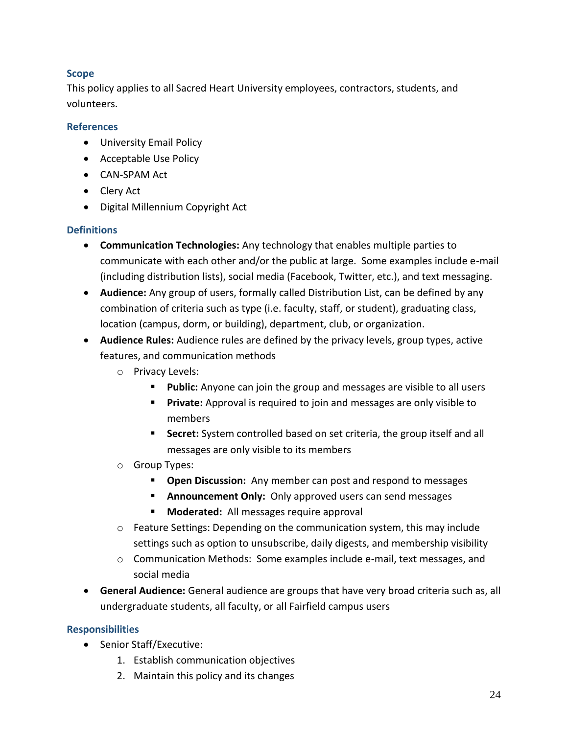### Scope

This policy applies to all Sacred Heart University employees, contractors, students, and volunteers.

### References

- University Email Policy
- Acceptable Use Policy
- CAN-SPAM Act
- Clery Act
- Digital Millennium Copyright Act

### Definitions

- **Communication Technologies:** Any technology that enables multiple parties to communicate with each other and/or the public at large. Some examples include e-mail (including distribution lists), social media (Facebook, Twitter, etc.), and text messaging.
- **Audience:** Any group of users, formally called Distribution List, can be defined by any combination of criteria such as type (i.e. faculty, staff, or student), graduating class, location (campus, dorm, or building), department, club, or organization.
- **Audience Rules:** Audience rules are defined by the privacy levels, group types, active features, and communication methods
  - Privacy Levels:
    - **Public:** Anyone can join the group and messages are visible to all users
    - **Private:** Approval is required to join and messages are only visible to members
    - **Secret:** System controlled based on set criteria, the group itself and all messages are only visible to its members
  - Group Types:
    - **Open Discussion:** Any member can post and respond to messages
    - **Announcement Only:** Only approved users can send messages
    - **Moderated:** All messages require approval
  - Feature Settings: Depending on the communication system, this may include settings such as option to unsubscribe, daily digests, and membership visibility
  - Communication Methods: Some examples include e-mail, text messages, and social media
- **General Audience:** General audience are groups that have very broad criteria such as, all undergraduate students, all faculty, or all Fairfield campus users

### Responsibilities

- Senior Staff/Executive:
  1. Establish communication objectives
  2. Maintain this policy and its changes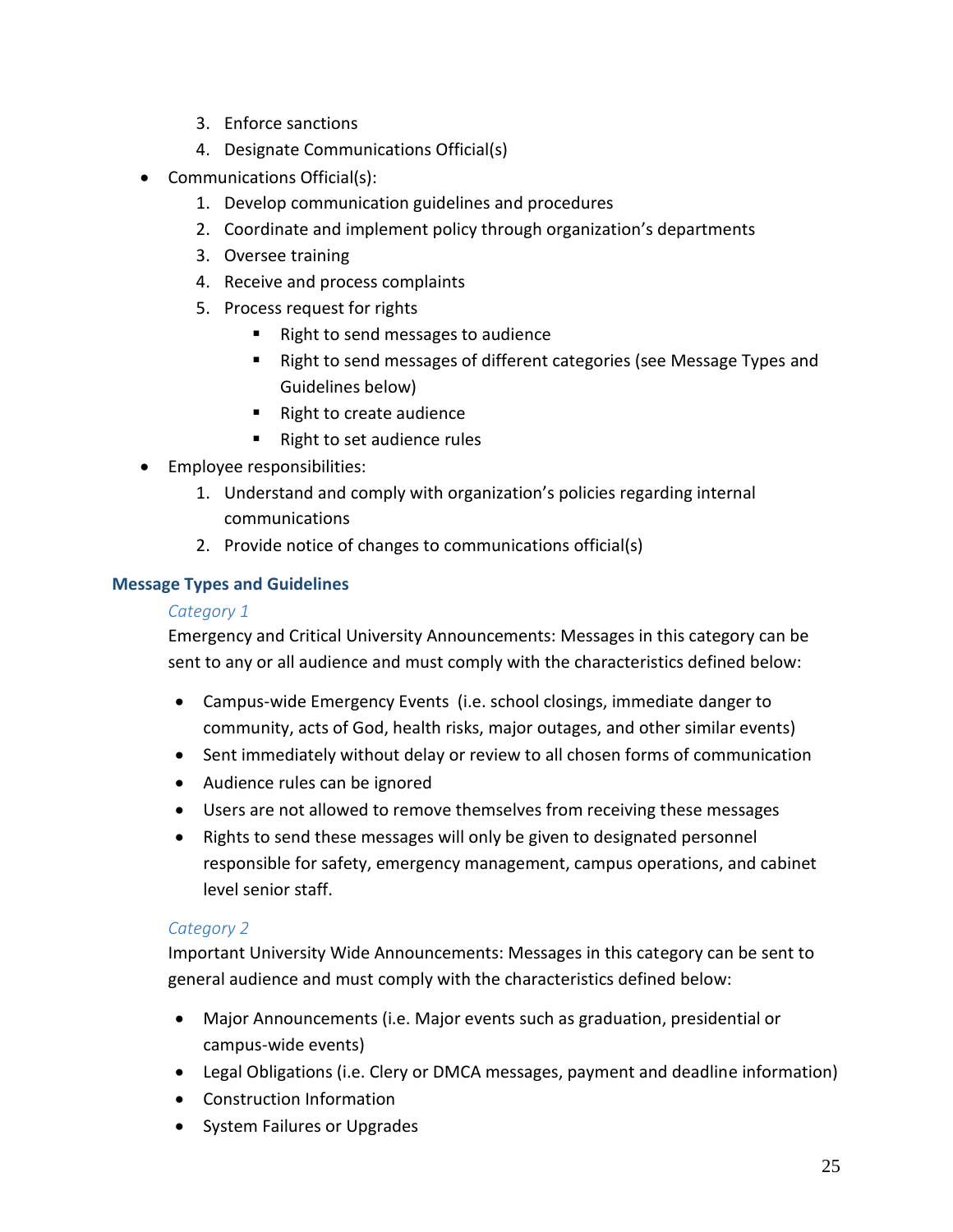3. Enforce sanctions
   4. Designate Communications Official(s)
- Communications Official(s):
   1. Develop communication guidelines and procedures
   2. Coordinate and implement policy through organization's departments
   3. Oversee training
   4. Receive and process complaints
   5. Process request for rights
      - Right to send messages to audience
      - Right to send messages of different categories (see Message Types and Guidelines below)
      - Right to create audience
      - Right to set audience rules
- Employee responsibilities:
   1. Understand and comply with organization's policies regarding internal communications
   2. Provide notice of changes to communications official(s)

### Message Types and Guidelines

#### *Category 1*

Emergency and Critical University Announcements: Messages in this category can be sent to any or all audience and must comply with the characteristics defined below:

- Campus-wide Emergency Events (i.e. school closings, immediate danger to community, acts of God, health risks, major outages, and other similar events)
- Sent immediately without delay or review to all chosen forms of communication
- Audience rules can be ignored
- Users are not allowed to remove themselves from receiving these messages
- Rights to send these messages will only be given to designated personnel responsible for safety, emergency management, campus operations, and cabinet level senior staff.

#### *Category 2*

Important University Wide Announcements: Messages in this category can be sent to general audience and must comply with the characteristics defined below:

- Major Announcements (i.e. Major events such as graduation, presidential or campus-wide events)
- Legal Obligations (i.e. Clery or DMCA messages, payment and deadline information)
- Construction Information
- System Failures or Upgrades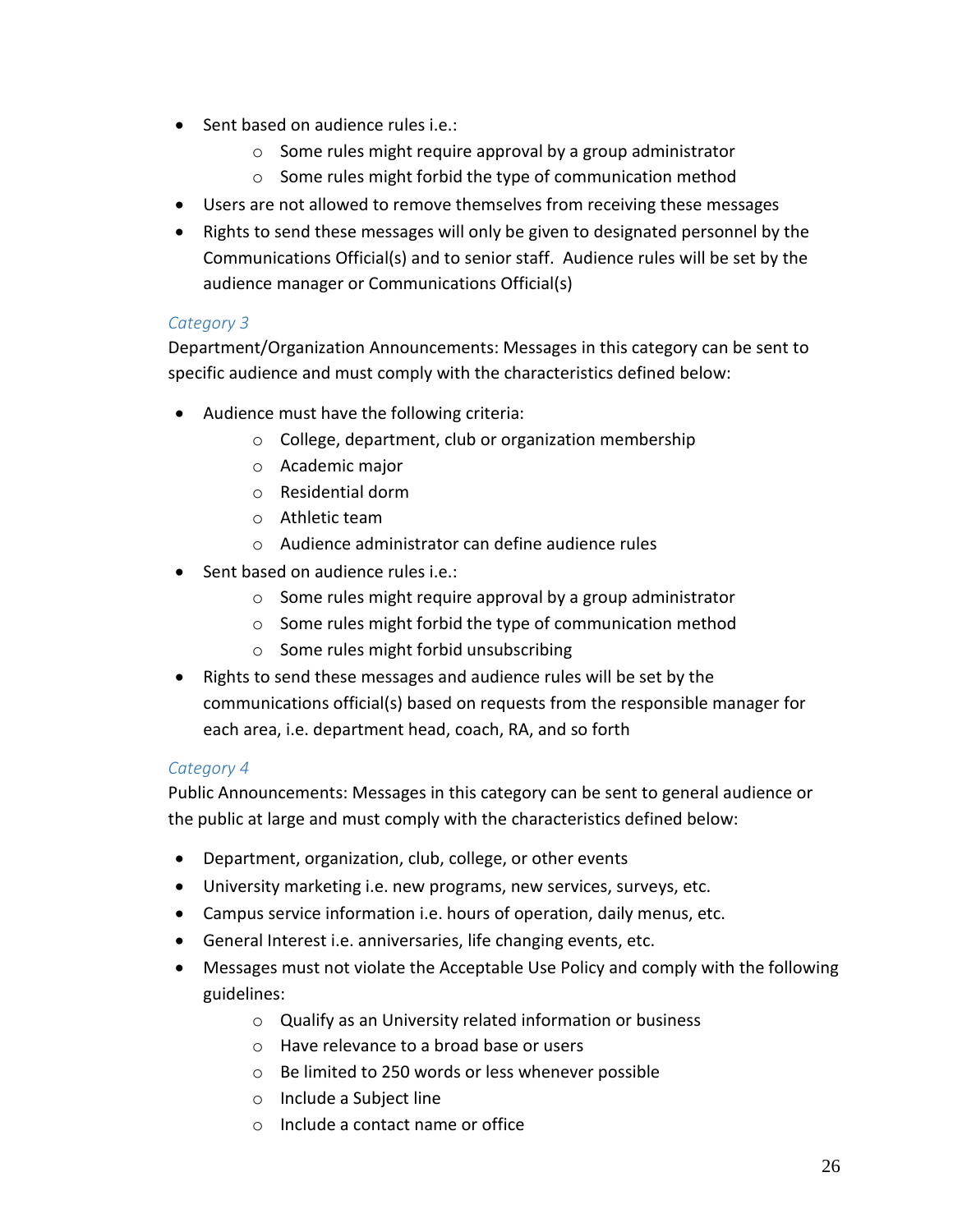- Sent based on audience rules i.e.:
  - Some rules might require approval by a group administrator
  - Some rules might forbid the type of communication method
- Users are not allowed to remove themselves from receiving these messages
- Rights to send these messages will only be given to designated personnel by the Communications Official(s) and to senior staff. Audience rules will be set by the audience manager or Communications Official(s)

### *Category 3*

Department/Organization Announcements: Messages in this category can be sent to specific audience and must comply with the characteristics defined below:

- Audience must have the following criteria:
  - College, department, club or organization membership
  - Academic major
  - Residential dorm
  - Athletic team
  - Audience administrator can define audience rules
- Sent based on audience rules i.e.:
  - Some rules might require approval by a group administrator
  - Some rules might forbid the type of communication method
  - Some rules might forbid unsubscribing
- Rights to send these messages and audience rules will be set by the communications official(s) based on requests from the responsible manager for each area, i.e. department head, coach, RA, and so forth

### *Category 4*

Public Announcements: Messages in this category can be sent to general audience or the public at large and must comply with the characteristics defined below:

- Department, organization, club, college, or other events
- University marketing i.e. new programs, new services, surveys, etc.
- Campus service information i.e. hours of operation, daily menus, etc.
- General Interest i.e. anniversaries, life changing events, etc.
- Messages must not violate the Acceptable Use Policy and comply with the following guidelines:
  - Qualify as an University related information or business
  - Have relevance to a broad base or users
  - Be limited to 250 words or less whenever possible
  - Include a Subject line
  - Include a contact name or office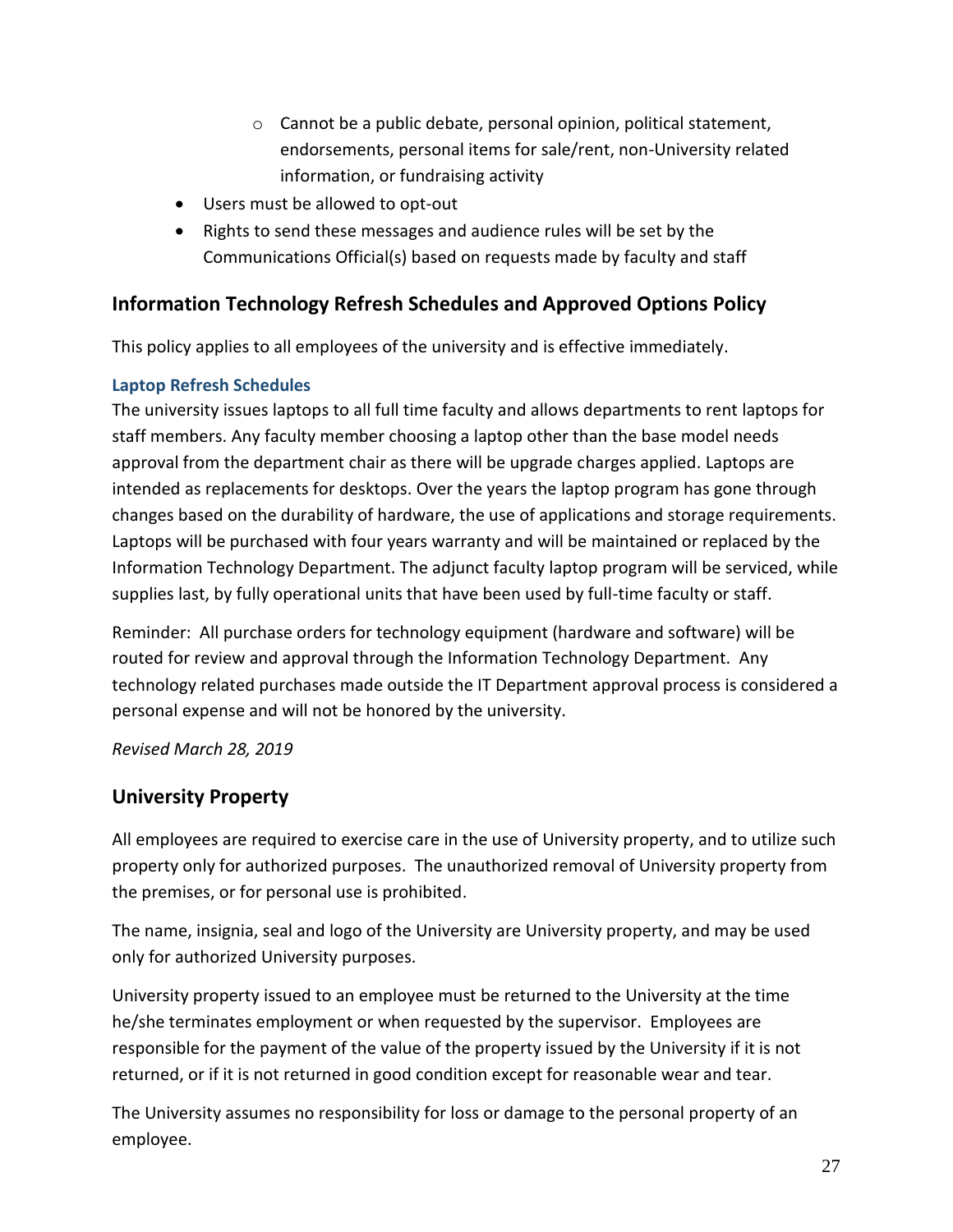- Cannot be a public debate, personal opinion, political statement, endorsements, personal items for sale/rent, non-University related information, or fundraising activity
- Users must be allowed to opt-out
- Rights to send these messages and audience rules will be set by the Communications Official(s) based on requests made by faculty and staff

## Information Technology Refresh Schedules and Approved Options Policy

This policy applies to all employees of the university and is effective immediately.

### Laptop Refresh Schedules

The university issues laptops to all full time faculty and allows departments to rent laptops for staff members. Any faculty member choosing a laptop other than the base model needs approval from the department chair as there will be upgrade charges applied. Laptops are intended as replacements for desktops. Over the years the laptop program has gone through changes based on the durability of hardware, the use of applications and storage requirements. Laptops will be purchased with four years warranty and will be maintained or replaced by the Information Technology Department. The adjunct faculty laptop program will be serviced, while supplies last, by fully operational units that have been used by full-time faculty or staff.

Reminder: All purchase orders for technology equipment (hardware and software) will be routed for review and approval through the Information Technology Department. Any technology related purchases made outside the IT Department approval process is considered a personal expense and will not be honored by the university.

*Revised March 28, 2019*

## University Property

All employees are required to exercise care in the use of University property, and to utilize such property only for authorized purposes. The unauthorized removal of University property from the premises, or for personal use is prohibited.

The name, insignia, seal and logo of the University are University property, and may be used only for authorized University purposes.

University property issued to an employee must be returned to the University at the time he/she terminates employment or when requested by the supervisor. Employees are responsible for the payment of the value of the property issued by the University if it is not returned, or if it is not returned in good condition except for reasonable wear and tear.

The University assumes no responsibility for loss or damage to the personal property of an employee.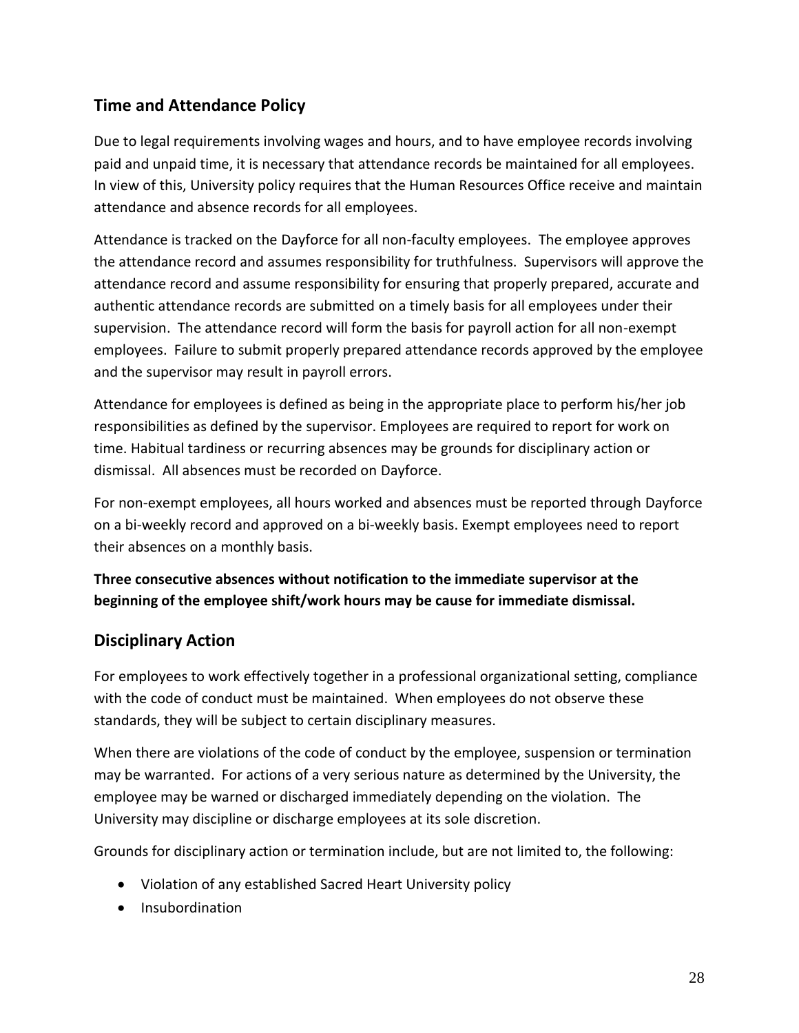## Time and Attendance Policy

Due to legal requirements involving wages and hours, and to have employee records involving paid and unpaid time, it is necessary that attendance records be maintained for all employees. In view of this, University policy requires that the Human Resources Office receive and maintain attendance and absence records for all employees.

Attendance is tracked on the Dayforce for all non-faculty employees. The employee approves the attendance record and assumes responsibility for truthfulness. Supervisors will approve the attendance record and assume responsibility for ensuring that properly prepared, accurate and authentic attendance records are submitted on a timely basis for all employees under their supervision. The attendance record will form the basis for payroll action for all non-exempt employees. Failure to submit properly prepared attendance records approved by the employee and the supervisor may result in payroll errors.

Attendance for employees is defined as being in the appropriate place to perform his/her job responsibilities as defined by the supervisor. Employees are required to report for work on time. Habitual tardiness or recurring absences may be grounds for disciplinary action or dismissal. All absences must be recorded on Dayforce.

For non-exempt employees, all hours worked and absences must be reported through Dayforce on a bi-weekly record and approved on a bi-weekly basis. Exempt employees need to report their absences on a monthly basis.

**Three consecutive absences without notification to the immediate supervisor at the beginning of the employee shift/work hours may be cause for immediate dismissal.**

## Disciplinary Action

For employees to work effectively together in a professional organizational setting, compliance with the code of conduct must be maintained. When employees do not observe these standards, they will be subject to certain disciplinary measures.

When there are violations of the code of conduct by the employee, suspension or termination may be warranted. For actions of a very serious nature as determined by the University, the employee may be warned or discharged immediately depending on the violation. The University may discipline or discharge employees at its sole discretion.

Grounds for disciplinary action or termination include, but are not limited to, the following:

- Violation of any established Sacred Heart University policy
- Insubordination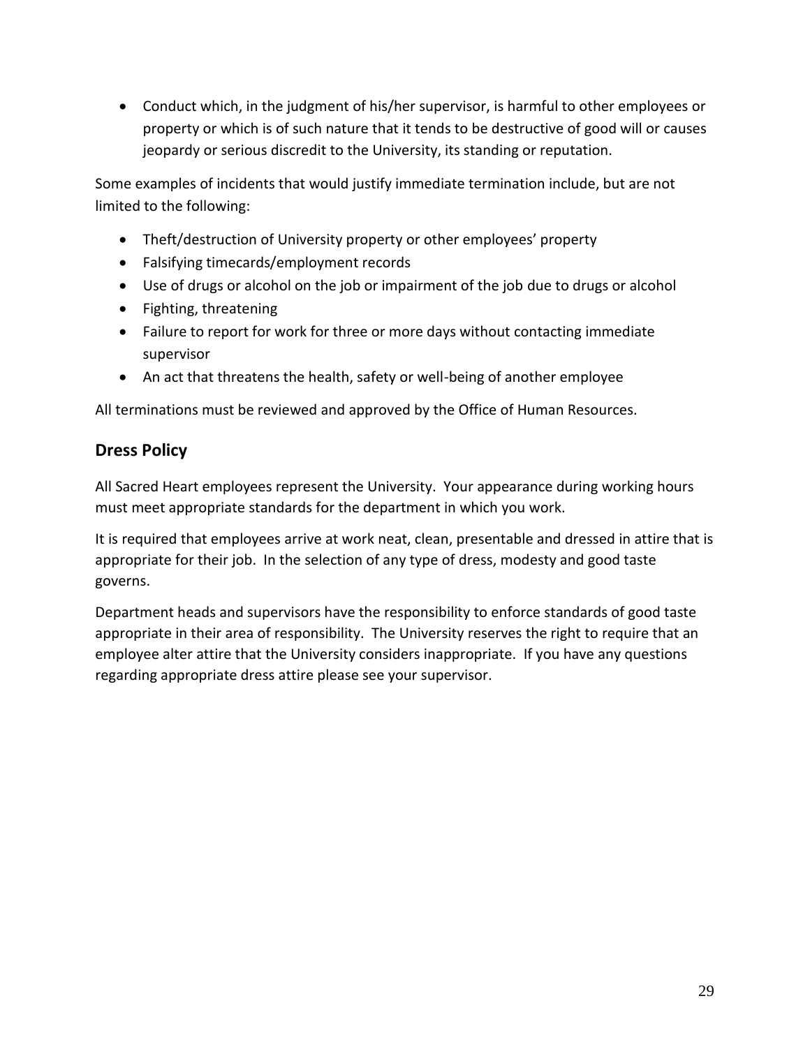- Conduct which, in the judgment of his/her supervisor, is harmful to other employees or property or which is of such nature that it tends to be destructive of good will or causes jeopardy or serious discredit to the University, its standing or reputation.

Some examples of incidents that would justify immediate termination include, but are not limited to the following:

- Theft/destruction of University property or other employees' property
- Falsifying timecards/employment records
- Use of drugs or alcohol on the job or impairment of the job due to drugs or alcohol
- Fighting, threatening
- Failure to report for work for three or more days without contacting immediate supervisor
- An act that threatens the health, safety or well-being of another employee

All terminations must be reviewed and approved by the Office of Human Resources.

## Dress Policy

All Sacred Heart employees represent the University. Your appearance during working hours must meet appropriate standards for the department in which you work.

It is required that employees arrive at work neat, clean, presentable and dressed in attire that is appropriate for their job. In the selection of any type of dress, modesty and good taste governs.

Department heads and supervisors have the responsibility to enforce standards of good taste appropriate in their area of responsibility. The University reserves the right to require that an employee alter attire that the University considers inappropriate. If you have any questions regarding appropriate dress attire please see your supervisor.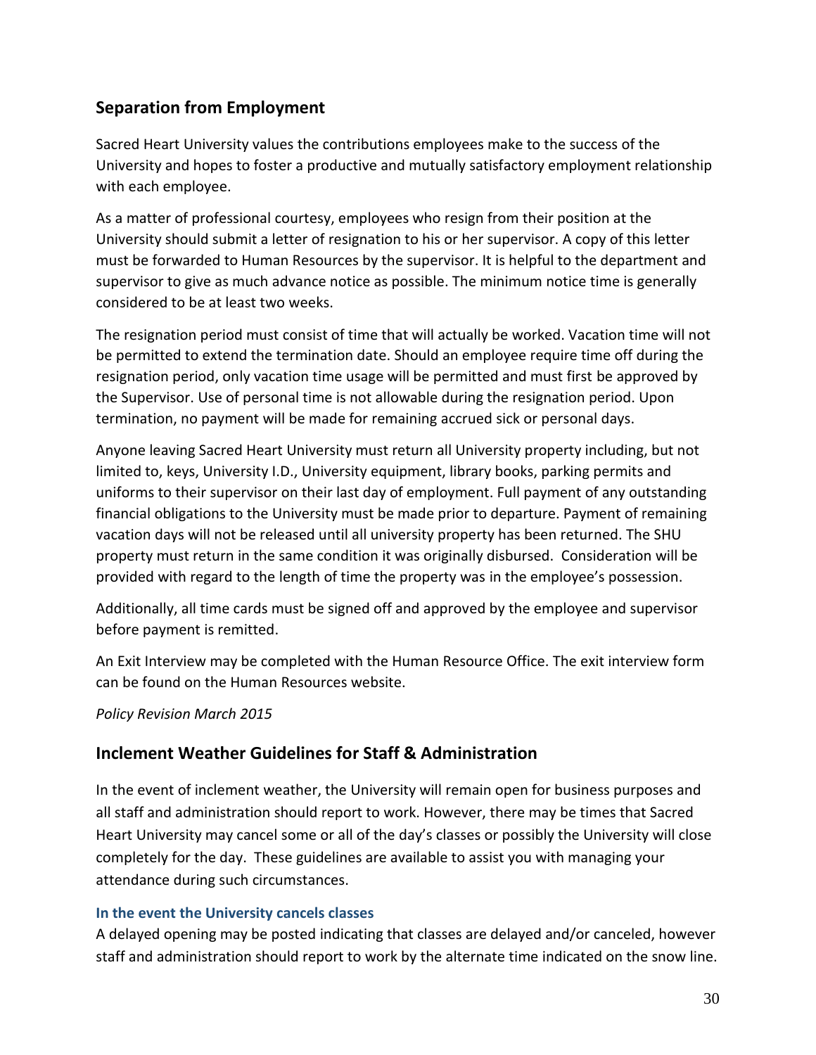## Separation from Employment

Sacred Heart University values the contributions employees make to the success of the University and hopes to foster a productive and mutually satisfactory employment relationship with each employee.

As a matter of professional courtesy, employees who resign from their position at the University should submit a letter of resignation to his or her supervisor. A copy of this letter must be forwarded to Human Resources by the supervisor. It is helpful to the department and supervisor to give as much advance notice as possible. The minimum notice time is generally considered to be at least two weeks.

The resignation period must consist of time that will actually be worked. Vacation time will not be permitted to extend the termination date. Should an employee require time off during the resignation period, only vacation time usage will be permitted and must first be approved by the Supervisor. Use of personal time is not allowable during the resignation period. Upon termination, no payment will be made for remaining accrued sick or personal days.

Anyone leaving Sacred Heart University must return all University property including, but not limited to, keys, University I.D., University equipment, library books, parking permits and uniforms to their supervisor on their last day of employment. Full payment of any outstanding financial obligations to the University must be made prior to departure. Payment of remaining vacation days will not be released until all university property has been returned. The SHU property must return in the same condition it was originally disbursed. Consideration will be provided with regard to the length of time the property was in the employee's possession.

Additionally, all time cards must be signed off and approved by the employee and supervisor before payment is remitted.

An Exit Interview may be completed with the Human Resource Office. The exit interview form can be found on the Human Resources website.

*Policy Revision March 2015*

## Inclement Weather Guidelines for Staff & Administration

In the event of inclement weather, the University will remain open for business purposes and all staff and administration should report to work. However, there may be times that Sacred Heart University may cancel some or all of the day's classes or possibly the University will close completely for the day. These guidelines are available to assist you with managing your attendance during such circumstances.

### In the event the University cancels classes

A delayed opening may be posted indicating that classes are delayed and/or canceled, however staff and administration should report to work by the alternate time indicated on the snow line.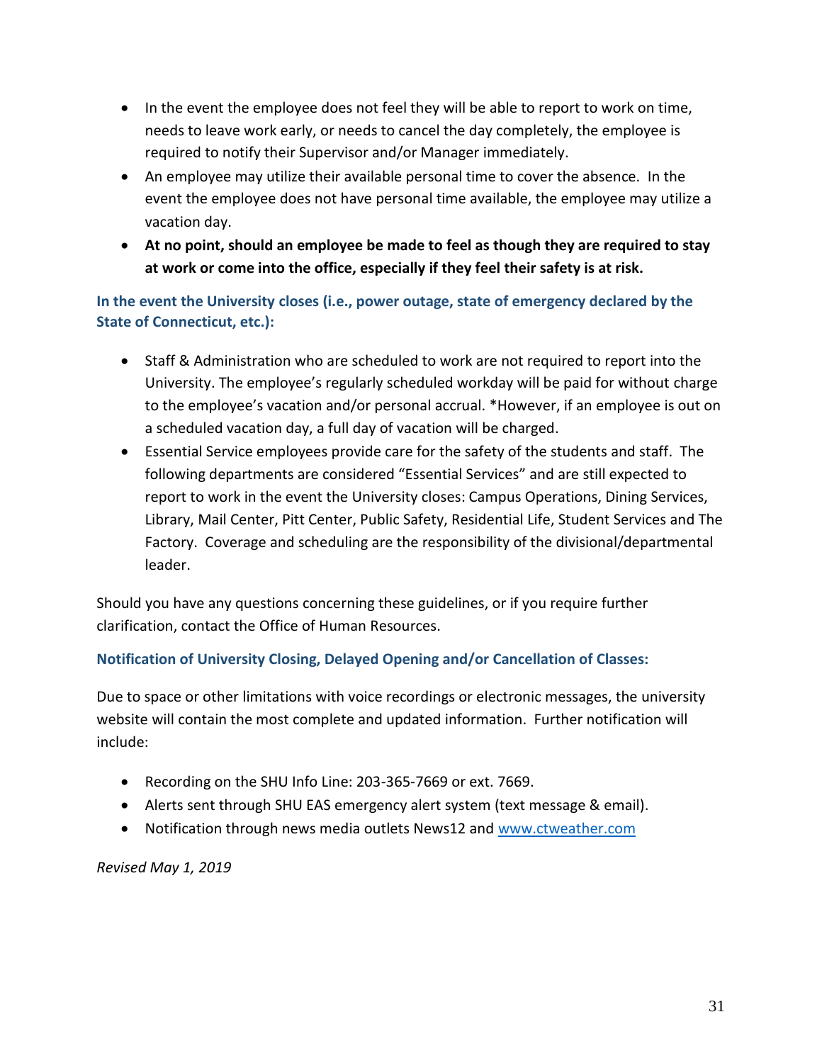- In the event the employee does not feel they will be able to report to work on time, needs to leave work early, or needs to cancel the day completely, the employee is required to notify their Supervisor and/or Manager immediately.
- An employee may utilize their available personal time to cover the absence. In the event the employee does not have personal time available, the employee may utilize a vacation day.
- **At no point, should an employee be made to feel as though they are required to stay at work or come into the office, especially if they feel their safety is at risk.**

### In the event the University closes (i.e., power outage, state of emergency declared by the State of Connecticut, etc.):

- Staff & Administration who are scheduled to work are not required to report into the University. The employee's regularly scheduled workday will be paid for without charge to the employee's vacation and/or personal accrual. *However, if an employee is out on a scheduled vacation day, a full day of vacation will be charged.
- Essential Service employees provide care for the safety of the students and staff. The following departments are considered "Essential Services" and are still expected to report to work in the event the University closes: Campus Operations, Dining Services, Library, Mail Center, Pitt Center, Public Safety, Residential Life, Student Services and The Factory. Coverage and scheduling are the responsibility of the divisional/departmental leader.

Should you have any questions concerning these guidelines, or if you require further clarification, contact the Office of Human Resources.

### Notification of University Closing, Delayed Opening and/or Cancellation of Classes:

Due to space or other limitations with voice recordings or electronic messages, the university website will contain the most complete and updated information. Further notification will include:

- Recording on the SHU Info Line: 203-365-7669 or ext. 7669.
- Alerts sent through SHU EAS emergency alert system (text message & email).
- Notification through news media outlets News12 and [www.ctweather.com](http://www.ctweather.com)

*Revised May 1, 2019*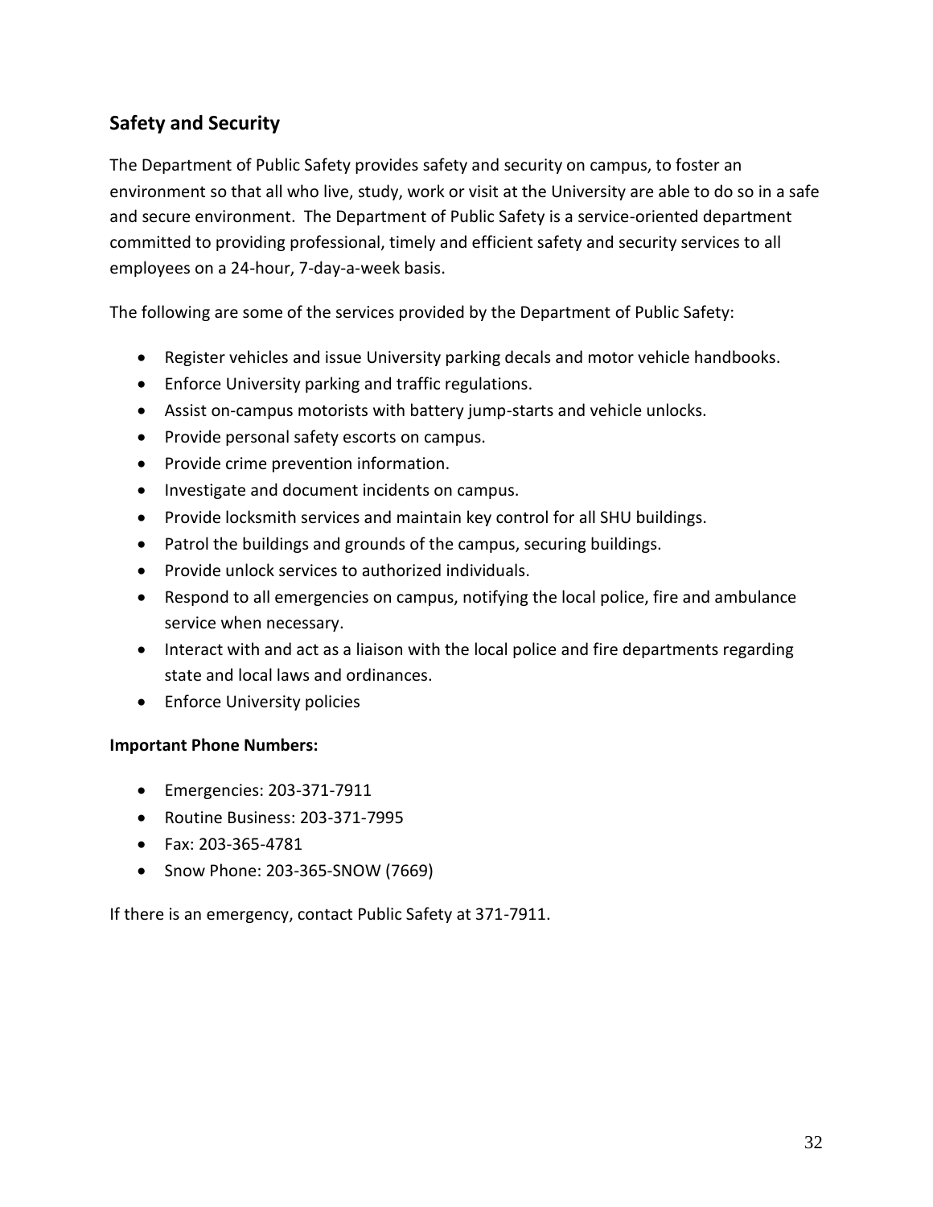## Safety and Security

The Department of Public Safety provides safety and security on campus, to foster an environment so that all who live, study, work or visit at the University are able to do so in a safe and secure environment. The Department of Public Safety is a service-oriented department committed to providing professional, timely and efficient safety and security services to all employees on a 24-hour, 7-day-a-week basis.

The following are some of the services provided by the Department of Public Safety:

- Register vehicles and issue University parking decals and motor vehicle handbooks.
- Enforce University parking and traffic regulations.
- Assist on-campus motorists with battery jump-starts and vehicle unlocks.
- Provide personal safety escorts on campus.
- Provide crime prevention information.
- Investigate and document incidents on campus.
- Provide locksmith services and maintain key control for all SHU buildings.
- Patrol the buildings and grounds of the campus, securing buildings.
- Provide unlock services to authorized individuals.
- Respond to all emergencies on campus, notifying the local police, fire and ambulance service when necessary.
- Interact with and act as a liaison with the local police and fire departments regarding state and local laws and ordinances.
- Enforce University policies

**Important Phone Numbers:**

- Emergencies: 203-371-7911
- Routine Business: 203-371-7995
- Fax: 203-365-4781
- Snow Phone: 203-365-SNOW (7669)

If there is an emergency, contact Public Safety at 371-7911.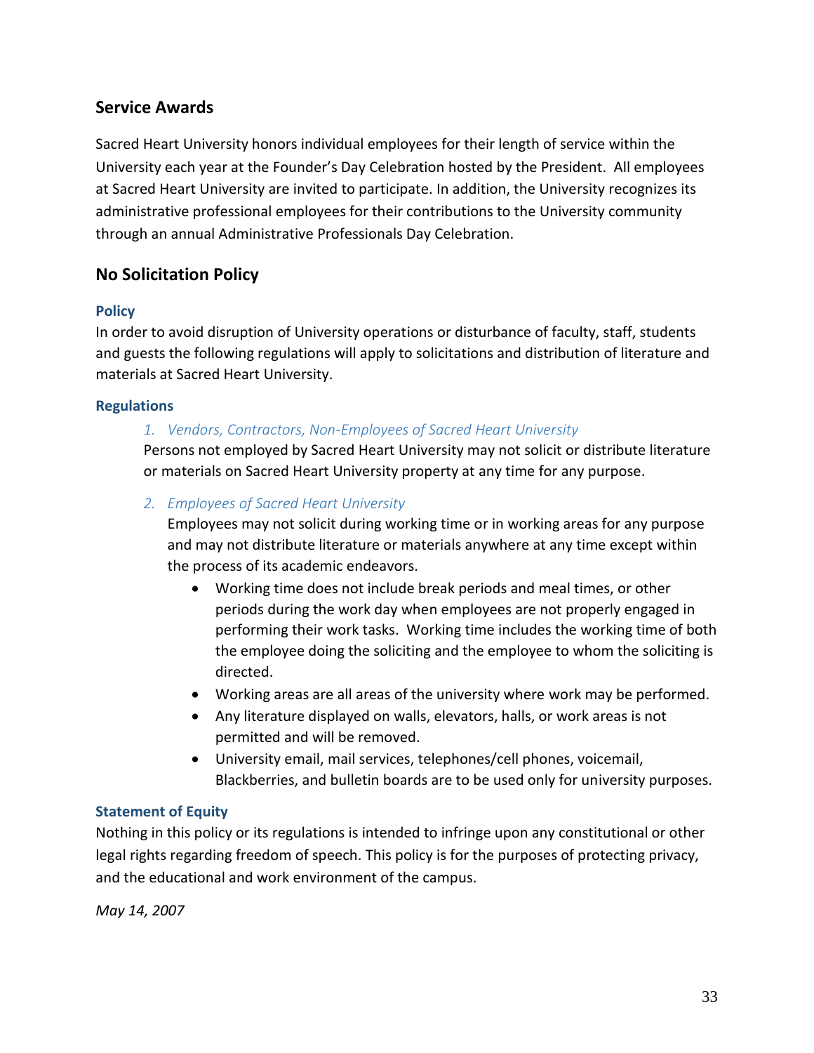## Service Awards

Sacred Heart University honors individual employees for their length of service within the University each year at the Founder's Day Celebration hosted by the President. All employees at Sacred Heart University are invited to participate. In addition, the University recognizes its administrative professional employees for their contributions to the University community through an annual Administrative Professionals Day Celebration.

## No Solicitation Policy

### Policy

In order to avoid disruption of University operations or disturbance of faculty, staff, students and guests the following regulations will apply to solicitations and distribution of literature and materials at Sacred Heart University.

### Regulations

1. *Vendors, Contractors, Non-Employees of Sacred Heart University*

   Persons not employed by Sacred Heart University may not solicit or distribute literature or materials on Sacred Heart University property at any time for any purpose.

2. *Employees of Sacred Heart University*

   Employees may not solicit during working time or in working areas for any purpose and may not distribute literature or materials anywhere at any time except within the process of its academic endeavors.

   - Working time does not include break periods and meal times, or other periods during the work day when employees are not properly engaged in performing their work tasks. Working time includes the working time of both the employee doing the soliciting and the employee to whom the soliciting is directed.
   - Working areas are all areas of the university where work may be performed.
   - Any literature displayed on walls, elevators, halls, or work areas is not permitted and will be removed.
   - University email, mail services, telephones/cell phones, voicemail, Blackberries, and bulletin boards are to be used only for university purposes.

### Statement of Equity

Nothing in this policy or its regulations is intended to infringe upon any constitutional or other legal rights regarding freedom of speech. This policy is for the purposes of protecting privacy, and the educational and work environment of the campus.

*May 14, 2007*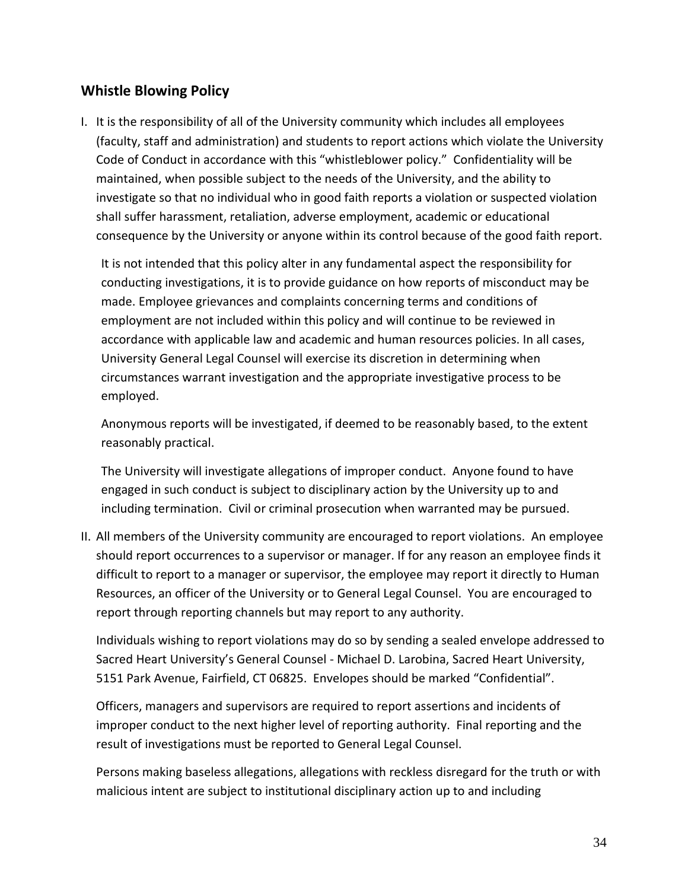## Whistle Blowing Policy

I. It is the responsibility of all of the University community which includes all employees (faculty, staff and administration) and students to report actions which violate the University Code of Conduct in accordance with this "whistleblower policy." Confidentiality will be maintained, when possible subject to the needs of the University, and the ability to investigate so that no individual who in good faith reports a violation or suspected violation shall suffer harassment, retaliation, adverse employment, academic or educational consequence by the University or anyone within its control because of the good faith report.

   It is not intended that this policy alter in any fundamental aspect the responsibility for conducting investigations, it is to provide guidance on how reports of misconduct may be made. Employee grievances and complaints concerning terms and conditions of employment are not included within this policy and will continue to be reviewed in accordance with applicable law and academic and human resources policies. In all cases, University General Legal Counsel will exercise its discretion in determining when circumstances warrant investigation and the appropriate investigative process to be employed.

   Anonymous reports will be investigated, if deemed to be reasonably based, to the extent reasonably practical.

   The University will investigate allegations of improper conduct. Anyone found to have engaged in such conduct is subject to disciplinary action by the University up to and including termination. Civil or criminal prosecution when warranted may be pursued.

II. All members of the University community are encouraged to report violations. An employee should report occurrences to a supervisor or manager. If for any reason an employee finds it difficult to report to a manager or supervisor, the employee may report it directly to Human Resources, an officer of the University or to General Legal Counsel. You are encouraged to report through reporting channels but may report to any authority.

   Individuals wishing to report violations may do so by sending a sealed envelope addressed to Sacred Heart University's General Counsel - Michael D. Larobina, Sacred Heart University, 5151 Park Avenue, Fairfield, CT 06825. Envelopes should be marked "Confidential".

   Officers, managers and supervisors are required to report assertions and incidents of improper conduct to the next higher level of reporting authority. Final reporting and the result of investigations must be reported to General Legal Counsel.

   Persons making baseless allegations, allegations with reckless disregard for the truth or with malicious intent are subject to institutional disciplinary action up to and including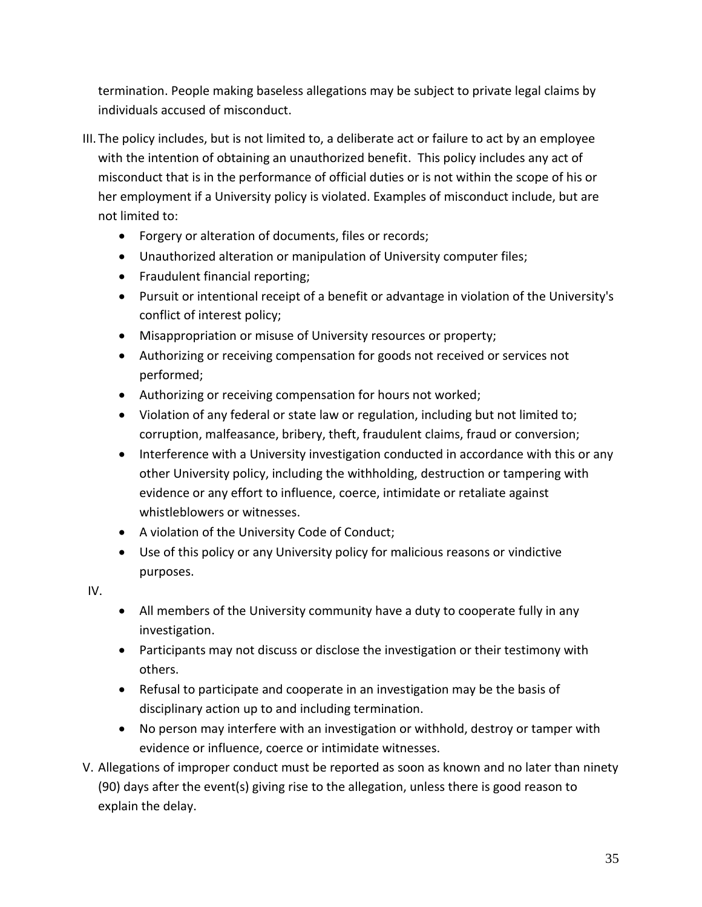termination. People making baseless allegations may be subject to private legal claims by individuals accused of misconduct.

III. The policy includes, but is not limited to, a deliberate act or failure to act by an employee with the intention of obtaining an unauthorized benefit. This policy includes any act of misconduct that is in the performance of official duties or is not within the scope of his or her employment if a University policy is violated. Examples of misconduct include, but are not limited to:

- Forgery or alteration of documents, files or records;
- Unauthorized alteration or manipulation of University computer files;
- Fraudulent financial reporting;
- Pursuit or intentional receipt of a benefit or advantage in violation of the University's conflict of interest policy;
- Misappropriation or misuse of University resources or property;
- Authorizing or receiving compensation for goods not received or services not performed;
- Authorizing or receiving compensation for hours not worked;
- Violation of any federal or state law or regulation, including but not limited to; corruption, malfeasance, bribery, theft, fraudulent claims, fraud or conversion;
- Interference with a University investigation conducted in accordance with this or any other University policy, including the withholding, destruction or tampering with evidence or any effort to influence, coerce, intimidate or retaliate against whistleblowers or witnesses.
- A violation of the University Code of Conduct;
- Use of this policy or any University policy for malicious reasons or vindictive purposes.

IV.

- All members of the University community have a duty to cooperate fully in any investigation.
- Participants may not discuss or disclose the investigation or their testimony with others.
- Refusal to participate and cooperate in an investigation may be the basis of disciplinary action up to and including termination.
- No person may interfere with an investigation or withhold, destroy or tamper with evidence or influence, coerce or intimidate witnesses.

V. Allegations of improper conduct must be reported as soon as known and no later than ninety (90) days after the event(s) giving rise to the allegation, unless there is good reason to explain the delay.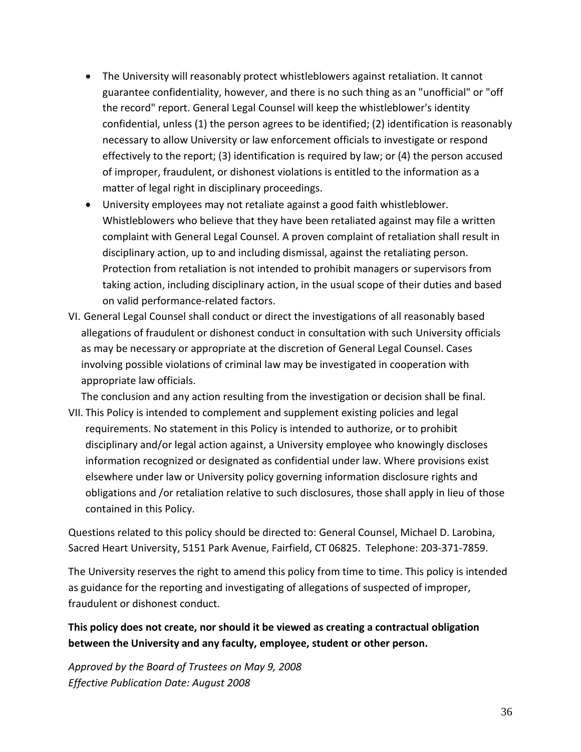- The University will reasonably protect whistleblowers against retaliation. It cannot guarantee confidentiality, however, and there is no such thing as an "unofficial" or "off the record" report. General Legal Counsel will keep the whistleblower's identity confidential, unless (1) the person agrees to be identified; (2) identification is reasonably necessary to allow University or law enforcement officials to investigate or respond effectively to the report; (3) identification is required by law; or (4) the person accused of improper, fraudulent, or dishonest violations is entitled to the information as a matter of legal right in disciplinary proceedings.
- University employees may not retaliate against a good faith whistleblower. Whistleblowers who believe that they have been retaliated against may file a written complaint with General Legal Counsel. A proven complaint of retaliation shall result in disciplinary action, up to and including dismissal, against the retaliating person. Protection from retaliation is not intended to prohibit managers or supervisors from taking action, including disciplinary action, in the usual scope of their duties and based on valid performance-related factors.

VI. General Legal Counsel shall conduct or direct the investigations of all reasonably based allegations of fraudulent or dishonest conduct in consultation with such University officials as may be necessary or appropriate at the discretion of General Legal Counsel. Cases involving possible violations of criminal law may be investigated in cooperation with appropriate law officials.

The conclusion and any action resulting from the investigation or decision shall be final.

VII. This Policy is intended to complement and supplement existing policies and legal requirements. No statement in this Policy is intended to authorize, or to prohibit disciplinary and/or legal action against, a University employee who knowingly discloses information recognized or designated as confidential under law. Where provisions exist elsewhere under law or University policy governing information disclosure rights and obligations and /or retaliation relative to such disclosures, those shall apply in lieu of those contained in this Policy.

Questions related to this policy should be directed to: General Counsel, Michael D. Larobina, Sacred Heart University, 5151 Park Avenue, Fairfield, CT 06825. Telephone: 203-371-7859.

The University reserves the right to amend this policy from time to time. This policy is intended as guidance for the reporting and investigating of allegations of suspected of improper, fraudulent or dishonest conduct.

**This policy does not create, nor should it be viewed as creating a contractual obligation between the University and any faculty, employee, student or other person.**

*Approved by the Board of Trustees on May 9, 2008*
*Effective Publication Date: August 2008*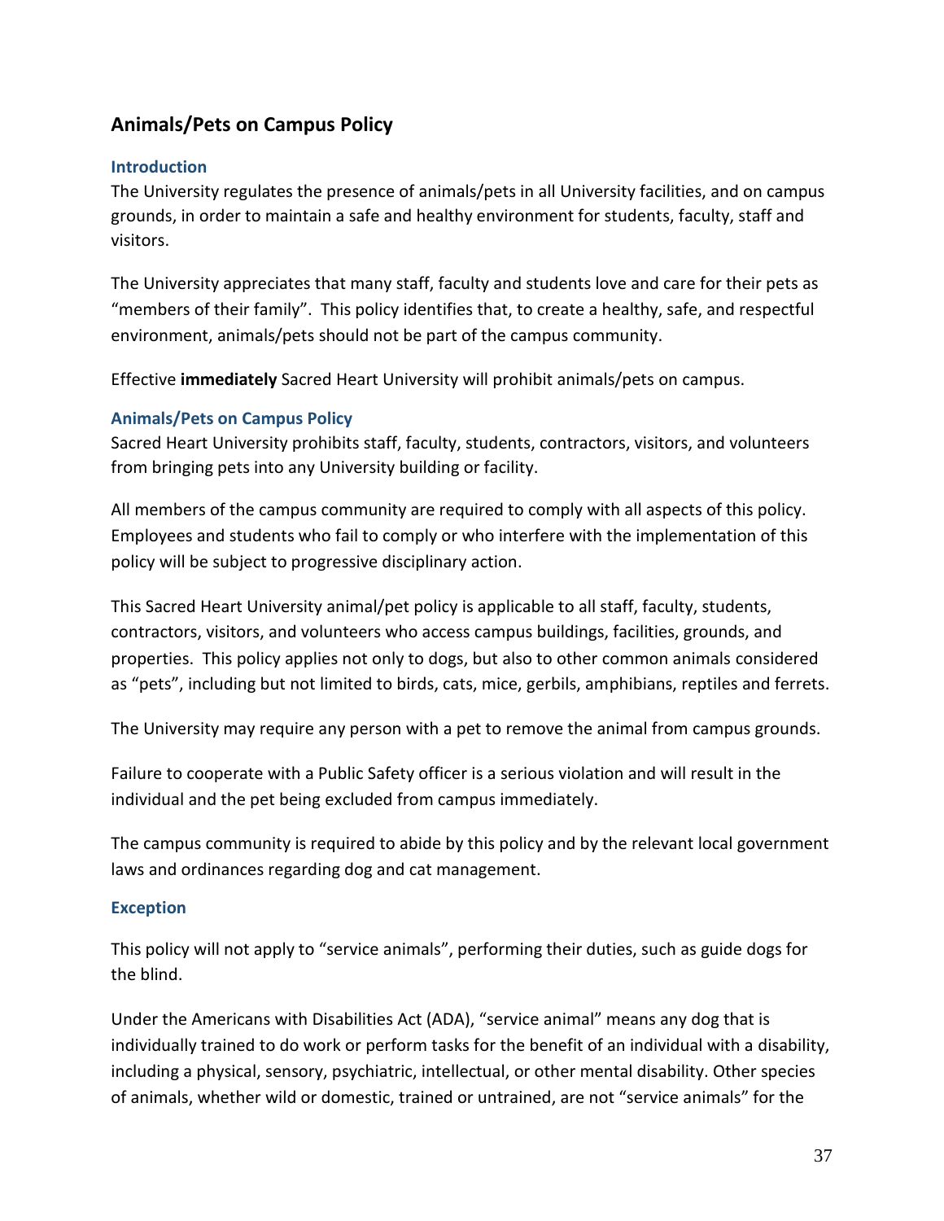## Animals/Pets on Campus Policy

### Introduction

The University regulates the presence of animals/pets in all University facilities, and on campus grounds, in order to maintain a safe and healthy environment for students, faculty, staff and visitors.

The University appreciates that many staff, faculty and students love and care for their pets as "members of their family". This policy identifies that, to create a healthy, safe, and respectful environment, animals/pets should not be part of the campus community.

Effective **immediately** Sacred Heart University will prohibit animals/pets on campus.

### Animals/Pets on Campus Policy

Sacred Heart University prohibits staff, faculty, students, contractors, visitors, and volunteers from bringing pets into any University building or facility.

All members of the campus community are required to comply with all aspects of this policy. Employees and students who fail to comply or who interfere with the implementation of this policy will be subject to progressive disciplinary action.

This Sacred Heart University animal/pet policy is applicable to all staff, faculty, students, contractors, visitors, and volunteers who access campus buildings, facilities, grounds, and properties. This policy applies not only to dogs, but also to other common animals considered as "pets", including but not limited to birds, cats, mice, gerbils, amphibians, reptiles and ferrets.

The University may require any person with a pet to remove the animal from campus grounds.

Failure to cooperate with a Public Safety officer is a serious violation and will result in the individual and the pet being excluded from campus immediately.

The campus community is required to abide by this policy and by the relevant local government laws and ordinances regarding dog and cat management.

### Exception

This policy will not apply to "service animals", performing their duties, such as guide dogs for the blind.

Under the Americans with Disabilities Act (ADA), "service animal" means any dog that is individually trained to do work or perform tasks for the benefit of an individual with a disability, including a physical, sensory, psychiatric, intellectual, or other mental disability. Other species of animals, whether wild or domestic, trained or untrained, are not "service animals" for the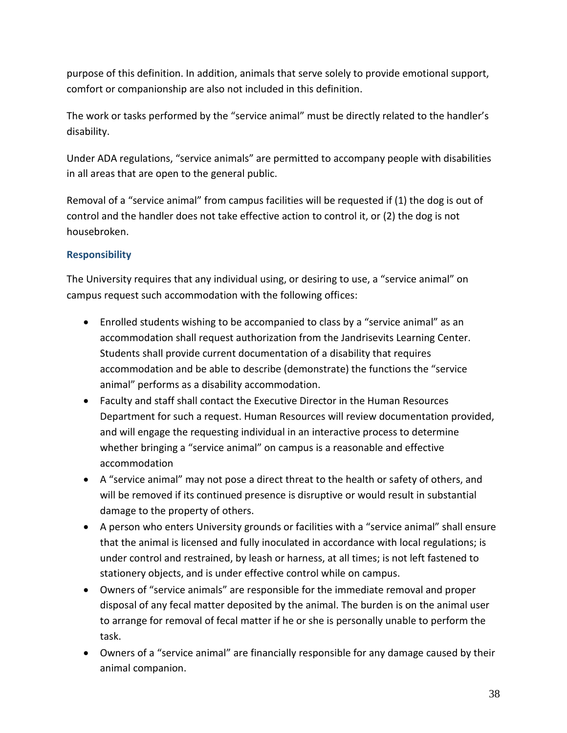purpose of this definition. In addition, animals that serve solely to provide emotional support, comfort or companionship are also not included in this definition.

The work or tasks performed by the "service animal" must be directly related to the handler's disability.

Under ADA regulations, "service animals" are permitted to accompany people with disabilities in all areas that are open to the general public.

Removal of a "service animal" from campus facilities will be requested if (1) the dog is out of control and the handler does not take effective action to control it, or (2) the dog is not housebroken.

### Responsibility

The University requires that any individual using, or desiring to use, a "service animal" on campus request such accommodation with the following offices:

- Enrolled students wishing to be accompanied to class by a "service animal" as an accommodation shall request authorization from the Jandrisevits Learning Center. Students shall provide current documentation of a disability that requires accommodation and be able to describe (demonstrate) the functions the "service animal" performs as a disability accommodation.
- Faculty and staff shall contact the Executive Director in the Human Resources Department for such a request. Human Resources will review documentation provided, and will engage the requesting individual in an interactive process to determine whether bringing a "service animal" on campus is a reasonable and effective accommodation
- A "service animal" may not pose a direct threat to the health or safety of others, and will be removed if its continued presence is disruptive or would result in substantial damage to the property of others.
- A person who enters University grounds or facilities with a "service animal" shall ensure that the animal is licensed and fully inoculated in accordance with local regulations; is under control and restrained, by leash or harness, at all times; is not left fastened to stationery objects, and is under effective control while on campus.
- Owners of "service animals" are responsible for the immediate removal and proper disposal of any fecal matter deposited by the animal. The burden is on the animal user to arrange for removal of fecal matter if he or she is personally unable to perform the task.
- Owners of a "service animal" are financially responsible for any damage caused by their animal companion.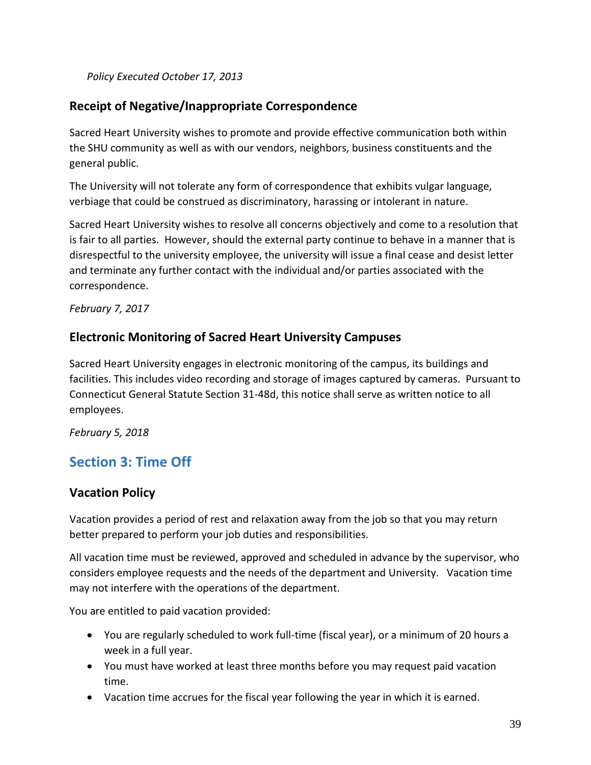*Policy Executed October 17, 2013*

### Receipt of Negative/Inappropriate Correspondence

Sacred Heart University wishes to promote and provide effective communication both within the SHU community as well as with our vendors, neighbors, business constituents and the general public.

The University will not tolerate any form of correspondence that exhibits vulgar language, verbiage that could be construed as discriminatory, harassing or intolerant in nature.

Sacred Heart University wishes to resolve all concerns objectively and come to a resolution that is fair to all parties. However, should the external party continue to behave in a manner that is disrespectful to the university employee, the university will issue a final cease and desist letter and terminate any further contact with the individual and/or parties associated with the correspondence.

*February 7, 2017*

### Electronic Monitoring of Sacred Heart University Campuses

Sacred Heart University engages in electronic monitoring of the campus, its buildings and facilities. This includes video recording and storage of images captured by cameras. Pursuant to Connecticut General Statute Section 31-48d, this notice shall serve as written notice to all employees.

*February 5, 2018*

## Section 3: Time Off

### Vacation Policy

Vacation provides a period of rest and relaxation away from the job so that you may return better prepared to perform your job duties and responsibilities.

All vacation time must be reviewed, approved and scheduled in advance by the supervisor, who considers employee requests and the needs of the department and University. Vacation time may not interfere with the operations of the department.

You are entitled to paid vacation provided:

- You are regularly scheduled to work full-time (fiscal year), or a minimum of 20 hours a week in a full year.
- You must have worked at least three months before you may request paid vacation time.
- Vacation time accrues for the fiscal year following the year in which it is earned.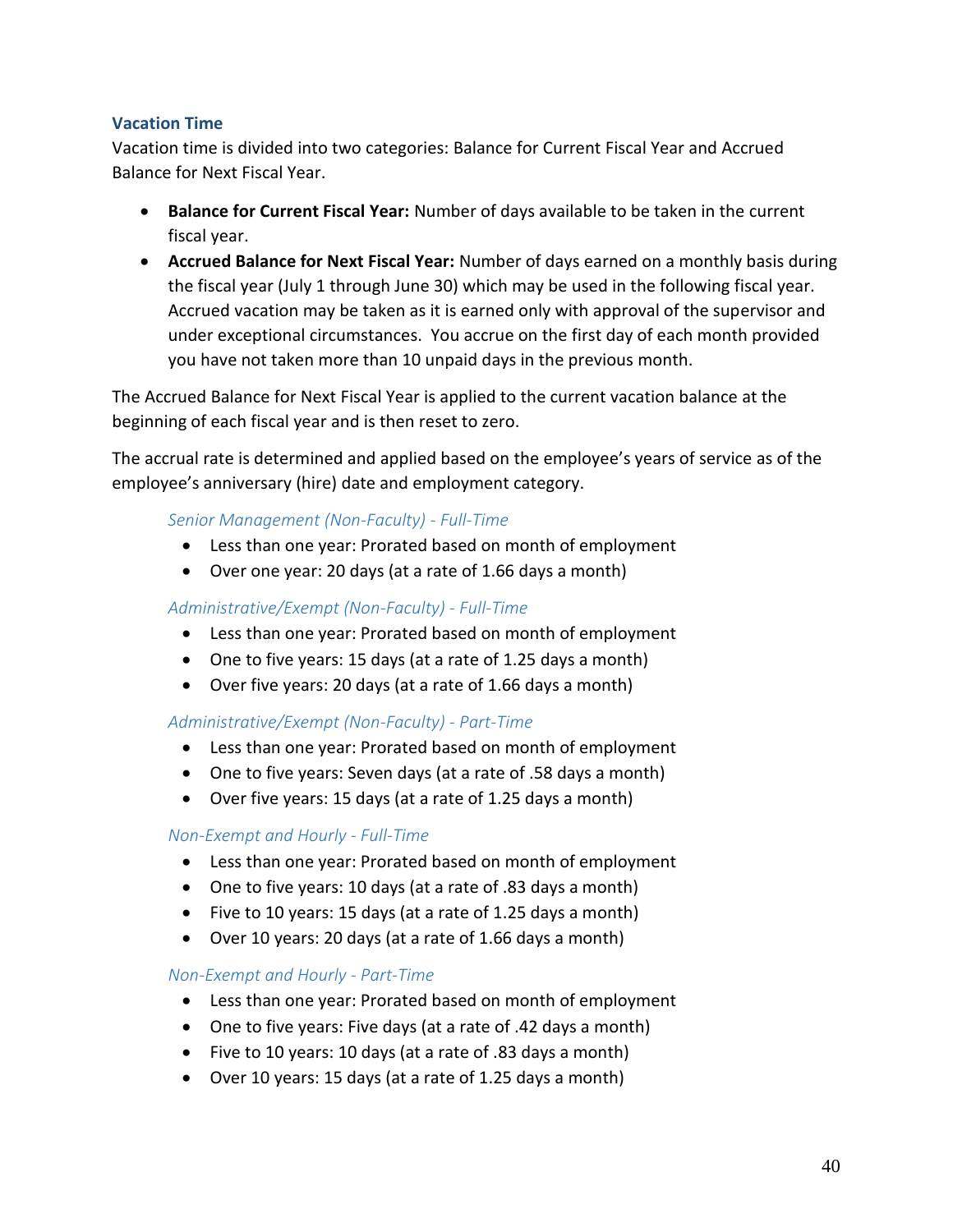### Vacation Time

Vacation time is divided into two categories: Balance for Current Fiscal Year and Accrued Balance for Next Fiscal Year.

- **Balance for Current Fiscal Year:** Number of days available to be taken in the current fiscal year.
- **Accrued Balance for Next Fiscal Year:** Number of days earned on a monthly basis during the fiscal year (July 1 through June 30) which may be used in the following fiscal year. Accrued vacation may be taken as it is earned only with approval of the supervisor and under exceptional circumstances. You accrue on the first day of each month provided you have not taken more than 10 unpaid days in the previous month.

The Accrued Balance for Next Fiscal Year is applied to the current vacation balance at the beginning of each fiscal year and is then reset to zero.

The accrual rate is determined and applied based on the employee's years of service as of the employee's anniversary (hire) date and employment category.

*Senior Management (Non-Faculty) - Full-Time*

- Less than one year: Prorated based on month of employment
- Over one year: 20 days (at a rate of 1.66 days a month)

*Administrative/Exempt (Non-Faculty) - Full-Time*

- Less than one year: Prorated based on month of employment
- One to five years: 15 days (at a rate of 1.25 days a month)
- Over five years: 20 days (at a rate of 1.66 days a month)

*Administrative/Exempt (Non-Faculty) - Part-Time*

- Less than one year: Prorated based on month of employment
- One to five years: Seven days (at a rate of .58 days a month)
- Over five years: 15 days (at a rate of 1.25 days a month)

*Non-Exempt and Hourly - Full-Time*

- Less than one year: Prorated based on month of employment
- One to five years: 10 days (at a rate of .83 days a month)
- Five to 10 years: 15 days (at a rate of 1.25 days a month)
- Over 10 years: 20 days (at a rate of 1.66 days a month)

*Non-Exempt and Hourly - Part-Time*

- Less than one year: Prorated based on month of employment
- One to five years: Five days (at a rate of .42 days a month)
- Five to 10 years: 10 days (at a rate of .83 days a month)
- Over 10 years: 15 days (at a rate of 1.25 days a month)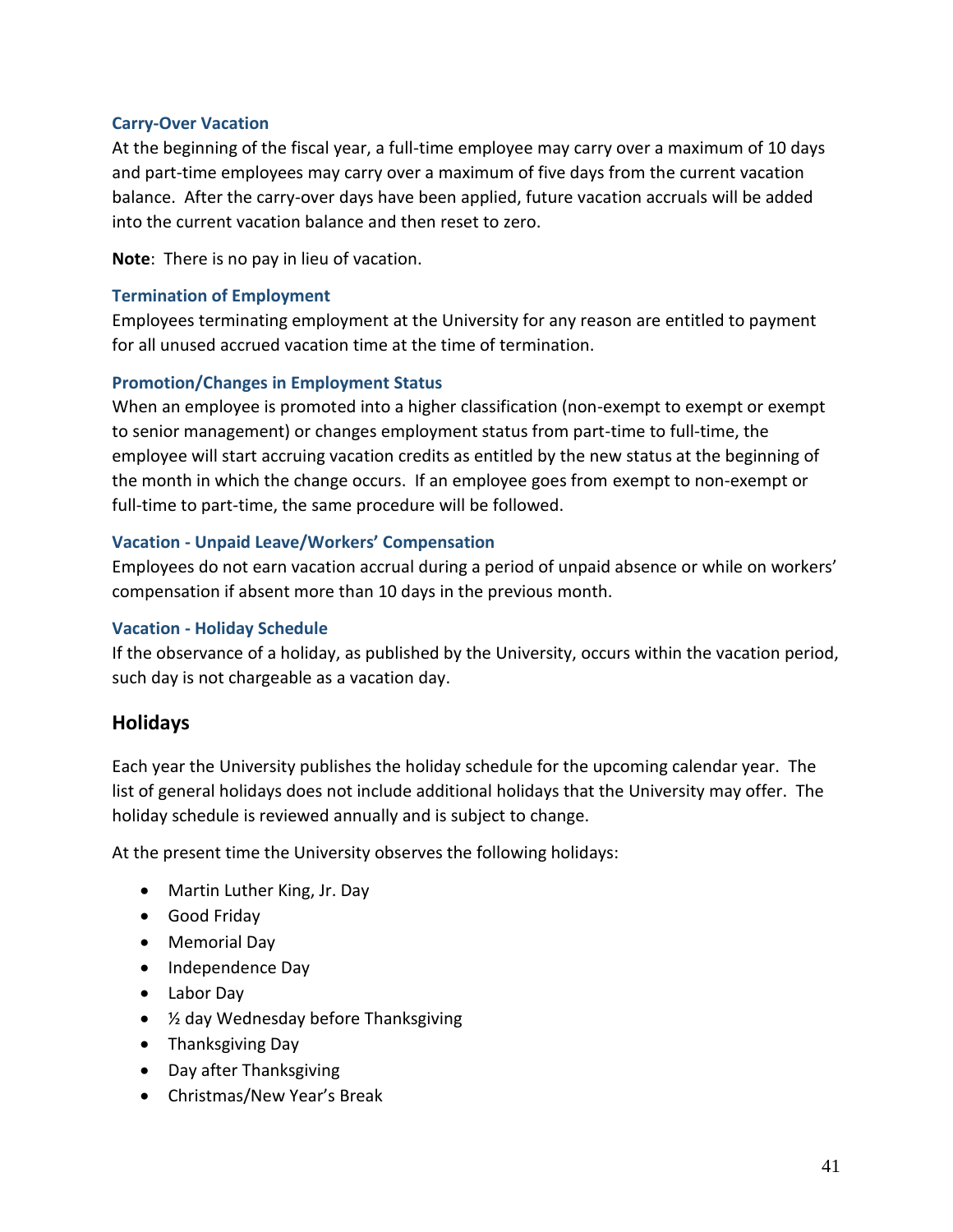### Carry-Over Vacation

At the beginning of the fiscal year, a full-time employee may carry over a maximum of 10 days and part-time employees may carry over a maximum of five days from the current vacation balance. After the carry-over days have been applied, future vacation accruals will be added into the current vacation balance and then reset to zero.

**Note**: There is no pay in lieu of vacation.

### Termination of Employment

Employees terminating employment at the University for any reason are entitled to payment for all unused accrued vacation time at the time of termination.

### Promotion/Changes in Employment Status

When an employee is promoted into a higher classification (non-exempt to exempt or exempt to senior management) or changes employment status from part-time to full-time, the employee will start accruing vacation credits as entitled by the new status at the beginning of the month in which the change occurs. If an employee goes from exempt to non-exempt or full-time to part-time, the same procedure will be followed.

### Vacation - Unpaid Leave/Workers' Compensation

Employees do not earn vacation accrual during a period of unpaid absence or while on workers' compensation if absent more than 10 days in the previous month.

### Vacation - Holiday Schedule

If the observance of a holiday, as published by the University, occurs within the vacation period, such day is not chargeable as a vacation day.

## Holidays

Each year the University publishes the holiday schedule for the upcoming calendar year. The list of general holidays does not include additional holidays that the University may offer. The holiday schedule is reviewed annually and is subject to change.

At the present time the University observes the following holidays:

- Martin Luther King, Jr. Day
- Good Friday
- Memorial Day
- Independence Day
- Labor Day
- ½ day Wednesday before Thanksgiving
- Thanksgiving Day
- Day after Thanksgiving
- Christmas/New Year's Break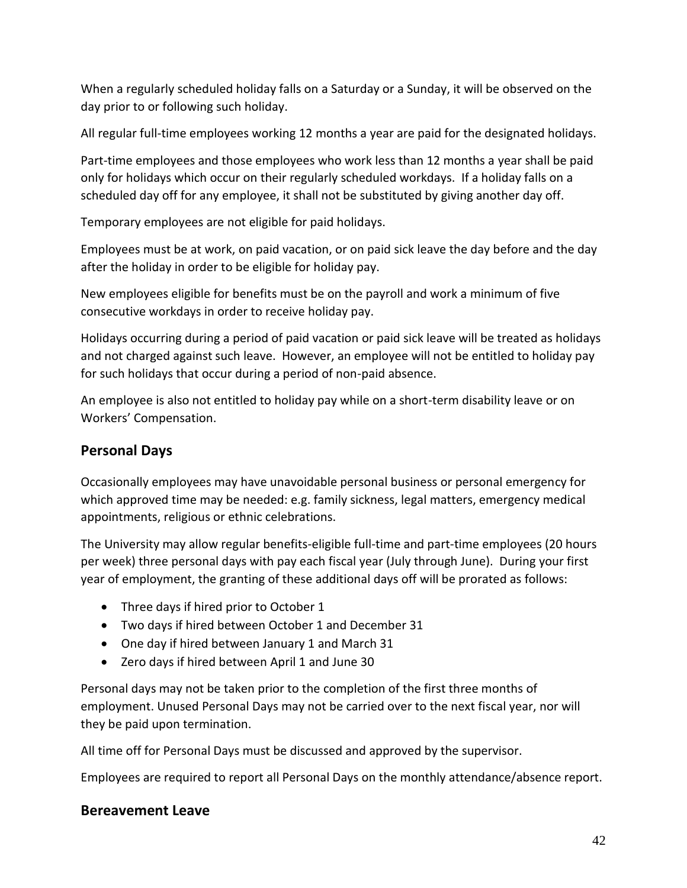When a regularly scheduled holiday falls on a Saturday or a Sunday, it will be observed on the day prior to or following such holiday.

All regular full-time employees working 12 months a year are paid for the designated holidays.

Part-time employees and those employees who work less than 12 months a year shall be paid only for holidays which occur on their regularly scheduled workdays. If a holiday falls on a scheduled day off for any employee, it shall not be substituted by giving another day off.

Temporary employees are not eligible for paid holidays.

Employees must be at work, on paid vacation, or on paid sick leave the day before and the day after the holiday in order to be eligible for holiday pay.

New employees eligible for benefits must be on the payroll and work a minimum of five consecutive workdays in order to receive holiday pay.

Holidays occurring during a period of paid vacation or paid sick leave will be treated as holidays and not charged against such leave. However, an employee will not be entitled to holiday pay for such holidays that occur during a period of non-paid absence.

An employee is also not entitled to holiday pay while on a short-term disability leave or on Workers' Compensation.

## Personal Days

Occasionally employees may have unavoidable personal business or personal emergency for which approved time may be needed: e.g. family sickness, legal matters, emergency medical appointments, religious or ethnic celebrations.

The University may allow regular benefits-eligible full-time and part-time employees (20 hours per week) three personal days with pay each fiscal year (July through June). During your first year of employment, the granting of these additional days off will be prorated as follows:

- Three days if hired prior to October 1
- Two days if hired between October 1 and December 31
- One day if hired between January 1 and March 31
- Zero days if hired between April 1 and June 30

Personal days may not be taken prior to the completion of the first three months of employment. Unused Personal Days may not be carried over to the next fiscal year, nor will they be paid upon termination.

All time off for Personal Days must be discussed and approved by the supervisor.

Employees are required to report all Personal Days on the monthly attendance/absence report.

## Bereavement Leave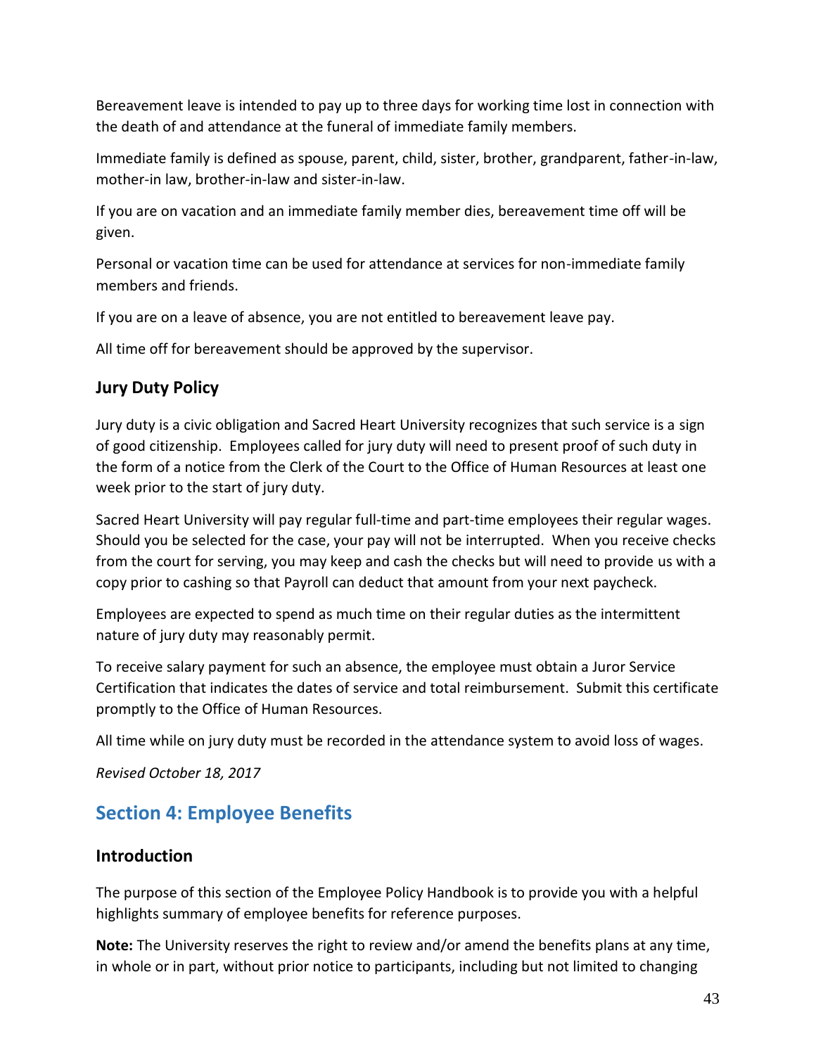Bereavement leave is intended to pay up to three days for working time lost in connection with the death of and attendance at the funeral of immediate family members.

Immediate family is defined as spouse, parent, child, sister, brother, grandparent, father-in-law, mother-in law, brother-in-law and sister-in-law.

If you are on vacation and an immediate family member dies, bereavement time off will be given.

Personal or vacation time can be used for attendance at services for non-immediate family members and friends.

If you are on a leave of absence, you are not entitled to bereavement leave pay.

All time off for bereavement should be approved by the supervisor.

### Jury Duty Policy

Jury duty is a civic obligation and Sacred Heart University recognizes that such service is a sign of good citizenship. Employees called for jury duty will need to present proof of such duty in the form of a notice from the Clerk of the Court to the Office of Human Resources at least one week prior to the start of jury duty.

Sacred Heart University will pay regular full-time and part-time employees their regular wages. Should you be selected for the case, your pay will not be interrupted. When you receive checks from the court for serving, you may keep and cash the checks but will need to provide us with a copy prior to cashing so that Payroll can deduct that amount from your next paycheck.

Employees are expected to spend as much time on their regular duties as the intermittent nature of jury duty may reasonably permit.

To receive salary payment for such an absence, the employee must obtain a Juror Service Certification that indicates the dates of service and total reimbursement. Submit this certificate promptly to the Office of Human Resources.

All time while on jury duty must be recorded in the attendance system to avoid loss of wages.

*Revised October 18, 2017*

## Section 4: Employee Benefits

### Introduction

The purpose of this section of the Employee Policy Handbook is to provide you with a helpful highlights summary of employee benefits for reference purposes.

**Note:** The University reserves the right to review and/or amend the benefits plans at any time, in whole or in part, without prior notice to participants, including but not limited to changing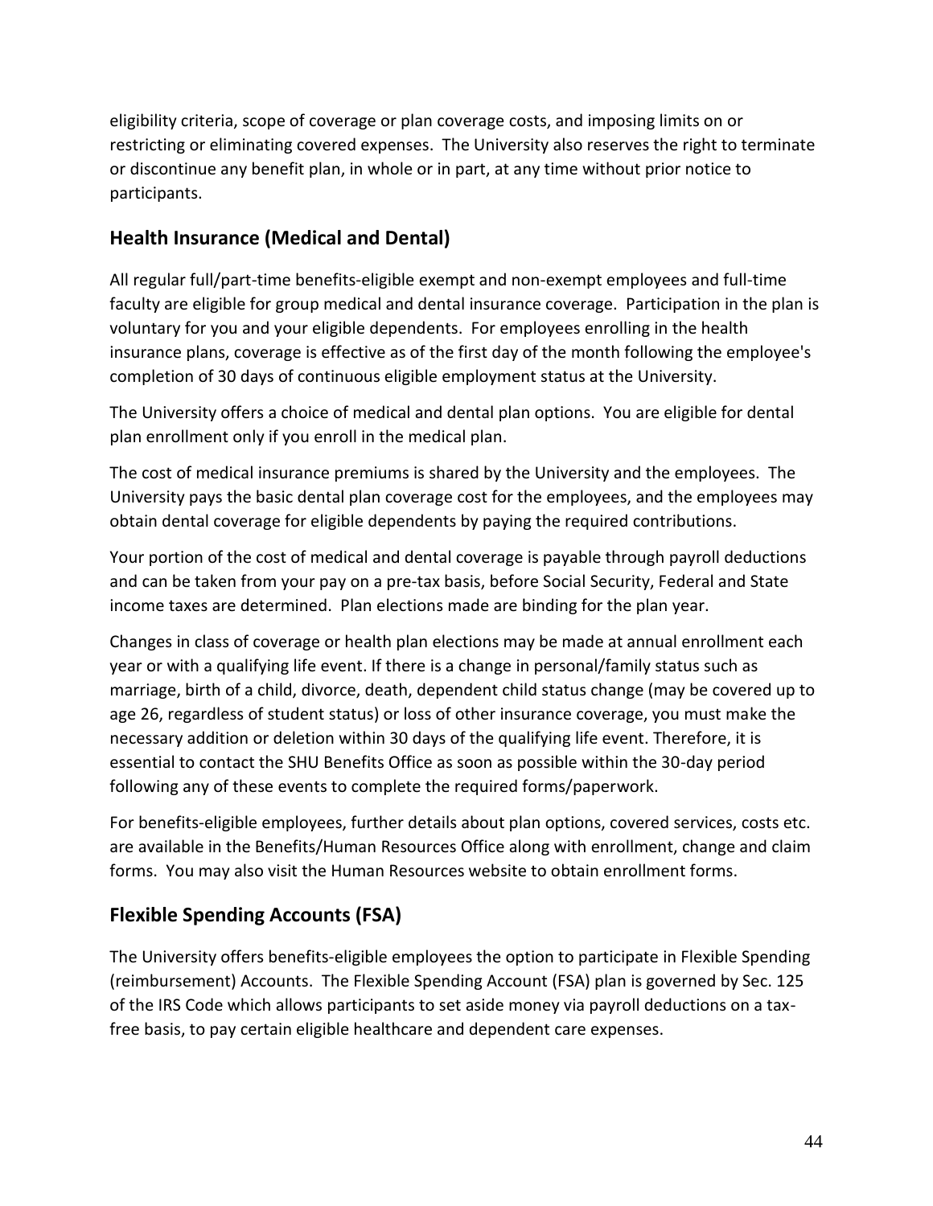eligibility criteria, scope of coverage or plan coverage costs, and imposing limits on or restricting or eliminating covered expenses. The University also reserves the right to terminate or discontinue any benefit plan, in whole or in part, at any time without prior notice to participants.

## Health Insurance (Medical and Dental)

All regular full/part-time benefits-eligible exempt and non-exempt employees and full-time faculty are eligible for group medical and dental insurance coverage. Participation in the plan is voluntary for you and your eligible dependents. For employees enrolling in the health insurance plans, coverage is effective as of the first day of the month following the employee's completion of 30 days of continuous eligible employment status at the University.

The University offers a choice of medical and dental plan options. You are eligible for dental plan enrollment only if you enroll in the medical plan.

The cost of medical insurance premiums is shared by the University and the employees. The University pays the basic dental plan coverage cost for the employees, and the employees may obtain dental coverage for eligible dependents by paying the required contributions.

Your portion of the cost of medical and dental coverage is payable through payroll deductions and can be taken from your pay on a pre-tax basis, before Social Security, Federal and State income taxes are determined. Plan elections made are binding for the plan year.

Changes in class of coverage or health plan elections may be made at annual enrollment each year or with a qualifying life event. If there is a change in personal/family status such as marriage, birth of a child, divorce, death, dependent child status change (may be covered up to age 26, regardless of student status) or loss of other insurance coverage, you must make the necessary addition or deletion within 30 days of the qualifying life event. Therefore, it is essential to contact the SHU Benefits Office as soon as possible within the 30-day period following any of these events to complete the required forms/paperwork.

For benefits-eligible employees, further details about plan options, covered services, costs etc. are available in the Benefits/Human Resources Office along with enrollment, change and claim forms. You may also visit the Human Resources website to obtain enrollment forms.

## Flexible Spending Accounts (FSA)

The University offers benefits-eligible employees the option to participate in Flexible Spending (reimbursement) Accounts. The Flexible Spending Account (FSA) plan is governed by Sec. 125 of the IRS Code which allows participants to set aside money via payroll deductions on a tax-free basis, to pay certain eligible healthcare and dependent care expenses.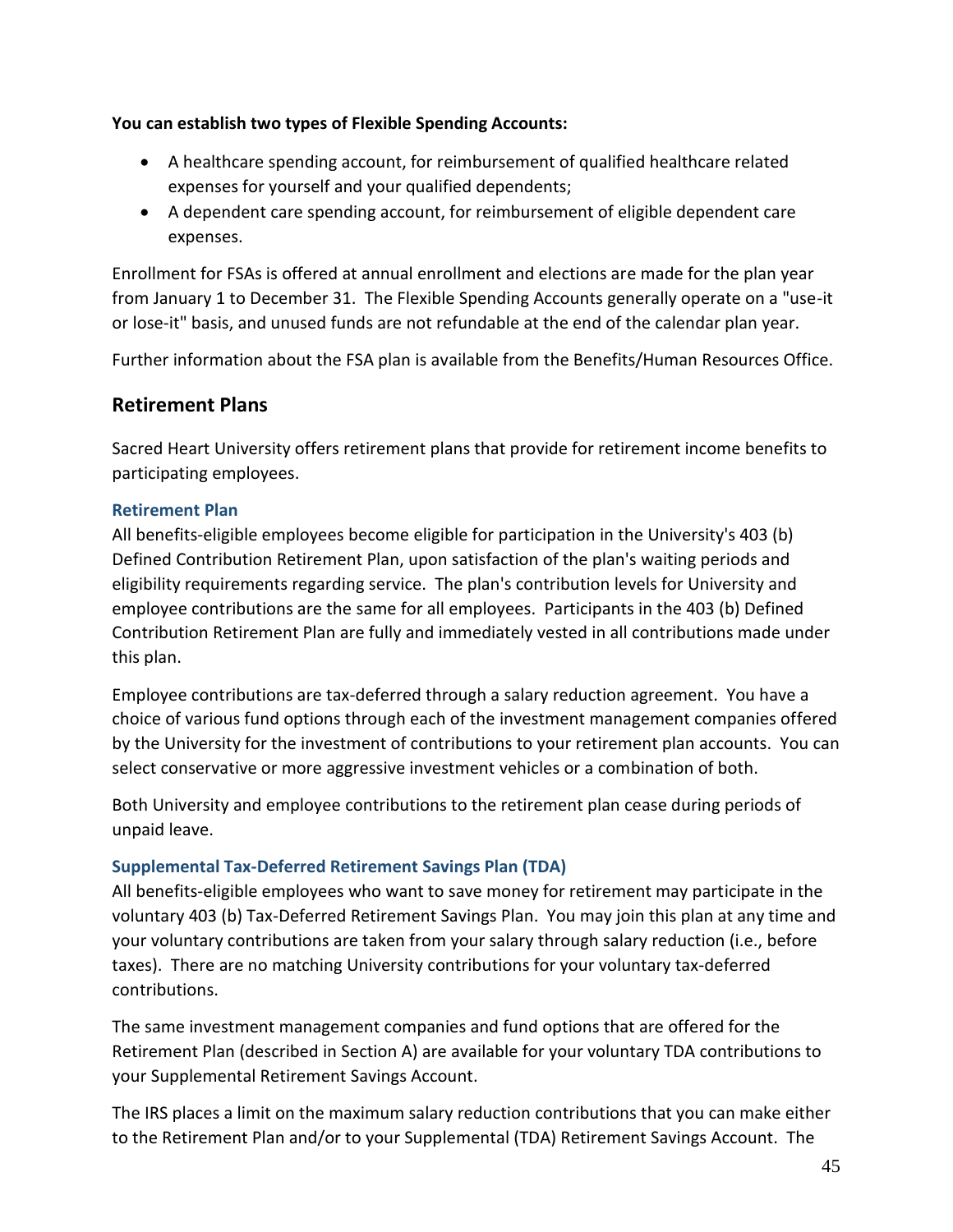**You can establish two types of Flexible Spending Accounts:**

- A healthcare spending account, for reimbursement of qualified healthcare related expenses for yourself and your qualified dependents;
- A dependent care spending account, for reimbursement of eligible dependent care expenses.

Enrollment for FSAs is offered at annual enrollment and elections are made for the plan year from January 1 to December 31. The Flexible Spending Accounts generally operate on a "use-it or lose-it" basis, and unused funds are not refundable at the end of the calendar plan year.

Further information about the FSA plan is available from the Benefits/Human Resources Office.

## Retirement Plans

Sacred Heart University offers retirement plans that provide for retirement income benefits to participating employees.

### Retirement Plan

All benefits-eligible employees become eligible for participation in the University's 403 (b) Defined Contribution Retirement Plan, upon satisfaction of the plan's waiting periods and eligibility requirements regarding service. The plan's contribution levels for University and employee contributions are the same for all employees. Participants in the 403 (b) Defined Contribution Retirement Plan are fully and immediately vested in all contributions made under this plan.

Employee contributions are tax-deferred through a salary reduction agreement. You have a choice of various fund options through each of the investment management companies offered by the University for the investment of contributions to your retirement plan accounts. You can select conservative or more aggressive investment vehicles or a combination of both.

Both University and employee contributions to the retirement plan cease during periods of unpaid leave.

### Supplemental Tax-Deferred Retirement Savings Plan (TDA)

All benefits-eligible employees who want to save money for retirement may participate in the voluntary 403 (b) Tax-Deferred Retirement Savings Plan. You may join this plan at any time and your voluntary contributions are taken from your salary through salary reduction (i.e., before taxes). There are no matching University contributions for your voluntary tax-deferred contributions.

The same investment management companies and fund options that are offered for the Retirement Plan (described in Section A) are available for your voluntary TDA contributions to your Supplemental Retirement Savings Account.

The IRS places a limit on the maximum salary reduction contributions that you can make either to the Retirement Plan and/or to your Supplemental (TDA) Retirement Savings Account. The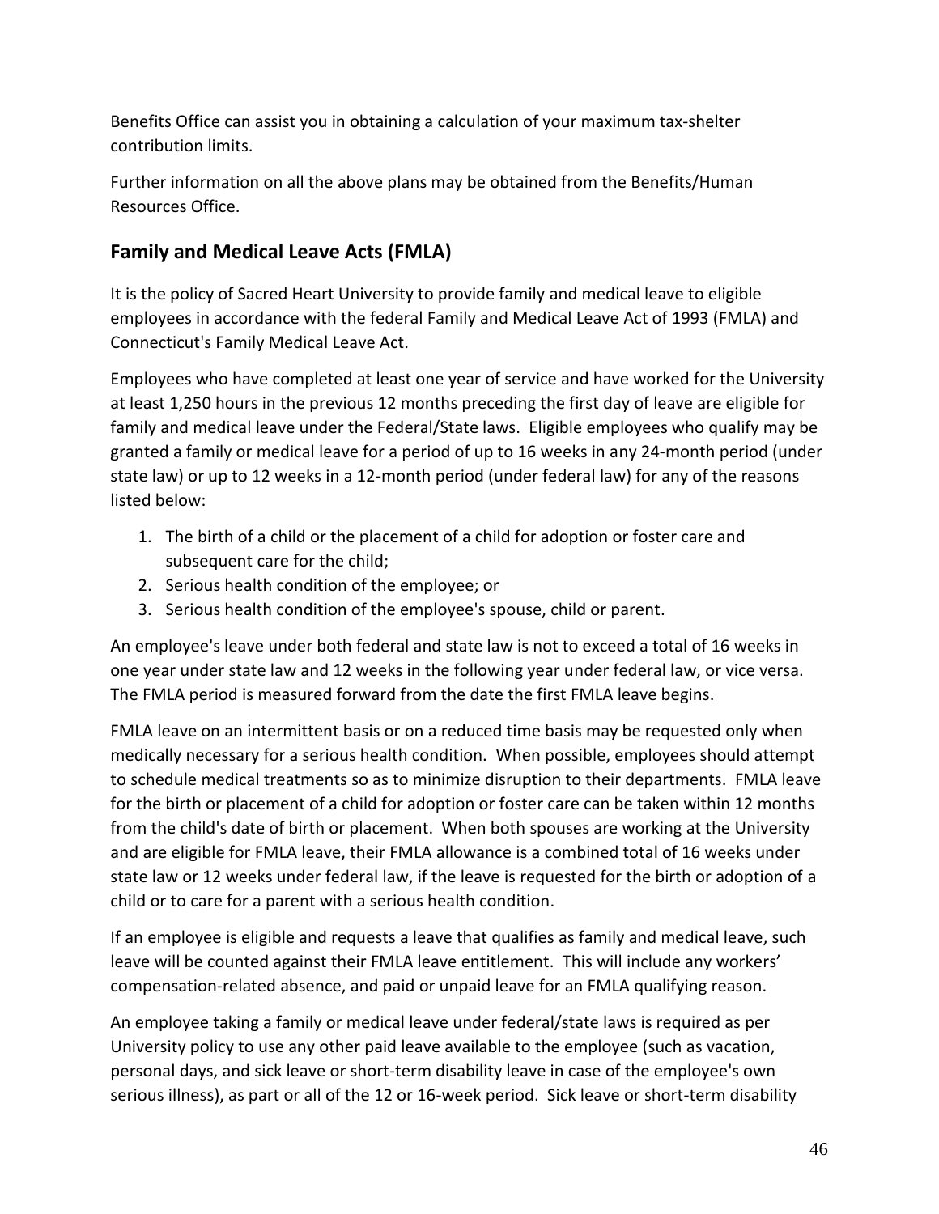Benefits Office can assist you in obtaining a calculation of your maximum tax-shelter contribution limits.

Further information on all the above plans may be obtained from the Benefits/Human Resources Office.

## Family and Medical Leave Acts (FMLA)

It is the policy of Sacred Heart University to provide family and medical leave to eligible employees in accordance with the federal Family and Medical Leave Act of 1993 (FMLA) and Connecticut's Family Medical Leave Act.

Employees who have completed at least one year of service and have worked for the University at least 1,250 hours in the previous 12 months preceding the first day of leave are eligible for family and medical leave under the Federal/State laws. Eligible employees who qualify may be granted a family or medical leave for a period of up to 16 weeks in any 24-month period (under state law) or up to 12 weeks in a 12-month period (under federal law) for any of the reasons listed below:

1. The birth of a child or the placement of a child for adoption or foster care and subsequent care for the child;
2. Serious health condition of the employee; or
3. Serious health condition of the employee's spouse, child or parent.

An employee's leave under both federal and state law is not to exceed a total of 16 weeks in one year under state law and 12 weeks in the following year under federal law, or vice versa. The FMLA period is measured forward from the date the first FMLA leave begins.

FMLA leave on an intermittent basis or on a reduced time basis may be requested only when medically necessary for a serious health condition. When possible, employees should attempt to schedule medical treatments so as to minimize disruption to their departments. FMLA leave for the birth or placement of a child for adoption or foster care can be taken within 12 months from the child's date of birth or placement. When both spouses are working at the University and are eligible for FMLA leave, their FMLA allowance is a combined total of 16 weeks under state law or 12 weeks under federal law, if the leave is requested for the birth or adoption of a child or to care for a parent with a serious health condition.

If an employee is eligible and requests a leave that qualifies as family and medical leave, such leave will be counted against their FMLA leave entitlement. This will include any workers' compensation-related absence, and paid or unpaid leave for an FMLA qualifying reason.

An employee taking a family or medical leave under federal/state laws is required as per University policy to use any other paid leave available to the employee (such as vacation, personal days, and sick leave or short-term disability leave in case of the employee's own serious illness), as part or all of the 12 or 16-week period. Sick leave or short-term disability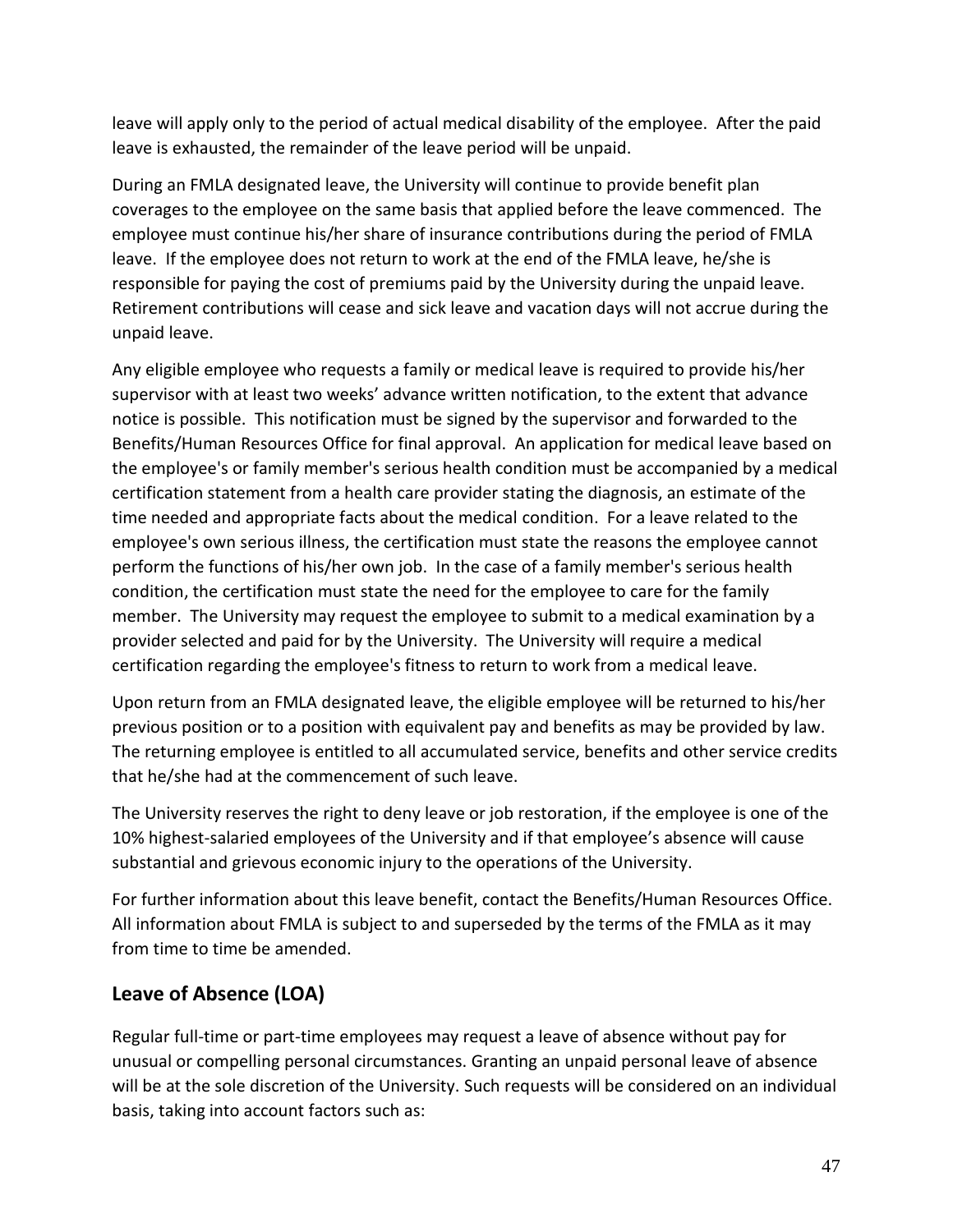leave will apply only to the period of actual medical disability of the employee. After the paid leave is exhausted, the remainder of the leave period will be unpaid.

During an FMLA designated leave, the University will continue to provide benefit plan coverages to the employee on the same basis that applied before the leave commenced. The employee must continue his/her share of insurance contributions during the period of FMLA leave. If the employee does not return to work at the end of the FMLA leave, he/she is responsible for paying the cost of premiums paid by the University during the unpaid leave. Retirement contributions will cease and sick leave and vacation days will not accrue during the unpaid leave.

Any eligible employee who requests a family or medical leave is required to provide his/her supervisor with at least two weeks' advance written notification, to the extent that advance notice is possible. This notification must be signed by the supervisor and forwarded to the Benefits/Human Resources Office for final approval. An application for medical leave based on the employee's or family member's serious health condition must be accompanied by a medical certification statement from a health care provider stating the diagnosis, an estimate of the time needed and appropriate facts about the medical condition. For a leave related to the employee's own serious illness, the certification must state the reasons the employee cannot perform the functions of his/her own job. In the case of a family member's serious health condition, the certification must state the need for the employee to care for the family member. The University may request the employee to submit to a medical examination by a provider selected and paid for by the University. The University will require a medical certification regarding the employee's fitness to return to work from a medical leave.

Upon return from an FMLA designated leave, the eligible employee will be returned to his/her previous position or to a position with equivalent pay and benefits as may be provided by law. The returning employee is entitled to all accumulated service, benefits and other service credits that he/she had at the commencement of such leave.

The University reserves the right to deny leave or job restoration, if the employee is one of the 10% highest-salaried employees of the University and if that employee's absence will cause substantial and grievous economic injury to the operations of the University.

For further information about this leave benefit, contact the Benefits/Human Resources Office. All information about FMLA is subject to and superseded by the terms of the FMLA as it may from time to time be amended.

## Leave of Absence (LOA)

Regular full-time or part-time employees may request a leave of absence without pay for unusual or compelling personal circumstances. Granting an unpaid personal leave of absence will be at the sole discretion of the University. Such requests will be considered on an individual basis, taking into account factors such as: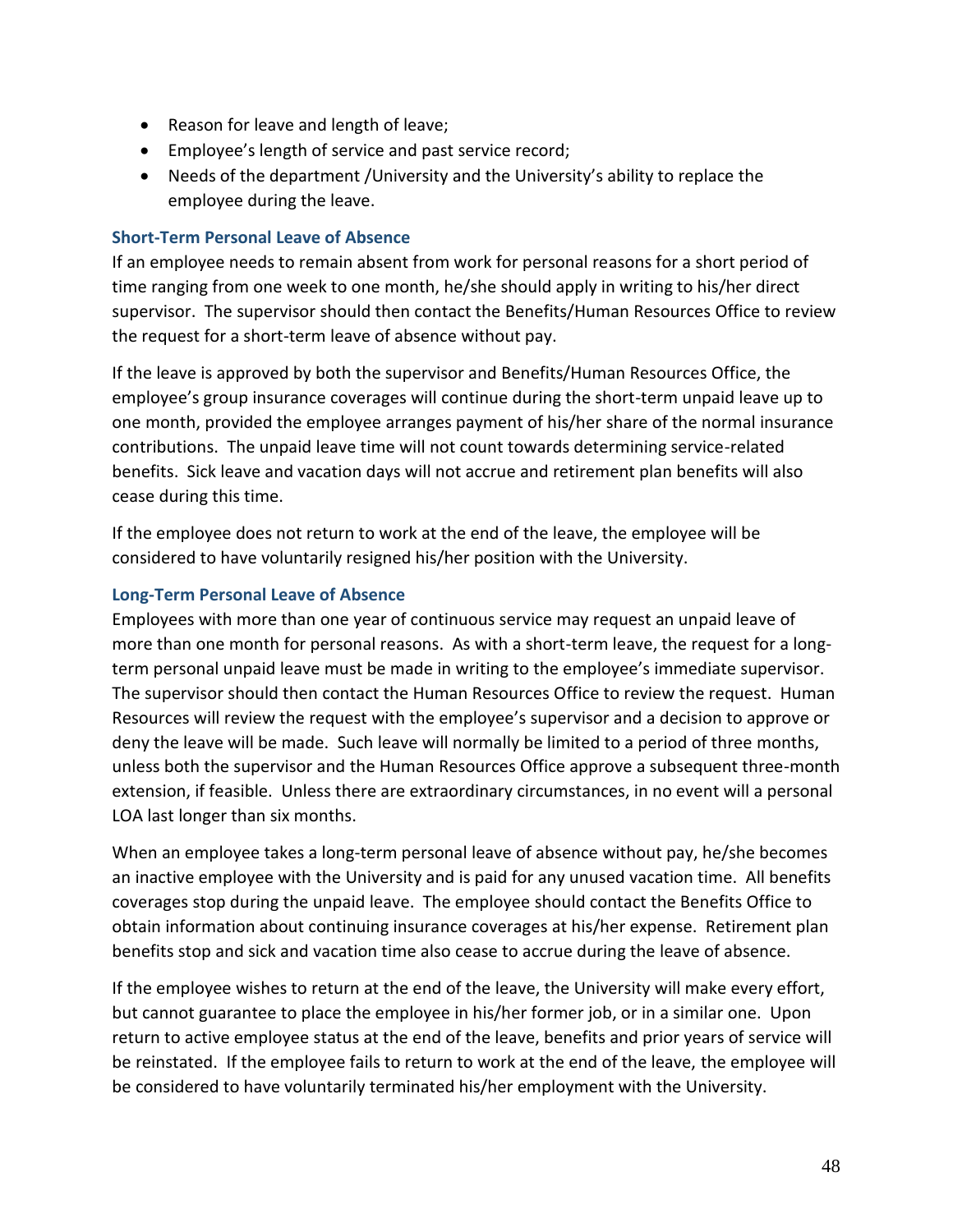- Reason for leave and length of leave;
- Employee's length of service and past service record;
- Needs of the department /University and the University's ability to replace the employee during the leave.

### Short-Term Personal Leave of Absence

If an employee needs to remain absent from work for personal reasons for a short period of time ranging from one week to one month, he/she should apply in writing to his/her direct supervisor. The supervisor should then contact the Benefits/Human Resources Office to review the request for a short-term leave of absence without pay.

If the leave is approved by both the supervisor and Benefits/Human Resources Office, the employee's group insurance coverages will continue during the short-term unpaid leave up to one month, provided the employee arranges payment of his/her share of the normal insurance contributions. The unpaid leave time will not count towards determining service-related benefits. Sick leave and vacation days will not accrue and retirement plan benefits will also cease during this time.

If the employee does not return to work at the end of the leave, the employee will be considered to have voluntarily resigned his/her position with the University.

### Long-Term Personal Leave of Absence

Employees with more than one year of continuous service may request an unpaid leave of more than one month for personal reasons. As with a short-term leave, the request for a long-term personal unpaid leave must be made in writing to the employee's immediate supervisor. The supervisor should then contact the Human Resources Office to review the request. Human Resources will review the request with the employee's supervisor and a decision to approve or deny the leave will be made. Such leave will normally be limited to a period of three months, unless both the supervisor and the Human Resources Office approve a subsequent three-month extension, if feasible. Unless there are extraordinary circumstances, in no event will a personal LOA last longer than six months.

When an employee takes a long-term personal leave of absence without pay, he/she becomes an inactive employee with the University and is paid for any unused vacation time. All benefits coverages stop during the unpaid leave. The employee should contact the Benefits Office to obtain information about continuing insurance coverages at his/her expense. Retirement plan benefits stop and sick and vacation time also cease to accrue during the leave of absence.

If the employee wishes to return at the end of the leave, the University will make every effort, but cannot guarantee to place the employee in his/her former job, or in a similar one. Upon return to active employee status at the end of the leave, benefits and prior years of service will be reinstated. If the employee fails to return to work at the end of the leave, the employee will be considered to have voluntarily terminated his/her employment with the University.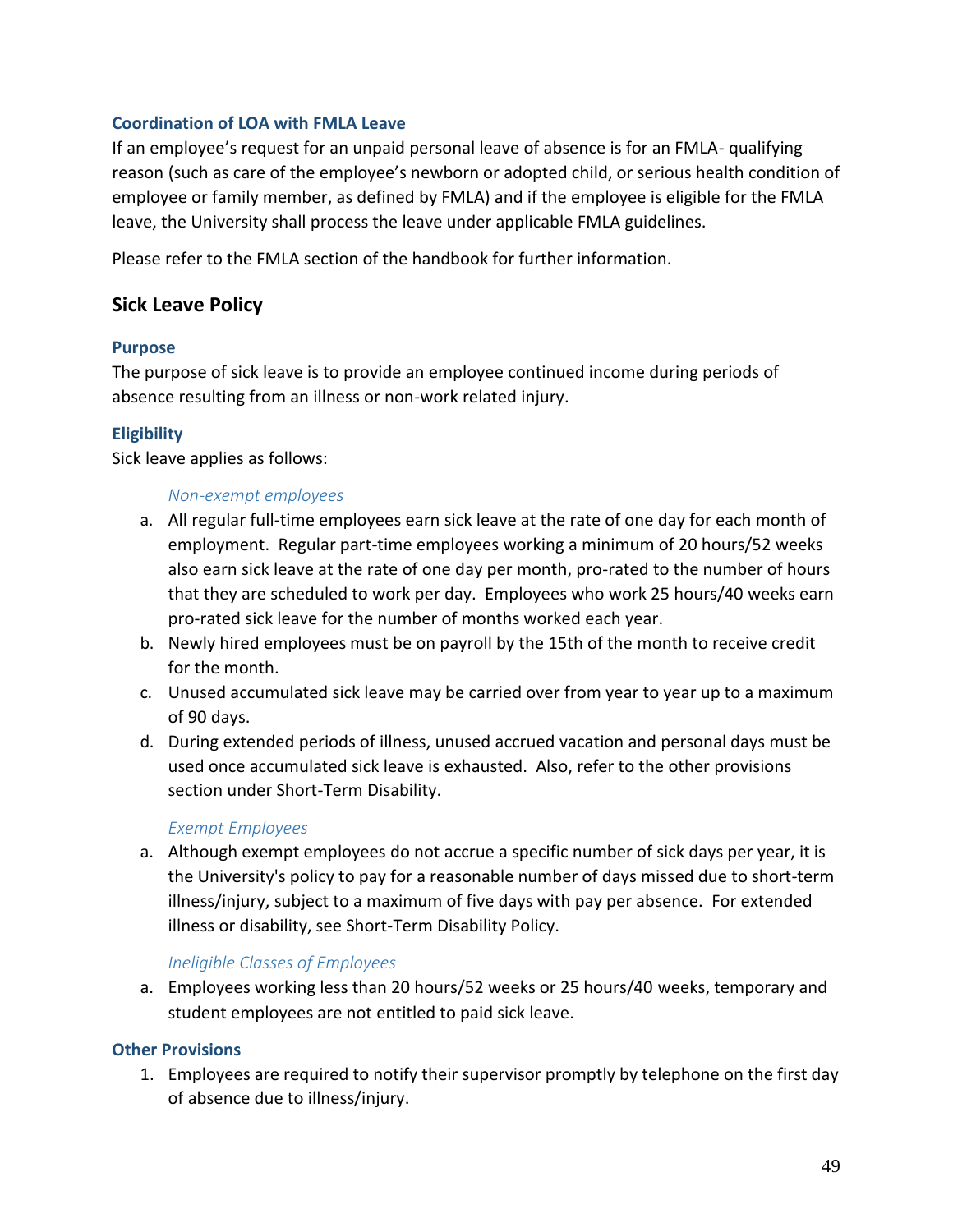### Coordination of LOA with FMLA Leave

If an employee's request for an unpaid personal leave of absence is for an FMLA- qualifying reason (such as care of the employee's newborn or adopted child, or serious health condition of employee or family member, as defined by FMLA) and if the employee is eligible for the FMLA leave, the University shall process the leave under applicable FMLA guidelines.

Please refer to the FMLA section of the handbook for further information.

## Sick Leave Policy

### Purpose

The purpose of sick leave is to provide an employee continued income during periods of absence resulting from an illness or non-work related injury.

### Eligibility

Sick leave applies as follows:

*Non-exempt employees*

a. All regular full-time employees earn sick leave at the rate of one day for each month of employment. Regular part-time employees working a minimum of 20 hours/52 weeks also earn sick leave at the rate of one day per month, pro-rated to the number of hours that they are scheduled to work per day. Employees who work 25 hours/40 weeks earn pro-rated sick leave for the number of months worked each year.
b. Newly hired employees must be on payroll by the 15th of the month to receive credit for the month.
c. Unused accumulated sick leave may be carried over from year to year up to a maximum of 90 days.
d. During extended periods of illness, unused accrued vacation and personal days must be used once accumulated sick leave is exhausted. Also, refer to the other provisions section under Short-Term Disability.

*Exempt Employees*

a. Although exempt employees do not accrue a specific number of sick days per year, it is the University's policy to pay for a reasonable number of days missed due to short-term illness/injury, subject to a maximum of five days with pay per absence. For extended illness or disability, see Short-Term Disability Policy.

*Ineligible Classes of Employees*

a. Employees working less than 20 hours/52 weeks or 25 hours/40 weeks, temporary and student employees are not entitled to paid sick leave.

### Other Provisions

1. Employees are required to notify their supervisor promptly by telephone on the first day of absence due to illness/injury.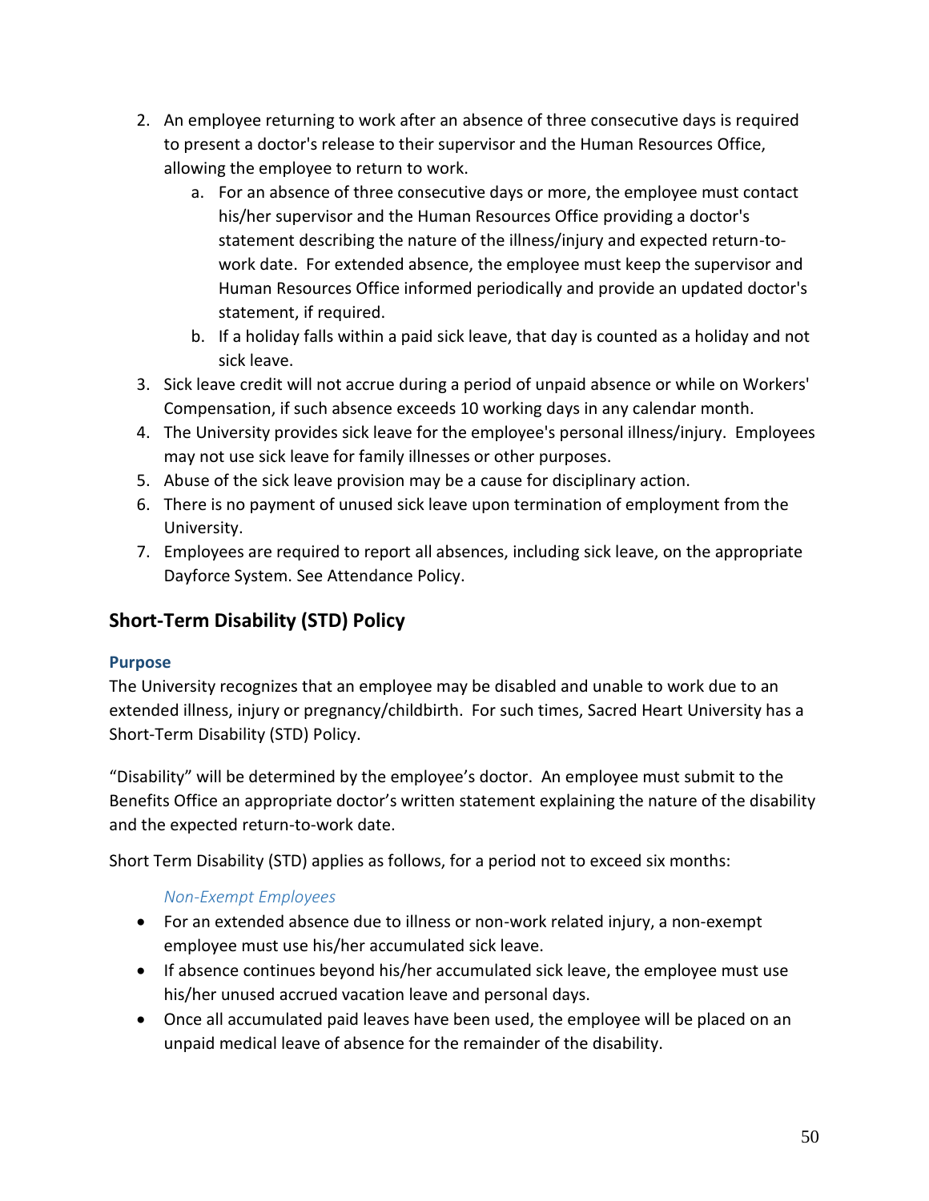2. An employee returning to work after an absence of three consecutive days is required to present a doctor's release to their supervisor and the Human Resources Office, allowing the employee to return to work.
    a. For an absence of three consecutive days or more, the employee must contact his/her supervisor and the Human Resources Office providing a doctor's statement describing the nature of the illness/injury and expected return-to-work date. For extended absence, the employee must keep the supervisor and Human Resources Office informed periodically and provide an updated doctor's statement, if required.
    b. If a holiday falls within a paid sick leave, that day is counted as a holiday and not sick leave.
3. Sick leave credit will not accrue during a period of unpaid absence or while on Workers' Compensation, if such absence exceeds 10 working days in any calendar month.
4. The University provides sick leave for the employee's personal illness/injury. Employees may not use sick leave for family illnesses or other purposes.
5. Abuse of the sick leave provision may be a cause for disciplinary action.
6. There is no payment of unused sick leave upon termination of employment from the University.
7. Employees are required to report all absences, including sick leave, on the appropriate Dayforce System. See Attendance Policy.

## Short-Term Disability (STD) Policy

### Purpose

The University recognizes that an employee may be disabled and unable to work due to an extended illness, injury or pregnancy/childbirth. For such times, Sacred Heart University has a Short-Term Disability (STD) Policy.

"Disability" will be determined by the employee's doctor. An employee must submit to the Benefits Office an appropriate doctor's written statement explaining the nature of the disability and the expected return-to-work date.

Short Term Disability (STD) applies as follows, for a period not to exceed six months:

*Non-Exempt Employees*

- For an extended absence due to illness or non-work related injury, a non-exempt employee must use his/her accumulated sick leave.
- If absence continues beyond his/her accumulated sick leave, the employee must use his/her unused accrued vacation leave and personal days.
- Once all accumulated paid leaves have been used, the employee will be placed on an unpaid medical leave of absence for the remainder of the disability.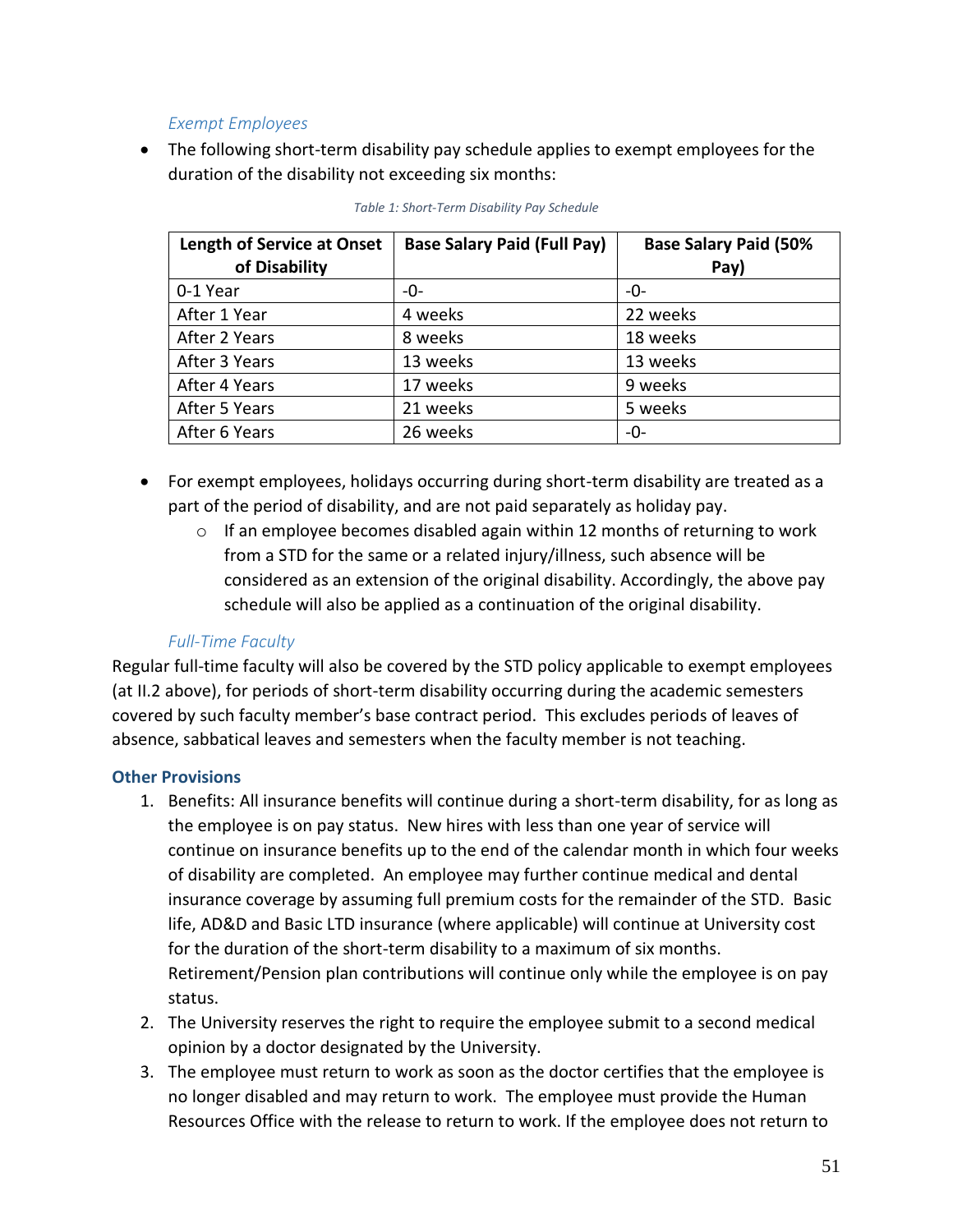### *Exempt Employees*

- The following short-term disability pay schedule applies to exempt employees for the duration of the disability not exceeding six months:

*Table 1: Short-Term Disability Pay Schedule*

| Length of Service at Onset of Disability | Base Salary Paid (Full Pay) | Base Salary Paid (50% Pay) |
|---|---|---|
| 0-1 Year | -0- | -0- |
| After 1 Year | 4 weeks | 22 weeks |
| After 2 Years | 8 weeks | 18 weeks |
| After 3 Years | 13 weeks | 13 weeks |
| After 4 Years | 17 weeks | 9 weeks |
| After 5 Years | 21 weeks | 5 weeks |
| After 6 Years | 26 weeks | -0- |

- For exempt employees, holidays occurring during short-term disability are treated as a part of the period of disability, and are not paid separately as holiday pay.
    - If an employee becomes disabled again within 12 months of returning to work from a STD for the same or a related injury/illness, such absence will be considered as an extension of the original disability. Accordingly, the above pay schedule will also be applied as a continuation of the original disability.

### *Full-Time Faculty*

Regular full-time faculty will also be covered by the STD policy applicable to exempt employees (at II.2 above), for periods of short-term disability occurring during the academic semesters covered by such faculty member's base contract period. This excludes periods of leaves of absence, sabbatical leaves and semesters when the faculty member is not teaching.

### Other Provisions

1. Benefits: All insurance benefits will continue during a short-term disability, for as long as the employee is on pay status. New hires with less than one year of service will continue on insurance benefits up to the end of the calendar month in which four weeks of disability are completed. An employee may further continue medical and dental insurance coverage by assuming full premium costs for the remainder of the STD. Basic life, AD&D and Basic LTD insurance (where applicable) will continue at University cost for the duration of the short-term disability to a maximum of six months. Retirement/Pension plan contributions will continue only while the employee is on pay status.
2. The University reserves the right to require the employee submit to a second medical opinion by a doctor designated by the University.
3. The employee must return to work as soon as the doctor certifies that the employee is no longer disabled and may return to work. The employee must provide the Human Resources Office with the release to return to work. If the employee does not return to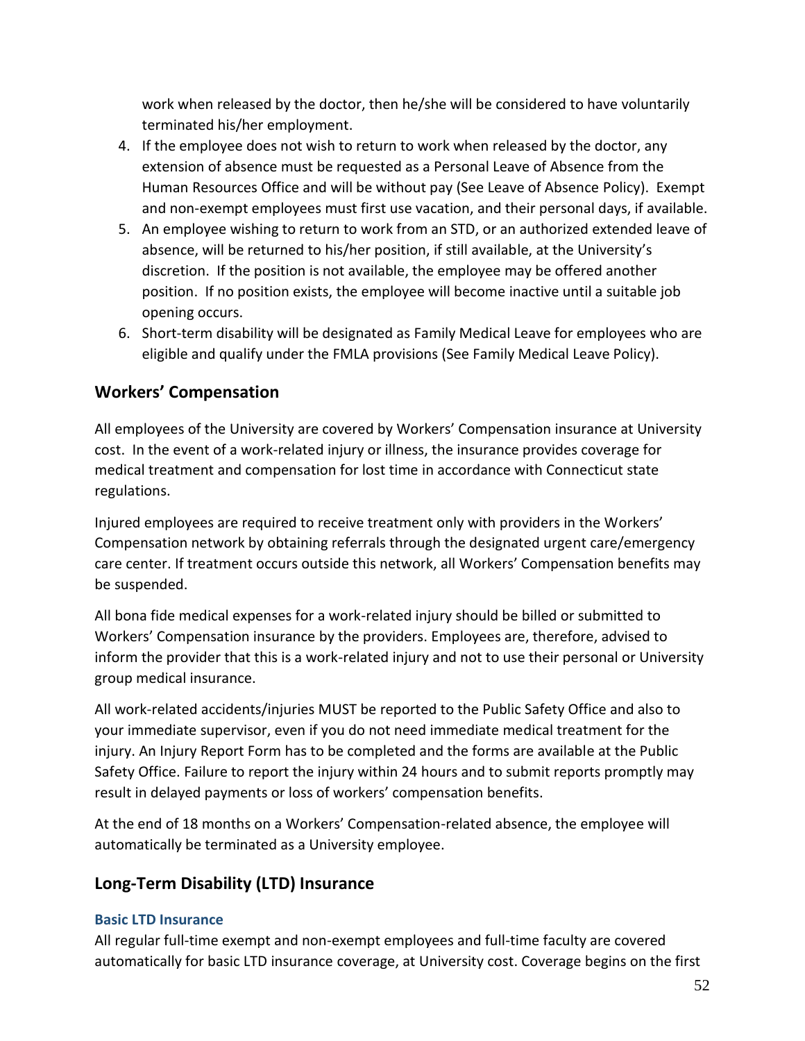work when released by the doctor, then he/she will be considered to have voluntarily terminated his/her employment.

4. If the employee does not wish to return to work when released by the doctor, any extension of absence must be requested as a Personal Leave of Absence from the Human Resources Office and will be without pay (See Leave of Absence Policy). Exempt and non-exempt employees must first use vacation, and their personal days, if available.
5. An employee wishing to return to work from an STD, or an authorized extended leave of absence, will be returned to his/her position, if still available, at the University's discretion. If the position is not available, the employee may be offered another position. If no position exists, the employee will become inactive until a suitable job opening occurs.
6. Short-term disability will be designated as Family Medical Leave for employees who are eligible and qualify under the FMLA provisions (See Family Medical Leave Policy).

## Workers' Compensation

All employees of the University are covered by Workers' Compensation insurance at University cost. In the event of a work-related injury or illness, the insurance provides coverage for medical treatment and compensation for lost time in accordance with Connecticut state regulations.

Injured employees are required to receive treatment only with providers in the Workers' Compensation network by obtaining referrals through the designated urgent care/emergency care center. If treatment occurs outside this network, all Workers' Compensation benefits may be suspended.

All bona fide medical expenses for a work-related injury should be billed or submitted to Workers' Compensation insurance by the providers. Employees are, therefore, advised to inform the provider that this is a work-related injury and not to use their personal or University group medical insurance.

All work-related accidents/injuries MUST be reported to the Public Safety Office and also to your immediate supervisor, even if you do not need immediate medical treatment for the injury. An Injury Report Form has to be completed and the forms are available at the Public Safety Office. Failure to report the injury within 24 hours and to submit reports promptly may result in delayed payments or loss of workers' compensation benefits.

At the end of 18 months on a Workers' Compensation-related absence, the employee will automatically be terminated as a University employee.

## Long-Term Disability (LTD) Insurance

### Basic LTD Insurance

All regular full-time exempt and non-exempt employees and full-time faculty are covered automatically for basic LTD insurance coverage, at University cost. Coverage begins on the first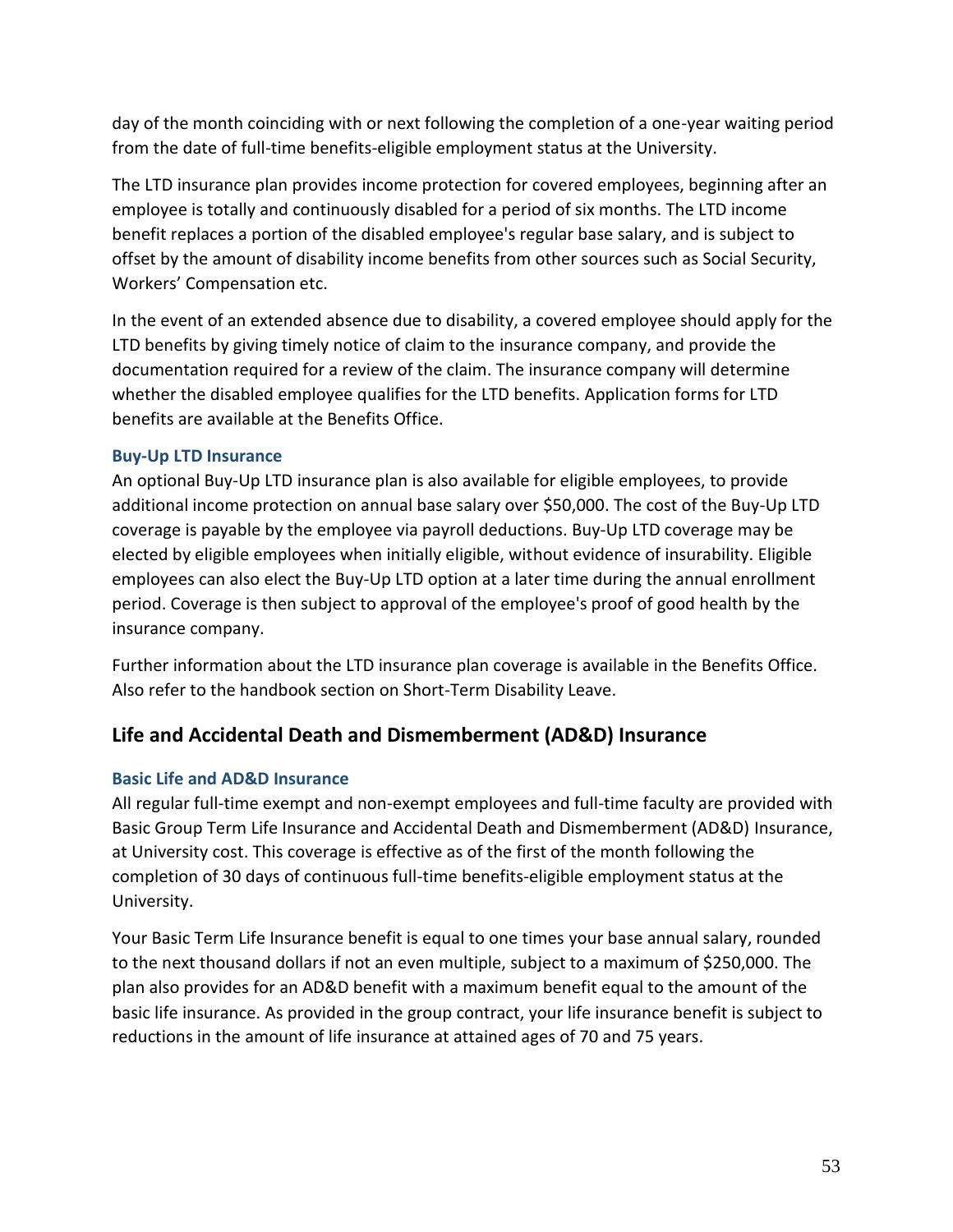day of the month coinciding with or next following the completion of a one-year waiting period from the date of full-time benefits-eligible employment status at the University.

The LTD insurance plan provides income protection for covered employees, beginning after an employee is totally and continuously disabled for a period of six months. The LTD income benefit replaces a portion of the disabled employee's regular base salary, and is subject to offset by the amount of disability income benefits from other sources such as Social Security, Workers' Compensation etc.

In the event of an extended absence due to disability, a covered employee should apply for the LTD benefits by giving timely notice of claim to the insurance company, and provide the documentation required for a review of the claim. The insurance company will determine whether the disabled employee qualifies for the LTD benefits. Application forms for LTD benefits are available at the Benefits Office.

### Buy-Up LTD Insurance

An optional Buy-Up LTD insurance plan is also available for eligible employees, to provide additional income protection on annual base salary over $50,000. The cost of the Buy-Up LTD coverage is payable by the employee via payroll deductions. Buy-Up LTD coverage may be elected by eligible employees when initially eligible, without evidence of insurability. Eligible employees can also elect the Buy-Up LTD option at a later time during the annual enrollment period. Coverage is then subject to approval of the employee's proof of good health by the insurance company.

Further information about the LTD insurance plan coverage is available in the Benefits Office. Also refer to the handbook section on Short-Term Disability Leave.

## Life and Accidental Death and Dismemberment (AD&D) Insurance

### Basic Life and AD&D Insurance

All regular full-time exempt and non-exempt employees and full-time faculty are provided with Basic Group Term Life Insurance and Accidental Death and Dismemberment (AD&D) Insurance, at University cost. This coverage is effective as of the first of the month following the completion of 30 days of continuous full-time benefits-eligible employment status at the University.

Your Basic Term Life Insurance benefit is equal to one times your base annual salary, rounded to the next thousand dollars if not an even multiple, subject to a maximum of $250,000. The plan also provides for an AD&D benefit with a maximum benefit equal to the amount of the basic life insurance. As provided in the group contract, your life insurance benefit is subject to reductions in the amount of life insurance at attained ages of 70 and 75 years.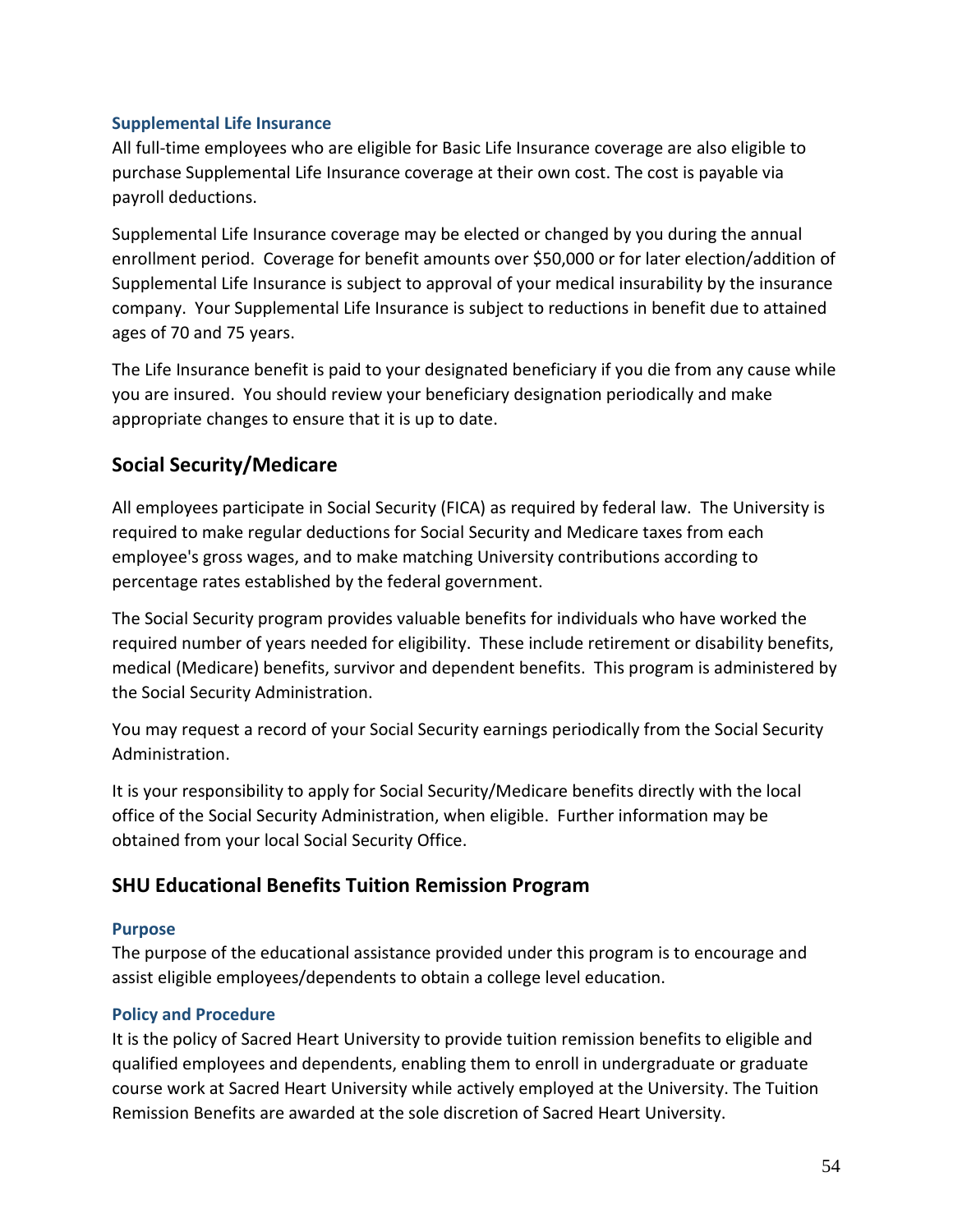### Supplemental Life Insurance

All full-time employees who are eligible for Basic Life Insurance coverage are also eligible to purchase Supplemental Life Insurance coverage at their own cost. The cost is payable via payroll deductions.

Supplemental Life Insurance coverage may be elected or changed by you during the annual enrollment period. Coverage for benefit amounts over $50,000 or for later election/addition of Supplemental Life Insurance is subject to approval of your medical insurability by the insurance company. Your Supplemental Life Insurance is subject to reductions in benefit due to attained ages of 70 and 75 years.

The Life Insurance benefit is paid to your designated beneficiary if you die from any cause while you are insured. You should review your beneficiary designation periodically and make appropriate changes to ensure that it is up to date.

## Social Security/Medicare

All employees participate in Social Security (FICA) as required by federal law. The University is required to make regular deductions for Social Security and Medicare taxes from each employee's gross wages, and to make matching University contributions according to percentage rates established by the federal government.

The Social Security program provides valuable benefits for individuals who have worked the required number of years needed for eligibility. These include retirement or disability benefits, medical (Medicare) benefits, survivor and dependent benefits. This program is administered by the Social Security Administration.

You may request a record of your Social Security earnings periodically from the Social Security Administration.

It is your responsibility to apply for Social Security/Medicare benefits directly with the local office of the Social Security Administration, when eligible. Further information may be obtained from your local Social Security Office.

## SHU Educational Benefits Tuition Remission Program

### Purpose

The purpose of the educational assistance provided under this program is to encourage and assist eligible employees/dependents to obtain a college level education.

### Policy and Procedure

It is the policy of Sacred Heart University to provide tuition remission benefits to eligible and qualified employees and dependents, enabling them to enroll in undergraduate or graduate course work at Sacred Heart University while actively employed at the University. The Tuition Remission Benefits are awarded at the sole discretion of Sacred Heart University.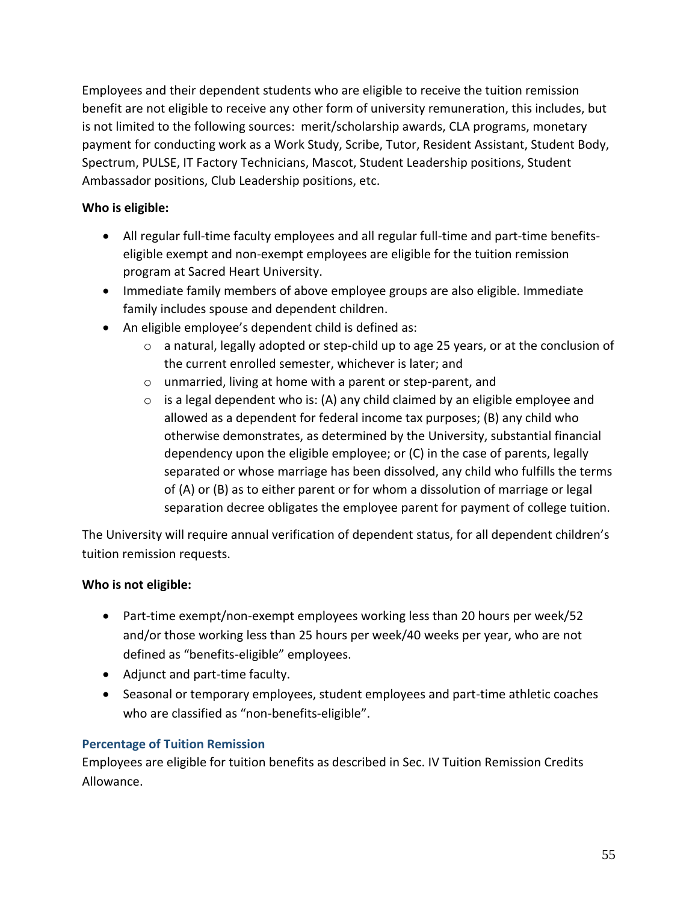Employees and their dependent students who are eligible to receive the tuition remission benefit are not eligible to receive any other form of university remuneration, this includes, but is not limited to the following sources: merit/scholarship awards, CLA programs, monetary payment for conducting work as a Work Study, Scribe, Tutor, Resident Assistant, Student Body, Spectrum, PULSE, IT Factory Technicians, Mascot, Student Leadership positions, Student Ambassador positions, Club Leadership positions, etc.

**Who is eligible:**

- All regular full-time faculty employees and all regular full-time and part-time benefits-eligible exempt and non-exempt employees are eligible for the tuition remission program at Sacred Heart University.
- Immediate family members of above employee groups are also eligible. Immediate family includes spouse and dependent children.
- An eligible employee's dependent child is defined as:
    - a natural, legally adopted or step-child up to age 25 years, or at the conclusion of the current enrolled semester, whichever is later; and
    - unmarried, living at home with a parent or step-parent, and
    - is a legal dependent who is: (A) any child claimed by an eligible employee and allowed as a dependent for federal income tax purposes; (B) any child who otherwise demonstrates, as determined by the University, substantial financial dependency upon the eligible employee; or (C) in the case of parents, legally separated or whose marriage has been dissolved, any child who fulfills the terms of (A) or (B) as to either parent or for whom a dissolution of marriage or legal separation decree obligates the employee parent for payment of college tuition.

The University will require annual verification of dependent status, for all dependent children's tuition remission requests.

**Who is not eligible:**

- Part-time exempt/non-exempt employees working less than 20 hours per week/52 and/or those working less than 25 hours per week/40 weeks per year, who are not defined as "benefits-eligible" employees.
- Adjunct and part-time faculty.
- Seasonal or temporary employees, student employees and part-time athletic coaches who are classified as "non-benefits-eligible".

### Percentage of Tuition Remission

Employees are eligible for tuition benefits as described in Sec. IV Tuition Remission Credits Allowance.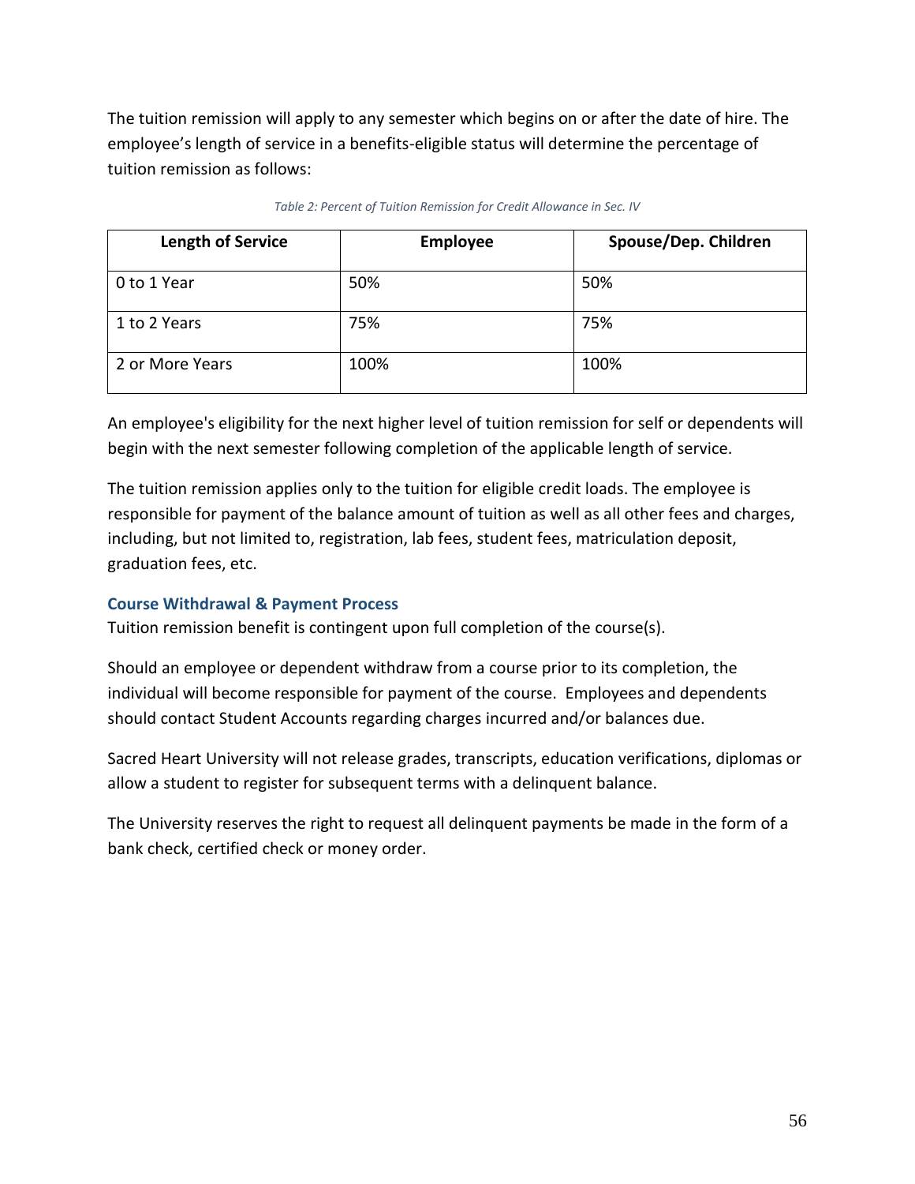The tuition remission will apply to any semester which begins on or after the date of hire. The employee's length of service in a benefits-eligible status will determine the percentage of tuition remission as follows:

*Table 2: Percent of Tuition Remission for Credit Allowance in Sec. IV*

| Length of Service | Employee | Spouse/Dep. Children |
|---|---|---|
| 0 to 1 Year | 50% | 50% |
| 1 to 2 Years | 75% | 75% |
| 2 or More Years | 100% | 100% |

An employee's eligibility for the next higher level of tuition remission for self or dependents will begin with the next semester following completion of the applicable length of service.

The tuition remission applies only to the tuition for eligible credit loads. The employee is responsible for payment of the balance amount of tuition as well as all other fees and charges, including, but not limited to, registration, lab fees, student fees, matriculation deposit, graduation fees, etc.

### Course Withdrawal & Payment Process

Tuition remission benefit is contingent upon full completion of the course(s).

Should an employee or dependent withdraw from a course prior to its completion, the individual will become responsible for payment of the course. Employees and dependents should contact Student Accounts regarding charges incurred and/or balances due.

Sacred Heart University will not release grades, transcripts, education verifications, diplomas or allow a student to register for subsequent terms with a delinquent balance.

The University reserves the right to request all delinquent payments be made in the form of a bank check, certified check or money order.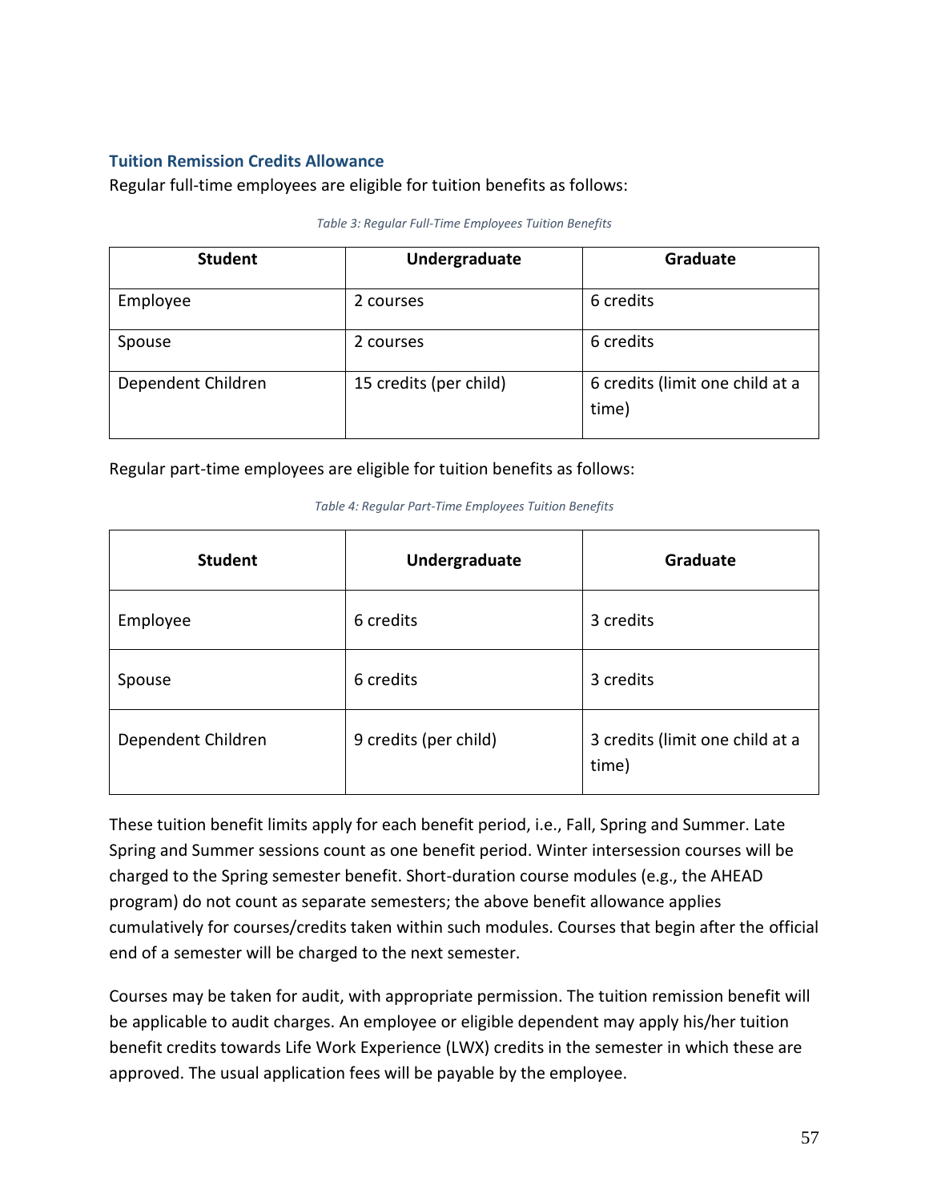### Tuition Remission Credits Allowance

Regular full-time employees are eligible for tuition benefits as follows:

*Table 3: Regular Full-Time Employees Tuition Benefits*

| Student | Undergraduate | Graduate |
|---|---|---|
| Employee | 2 courses | 6 credits |
| Spouse | 2 courses | 6 credits |
| Dependent Children | 15 credits (per child) | 6 credits (limit one child at a time) |

Regular part-time employees are eligible for tuition benefits as follows:

*Table 4: Regular Part-Time Employees Tuition Benefits*

| Student | Undergraduate | Graduate |
|---|---|---|
| Employee | 6 credits | 3 credits |
| Spouse | 6 credits | 3 credits |
| Dependent Children | 9 credits (per child) | 3 credits (limit one child at a time) |

These tuition benefit limits apply for each benefit period, i.e., Fall, Spring and Summer. Late Spring and Summer sessions count as one benefit period. Winter intersession courses will be charged to the Spring semester benefit. Short-duration course modules (e.g., the AHEAD program) do not count as separate semesters; the above benefit allowance applies cumulatively for courses/credits taken within such modules. Courses that begin after the official end of a semester will be charged to the next semester.

Courses may be taken for audit, with appropriate permission. The tuition remission benefit will be applicable to audit charges. An employee or eligible dependent may apply his/her tuition benefit credits towards Life Work Experience (LWX) credits in the semester in which these are approved. The usual application fees will be payable by the employee.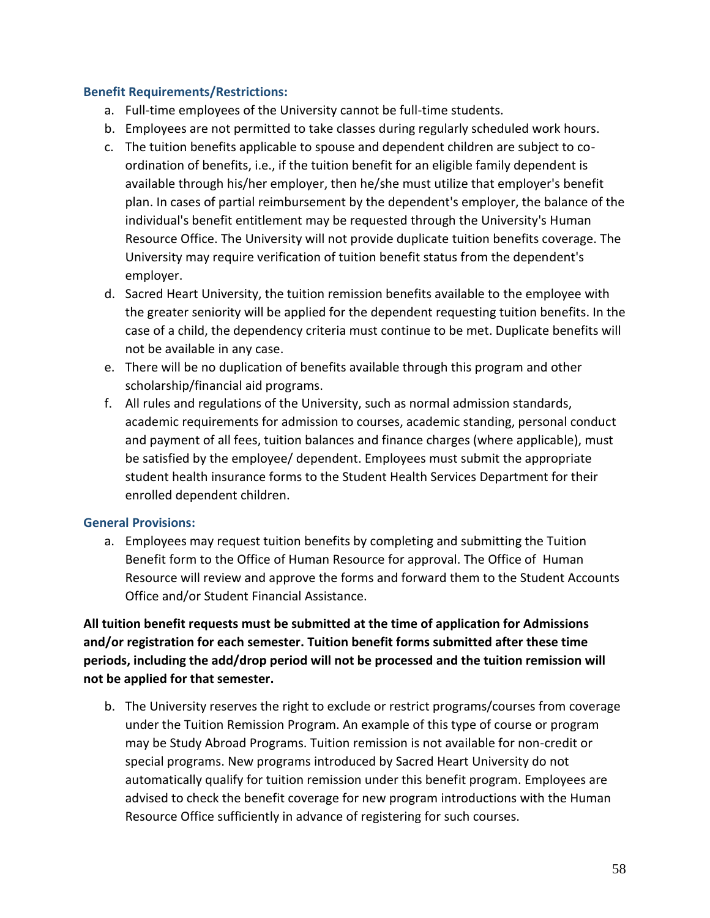### Benefit Requirements/Restrictions:

a. Full-time employees of the University cannot be full-time students.
b. Employees are not permitted to take classes during regularly scheduled work hours.
c. The tuition benefits applicable to spouse and dependent children are subject to co-ordination of benefits, i.e., if the tuition benefit for an eligible family dependent is available through his/her employer, then he/she must utilize that employer's benefit plan. In cases of partial reimbursement by the dependent's employer, the balance of the individual's benefit entitlement may be requested through the University's Human Resource Office. The University will not provide duplicate tuition benefits coverage. The University may require verification of tuition benefit status from the dependent's employer.
d. Sacred Heart University, the tuition remission benefits available to the employee with the greater seniority will be applied for the dependent requesting tuition benefits. In the case of a child, the dependency criteria must continue to be met. Duplicate benefits will not be available in any case.
e. There will be no duplication of benefits available through this program and other scholarship/financial aid programs.
f. All rules and regulations of the University, such as normal admission standards, academic requirements for admission to courses, academic standing, personal conduct and payment of all fees, tuition balances and finance charges (where applicable), must be satisfied by the employee/ dependent. Employees must submit the appropriate student health insurance forms to the Student Health Services Department for their enrolled dependent children.

### General Provisions:

a. Employees may request tuition benefits by completing and submitting the Tuition Benefit form to the Office of Human Resource for approval. The Office of Human Resource will review and approve the forms and forward them to the Student Accounts Office and/or Student Financial Assistance.

**All tuition benefit requests must be submitted at the time of application for Admissions and/or registration for each semester. Tuition benefit forms submitted after these time periods, including the add/drop period will not be processed and the tuition remission will not be applied for that semester.**

b. The University reserves the right to exclude or restrict programs/courses from coverage under the Tuition Remission Program. An example of this type of course or program may be Study Abroad Programs. Tuition remission is not available for non-credit or special programs. New programs introduced by Sacred Heart University do not automatically qualify for tuition remission under this benefit program. Employees are advised to check the benefit coverage for new program introductions with the Human Resource Office sufficiently in advance of registering for such courses.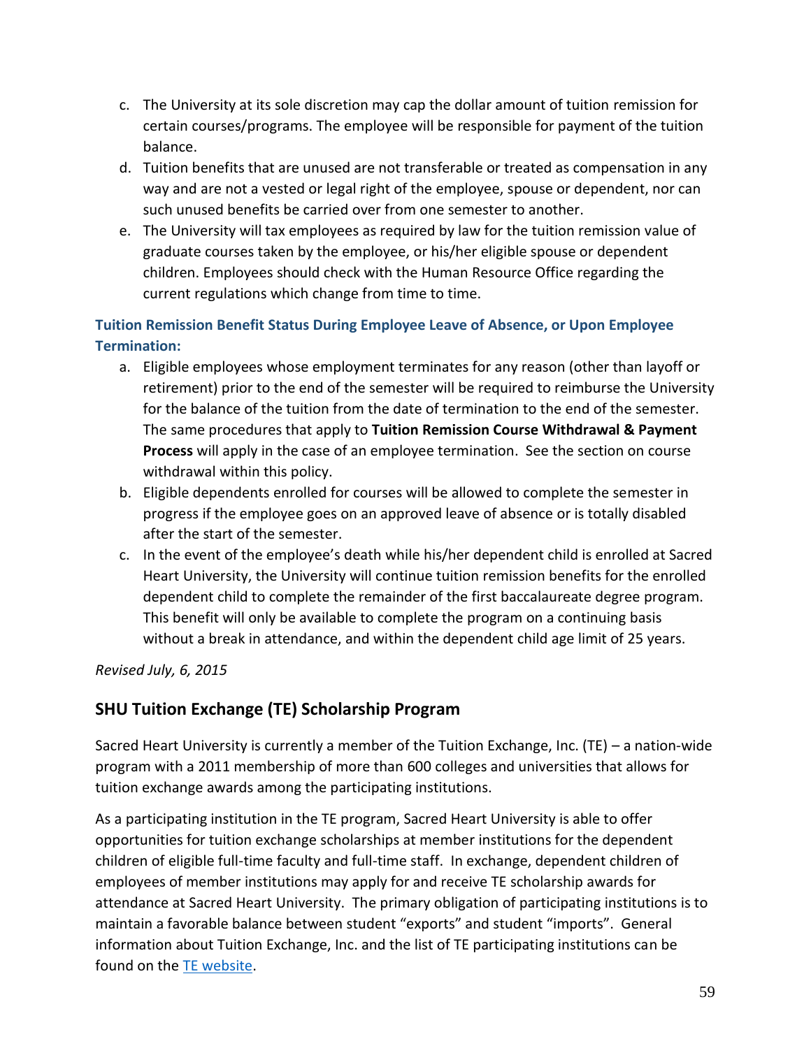c. The University at its sole discretion may cap the dollar amount of tuition remission for certain courses/programs. The employee will be responsible for payment of the tuition balance.
d. Tuition benefits that are unused are not transferable or treated as compensation in any way and are not a vested or legal right of the employee, spouse or dependent, nor can such unused benefits be carried over from one semester to another.
e. The University will tax employees as required by law for the tuition remission value of graduate courses taken by the employee, or his/her eligible spouse or dependent children. Employees should check with the Human Resource Office regarding the current regulations which change from time to time.

### Tuition Remission Benefit Status During Employee Leave of Absence, or Upon Employee Termination:

a. Eligible employees whose employment terminates for any reason (other than layoff or retirement) prior to the end of the semester will be required to reimburse the University for the balance of the tuition from the date of termination to the end of the semester. The same procedures that apply to **Tuition Remission Course Withdrawal & Payment Process** will apply in the case of an employee termination. See the section on course withdrawal within this policy.
b. Eligible dependents enrolled for courses will be allowed to complete the semester in progress if the employee goes on an approved leave of absence or is totally disabled after the start of the semester.
c. In the event of the employee's death while his/her dependent child is enrolled at Sacred Heart University, the University will continue tuition remission benefits for the enrolled dependent child to complete the remainder of the first baccalaureate degree program. This benefit will only be available to complete the program on a continuing basis without a break in attendance, and within the dependent child age limit of 25 years.

*Revised July, 6, 2015*

## SHU Tuition Exchange (TE) Scholarship Program

Sacred Heart University is currently a member of the Tuition Exchange, Inc. (TE) – a nation-wide program with a 2011 membership of more than 600 colleges and universities that allows for tuition exchange awards among the participating institutions.

As a participating institution in the TE program, Sacred Heart University is able to offer opportunities for tuition exchange scholarships at member institutions for the dependent children of eligible full-time faculty and full-time staff. In exchange, dependent children of employees of member institutions may apply for and receive TE scholarship awards for attendance at Sacred Heart University. The primary obligation of participating institutions is to maintain a favorable balance between student "exports" and student "imports". General information about Tuition Exchange, Inc. and the list of TE participating institutions can be found on the TE website.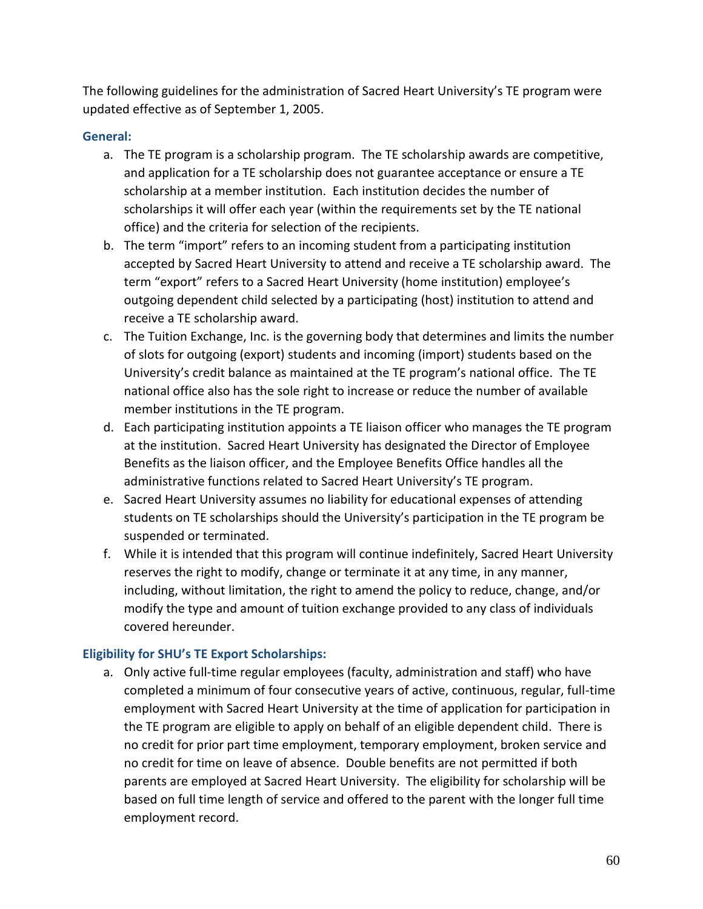The following guidelines for the administration of Sacred Heart University's TE program were updated effective as of September 1, 2005.

### General:

a. The TE program is a scholarship program. The TE scholarship awards are competitive, and application for a TE scholarship does not guarantee acceptance or ensure a TE scholarship at a member institution. Each institution decides the number of scholarships it will offer each year (within the requirements set by the TE national office) and the criteria for selection of the recipients.

b. The term "import" refers to an incoming student from a participating institution accepted by Sacred Heart University to attend and receive a TE scholarship award. The term "export" refers to a Sacred Heart University (home institution) employee's outgoing dependent child selected by a participating (host) institution to attend and receive a TE scholarship award.

c. The Tuition Exchange, Inc. is the governing body that determines and limits the number of slots for outgoing (export) students and incoming (import) students based on the University's credit balance as maintained at the TE program's national office. The TE national office also has the sole right to increase or reduce the number of available member institutions in the TE program.

d. Each participating institution appoints a TE liaison officer who manages the TE program at the institution. Sacred Heart University has designated the Director of Employee Benefits as the liaison officer, and the Employee Benefits Office handles all the administrative functions related to Sacred Heart University's TE program.

e. Sacred Heart University assumes no liability for educational expenses of attending students on TE scholarships should the University's participation in the TE program be suspended or terminated.

f. While it is intended that this program will continue indefinitely, Sacred Heart University reserves the right to modify, change or terminate it at any time, in any manner, including, without limitation, the right to amend the policy to reduce, change, and/or modify the type and amount of tuition exchange provided to any class of individuals covered hereunder.

### Eligibility for SHU's TE Export Scholarships:

a. Only active full-time regular employees (faculty, administration and staff) who have completed a minimum of four consecutive years of active, continuous, regular, full-time employment with Sacred Heart University at the time of application for participation in the TE program are eligible to apply on behalf of an eligible dependent child. There is no credit for prior part time employment, temporary employment, broken service and no credit for time on leave of absence. Double benefits are not permitted if both parents are employed at Sacred Heart University. The eligibility for scholarship will be based on full time length of service and offered to the parent with the longer full time employment record.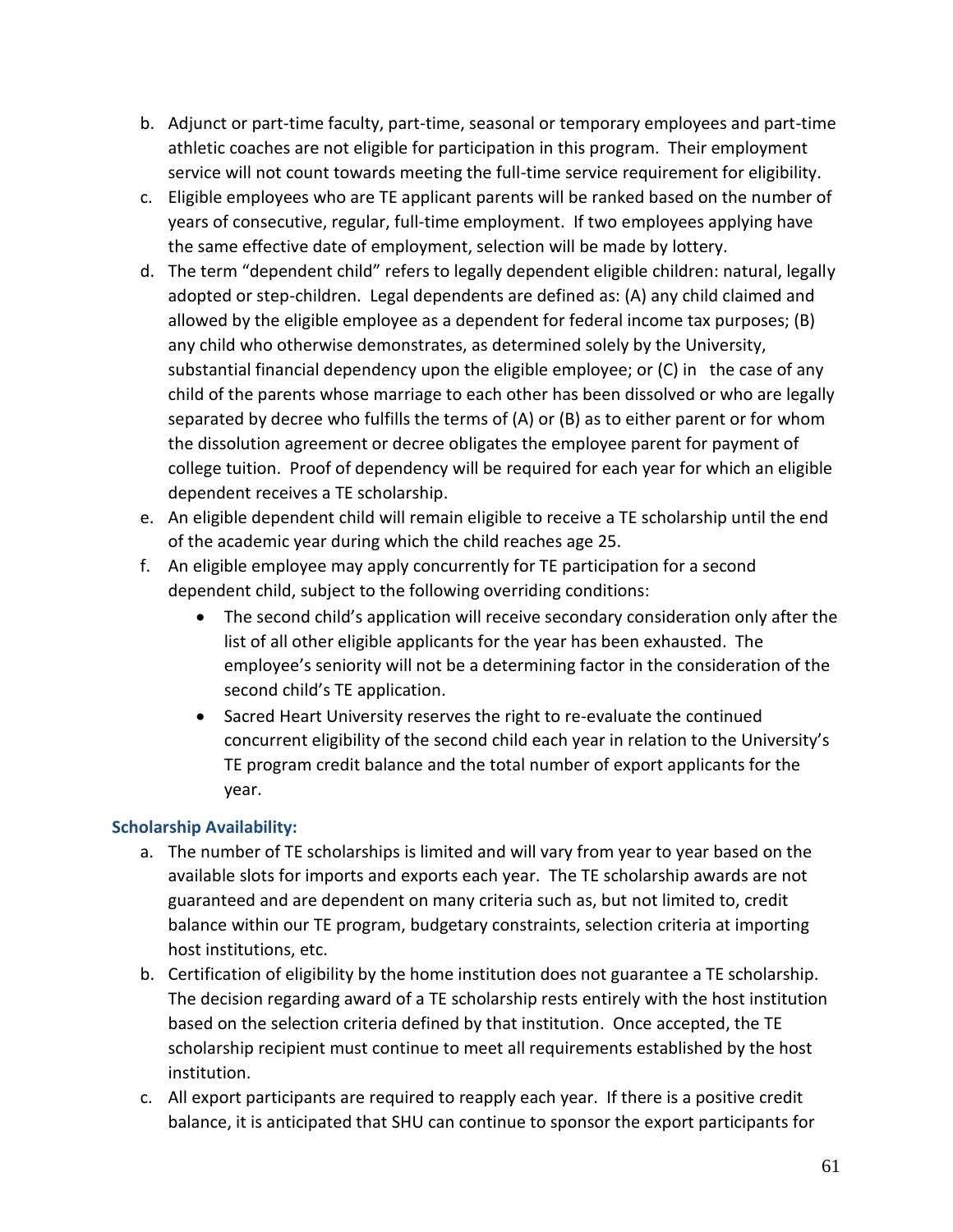b. Adjunct or part-time faculty, part-time, seasonal or temporary employees and part-time athletic coaches are not eligible for participation in this program. Their employment service will not count towards meeting the full-time service requirement for eligibility.
c. Eligible employees who are TE applicant parents will be ranked based on the number of years of consecutive, regular, full-time employment. If two employees applying have the same effective date of employment, selection will be made by lottery.
d. The term "dependent child" refers to legally dependent eligible children: natural, legally adopted or step-children. Legal dependents are defined as: (A) any child claimed and allowed by the eligible employee as a dependent for federal income tax purposes; (B) any child who otherwise demonstrates, as determined solely by the University, substantial financial dependency upon the eligible employee; or (C) in the case of any child of the parents whose marriage to each other has been dissolved or who are legally separated by decree who fulfills the terms of (A) or (B) as to either parent or for whom the dissolution agreement or decree obligates the employee parent for payment of college tuition. Proof of dependency will be required for each year for which an eligible dependent receives a TE scholarship.
e. An eligible dependent child will remain eligible to receive a TE scholarship until the end of the academic year during which the child reaches age 25.
f. An eligible employee may apply concurrently for TE participation for a second dependent child, subject to the following overriding conditions:
   - The second child's application will receive secondary consideration only after the list of all other eligible applicants for the year has been exhausted. The employee's seniority will not be a determining factor in the consideration of the second child's TE application.
   - Sacred Heart University reserves the right to re-evaluate the continued concurrent eligibility of the second child each year in relation to the University's TE program credit balance and the total number of export applicants for the year.

### Scholarship Availability:

a. The number of TE scholarships is limited and will vary from year to year based on the available slots for imports and exports each year. The TE scholarship awards are not guaranteed and are dependent on many criteria such as, but not limited to, credit balance within our TE program, budgetary constraints, selection criteria at importing host institutions, etc.
b. Certification of eligibility by the home institution does not guarantee a TE scholarship. The decision regarding award of a TE scholarship rests entirely with the host institution based on the selection criteria defined by that institution. Once accepted, the TE scholarship recipient must continue to meet all requirements established by the host institution.
c. All export participants are required to reapply each year. If there is a positive credit balance, it is anticipated that SHU can continue to sponsor the export participants for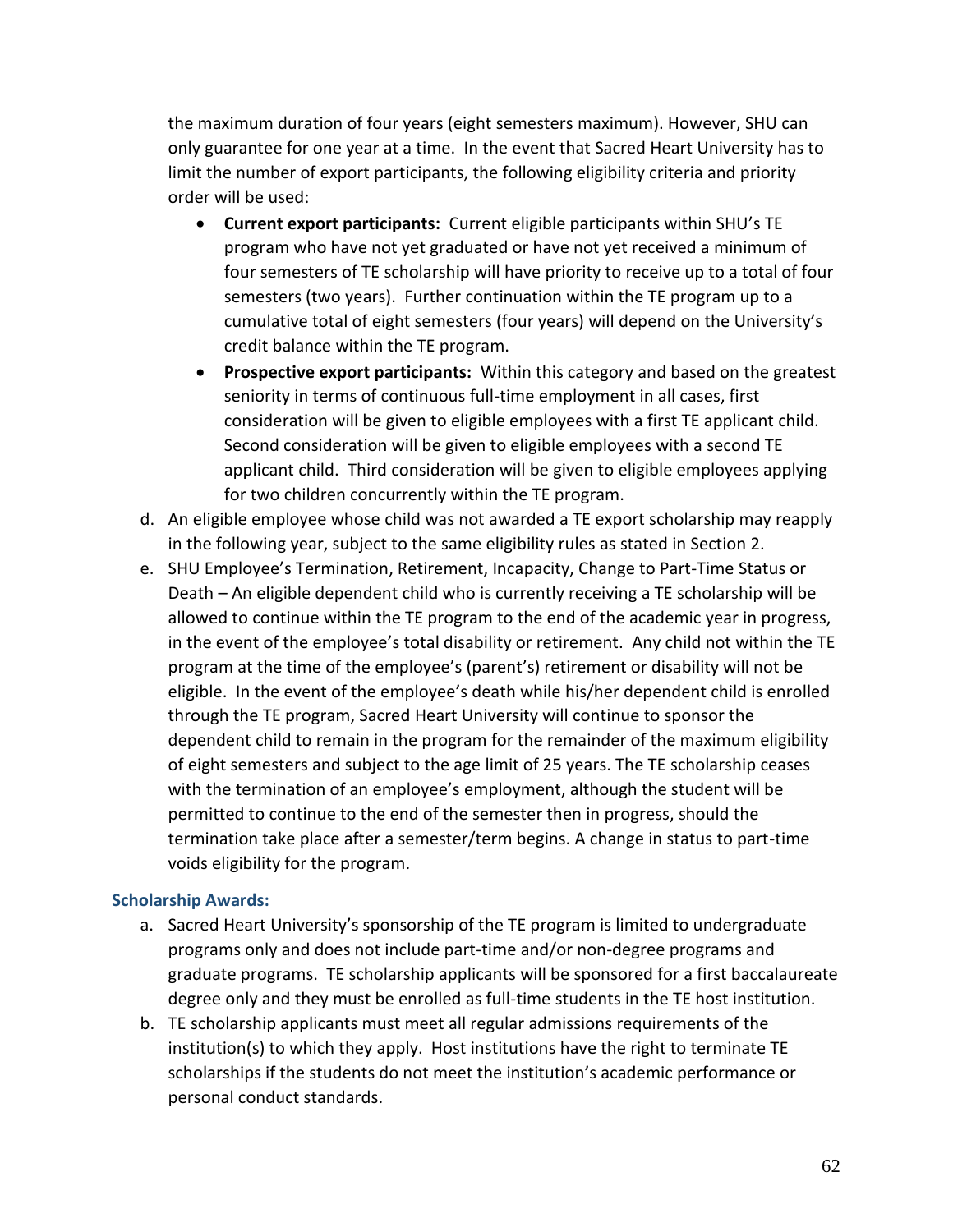the maximum duration of four years (eight semesters maximum). However, SHU can only guarantee for one year at a time. In the event that Sacred Heart University has to limit the number of export participants, the following eligibility criteria and priority order will be used:

- **Current export participants:** Current eligible participants within SHU's TE program who have not yet graduated or have not yet received a minimum of four semesters of TE scholarship will have priority to receive up to a total of four semesters (two years). Further continuation within the TE program up to a cumulative total of eight semesters (four years) will depend on the University's credit balance within the TE program.
- **Prospective export participants:** Within this category and based on the greatest seniority in terms of continuous full-time employment in all cases, first consideration will be given to eligible employees with a first TE applicant child. Second consideration will be given to eligible employees with a second TE applicant child. Third consideration will be given to eligible employees applying for two children concurrently within the TE program.

d. An eligible employee whose child was not awarded a TE export scholarship may reapply in the following year, subject to the same eligibility rules as stated in Section 2.

e. SHU Employee's Termination, Retirement, Incapacity, Change to Part-Time Status or Death – An eligible dependent child who is currently receiving a TE scholarship will be allowed to continue within the TE program to the end of the academic year in progress, in the event of the employee's total disability or retirement. Any child not within the TE program at the time of the employee's (parent's) retirement or disability will not be eligible. In the event of the employee's death while his/her dependent child is enrolled through the TE program, Sacred Heart University will continue to sponsor the dependent child to remain in the program for the remainder of the maximum eligibility of eight semesters and subject to the age limit of 25 years. The TE scholarship ceases with the termination of an employee's employment, although the student will be permitted to continue to the end of the semester then in progress, should the termination take place after a semester/term begins. A change in status to part-time voids eligibility for the program.

### Scholarship Awards:

a. Sacred Heart University's sponsorship of the TE program is limited to undergraduate programs only and does not include part-time and/or non-degree programs and graduate programs. TE scholarship applicants will be sponsored for a first baccalaureate degree only and they must be enrolled as full-time students in the TE host institution.

b. TE scholarship applicants must meet all regular admissions requirements of the institution(s) to which they apply. Host institutions have the right to terminate TE scholarships if the students do not meet the institution's academic performance or personal conduct standards.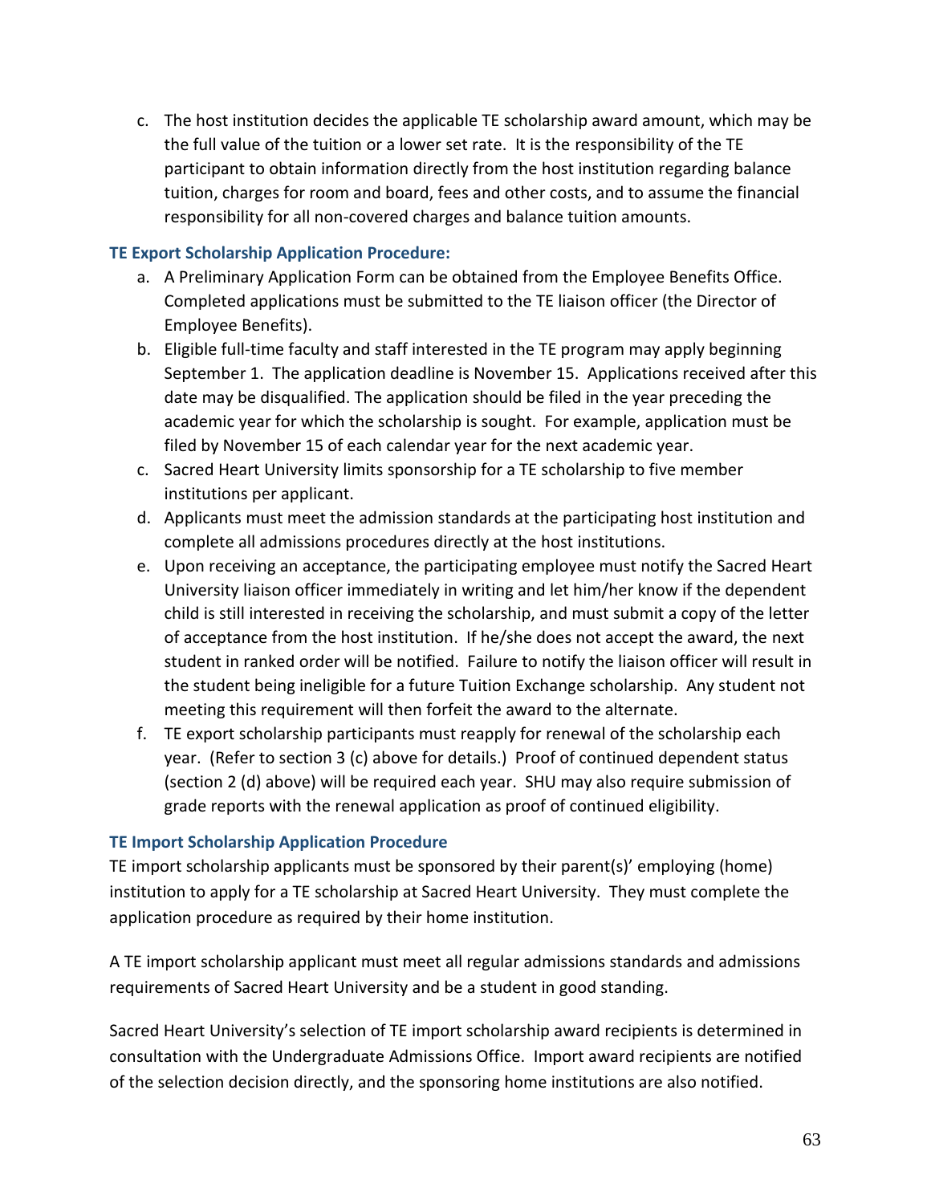c. The host institution decides the applicable TE scholarship award amount, which may be the full value of the tuition or a lower set rate. It is the responsibility of the TE participant to obtain information directly from the host institution regarding balance tuition, charges for room and board, fees and other costs, and to assume the financial responsibility for all non-covered charges and balance tuition amounts.

### TE Export Scholarship Application Procedure:

a. A Preliminary Application Form can be obtained from the Employee Benefits Office. Completed applications must be submitted to the TE liaison officer (the Director of Employee Benefits).
b. Eligible full-time faculty and staff interested in the TE program may apply beginning September 1. The application deadline is November 15. Applications received after this date may be disqualified. The application should be filed in the year preceding the academic year for which the scholarship is sought. For example, application must be filed by November 15 of each calendar year for the next academic year.
c. Sacred Heart University limits sponsorship for a TE scholarship to five member institutions per applicant.
d. Applicants must meet the admission standards at the participating host institution and complete all admissions procedures directly at the host institutions.
e. Upon receiving an acceptance, the participating employee must notify the Sacred Heart University liaison officer immediately in writing and let him/her know if the dependent child is still interested in receiving the scholarship, and must submit a copy of the letter of acceptance from the host institution. If he/she does not accept the award, the next student in ranked order will be notified. Failure to notify the liaison officer will result in the student being ineligible for a future Tuition Exchange scholarship. Any student not meeting this requirement will then forfeit the award to the alternate.
f. TE export scholarship participants must reapply for renewal of the scholarship each year. (Refer to section 3 (c) above for details.) Proof of continued dependent status (section 2 (d) above) will be required each year. SHU may also require submission of grade reports with the renewal application as proof of continued eligibility.

### TE Import Scholarship Application Procedure

TE import scholarship applicants must be sponsored by their parent(s)' employing (home) institution to apply for a TE scholarship at Sacred Heart University. They must complete the application procedure as required by their home institution.

A TE import scholarship applicant must meet all regular admissions standards and admissions requirements of Sacred Heart University and be a student in good standing.

Sacred Heart University's selection of TE import scholarship award recipients is determined in consultation with the Undergraduate Admissions Office. Import award recipients are notified of the selection decision directly, and the sponsoring home institutions are also notified.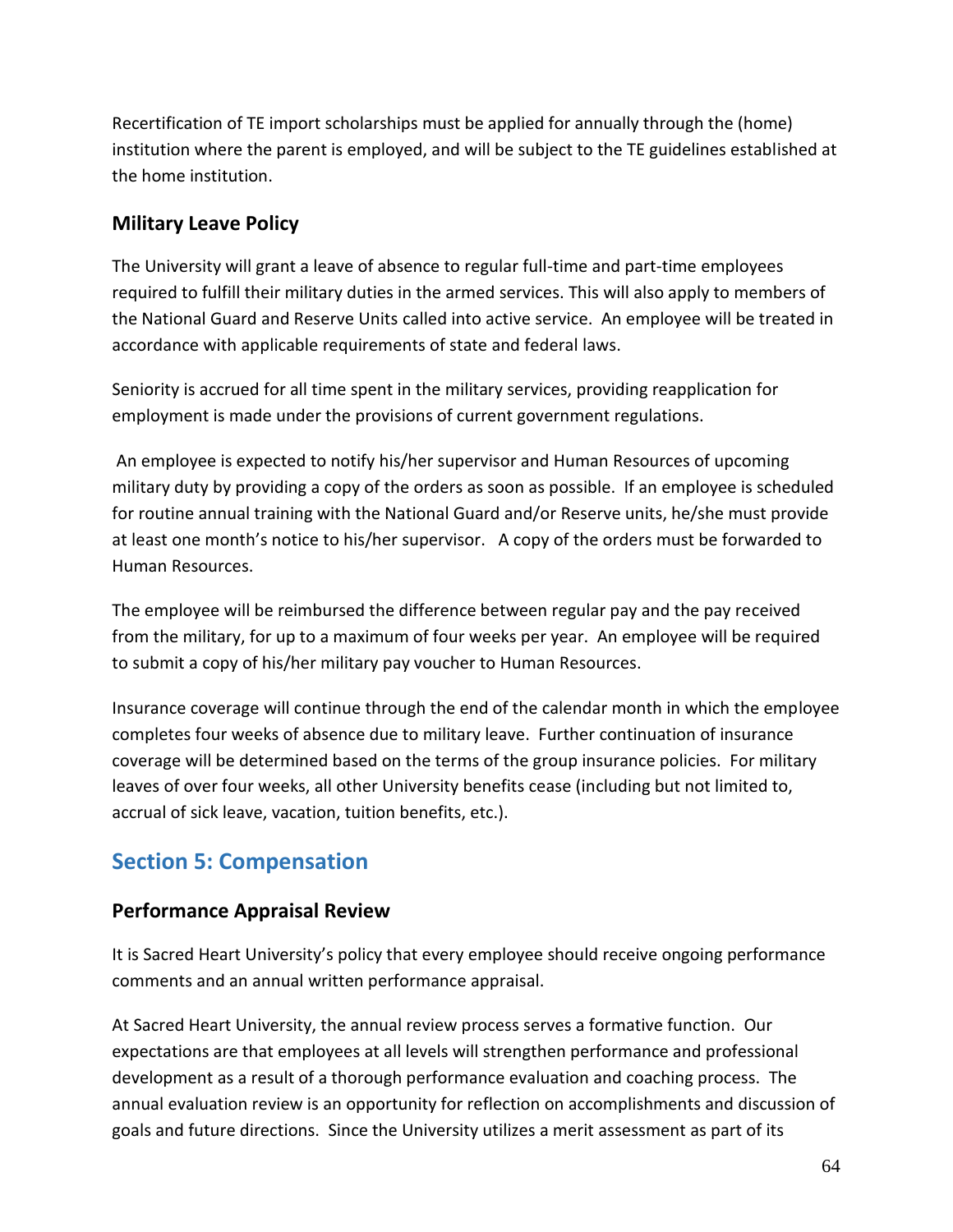Recertification of TE import scholarships must be applied for annually through the (home) institution where the parent is employed, and will be subject to the TE guidelines established at the home institution.

### Military Leave Policy

The University will grant a leave of absence to regular full-time and part-time employees required to fulfill their military duties in the armed services. This will also apply to members of the National Guard and Reserve Units called into active service. An employee will be treated in accordance with applicable requirements of state and federal laws.

Seniority is accrued for all time spent in the military services, providing reapplication for employment is made under the provisions of current government regulations.

An employee is expected to notify his/her supervisor and Human Resources of upcoming military duty by providing a copy of the orders as soon as possible. If an employee is scheduled for routine annual training with the National Guard and/or Reserve units, he/she must provide at least one month's notice to his/her supervisor. A copy of the orders must be forwarded to Human Resources.

The employee will be reimbursed the difference between regular pay and the pay received from the military, for up to a maximum of four weeks per year. An employee will be required to submit a copy of his/her military pay voucher to Human Resources.

Insurance coverage will continue through the end of the calendar month in which the employee completes four weeks of absence due to military leave. Further continuation of insurance coverage will be determined based on the terms of the group insurance policies. For military leaves of over four weeks, all other University benefits cease (including but not limited to, accrual of sick leave, vacation, tuition benefits, etc.).

## Section 5: Compensation

### Performance Appraisal Review

It is Sacred Heart University's policy that every employee should receive ongoing performance comments and an annual written performance appraisal.

At Sacred Heart University, the annual review process serves a formative function. Our expectations are that employees at all levels will strengthen performance and professional development as a result of a thorough performance evaluation and coaching process. The annual evaluation review is an opportunity for reflection on accomplishments and discussion of goals and future directions. Since the University utilizes a merit assessment as part of its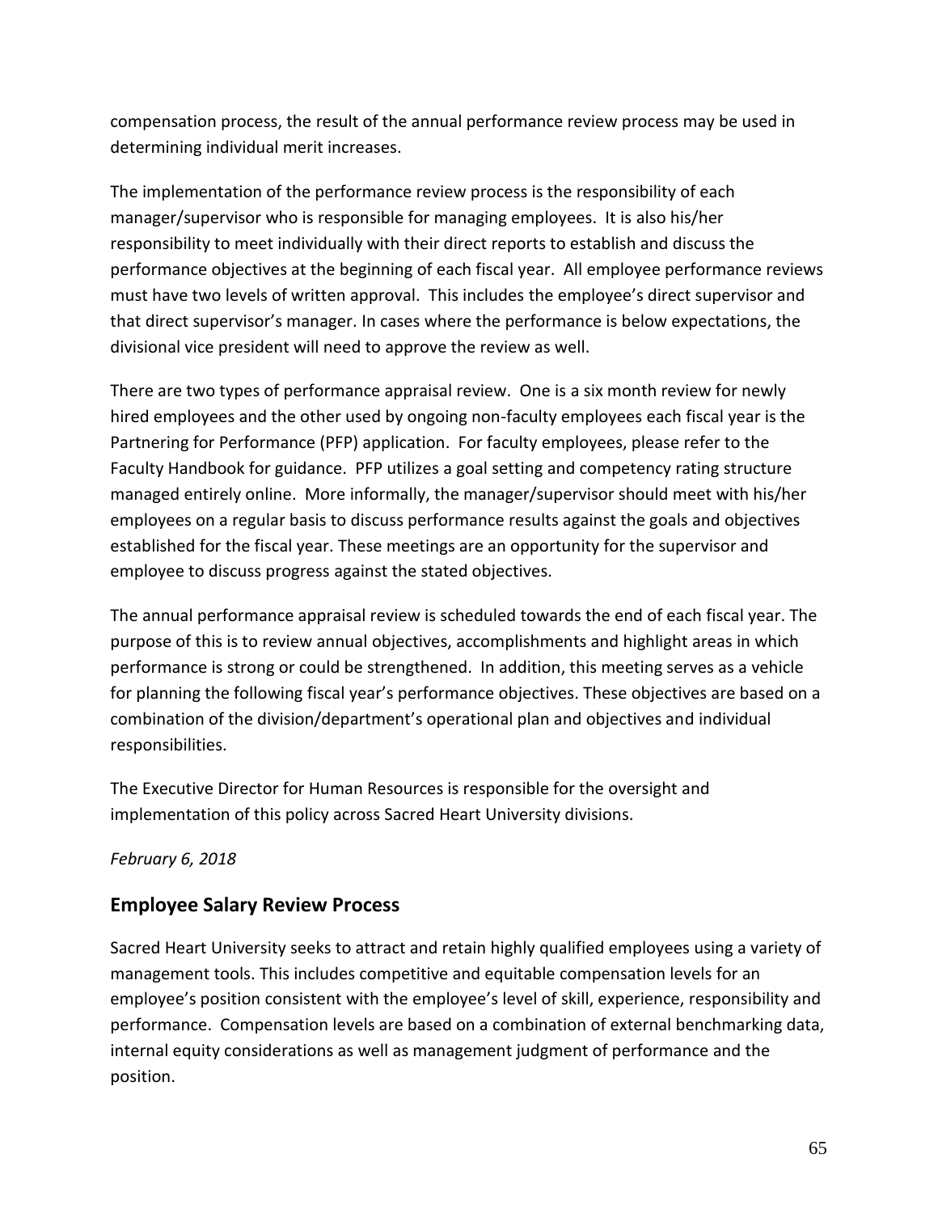compensation process, the result of the annual performance review process may be used in determining individual merit increases.

The implementation of the performance review process is the responsibility of each manager/supervisor who is responsible for managing employees. It is also his/her responsibility to meet individually with their direct reports to establish and discuss the performance objectives at the beginning of each fiscal year. All employee performance reviews must have two levels of written approval. This includes the employee's direct supervisor and that direct supervisor's manager. In cases where the performance is below expectations, the divisional vice president will need to approve the review as well.

There are two types of performance appraisal review. One is a six month review for newly hired employees and the other used by ongoing non-faculty employees each fiscal year is the Partnering for Performance (PFP) application. For faculty employees, please refer to the Faculty Handbook for guidance. PFP utilizes a goal setting and competency rating structure managed entirely online. More informally, the manager/supervisor should meet with his/her employees on a regular basis to discuss performance results against the goals and objectives established for the fiscal year. These meetings are an opportunity for the supervisor and employee to discuss progress against the stated objectives.

The annual performance appraisal review is scheduled towards the end of each fiscal year. The purpose of this is to review annual objectives, accomplishments and highlight areas in which performance is strong or could be strengthened. In addition, this meeting serves as a vehicle for planning the following fiscal year's performance objectives. These objectives are based on a combination of the division/department's operational plan and objectives and individual responsibilities.

The Executive Director for Human Resources is responsible for the oversight and implementation of this policy across Sacred Heart University divisions.

*February 6, 2018*

## Employee Salary Review Process

Sacred Heart University seeks to attract and retain highly qualified employees using a variety of management tools. This includes competitive and equitable compensation levels for an employee's position consistent with the employee's level of skill, experience, responsibility and performance. Compensation levels are based on a combination of external benchmarking data, internal equity considerations as well as management judgment of performance and the position.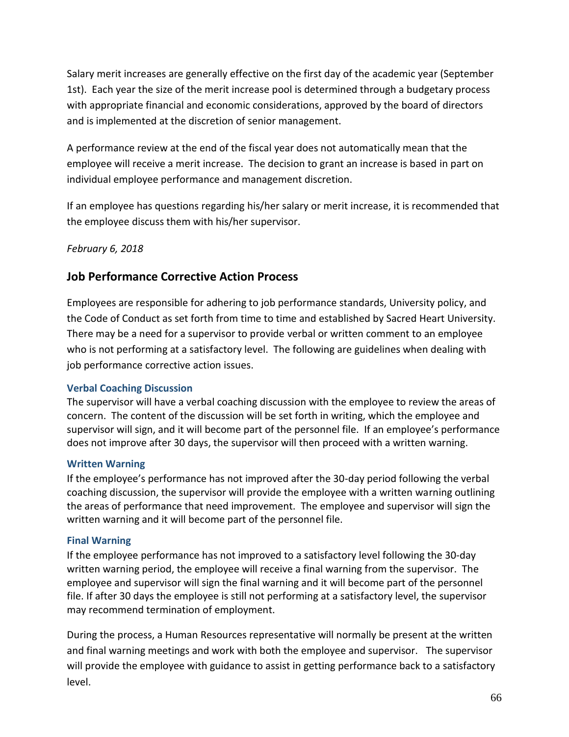Salary merit increases are generally effective on the first day of the academic year (September 1st). Each year the size of the merit increase pool is determined through a budgetary process with appropriate financial and economic considerations, approved by the board of directors and is implemented at the discretion of senior management.

A performance review at the end of the fiscal year does not automatically mean that the employee will receive a merit increase. The decision to grant an increase is based in part on individual employee performance and management discretion.

If an employee has questions regarding his/her salary or merit increase, it is recommended that the employee discuss them with his/her supervisor.

*February 6, 2018*

## Job Performance Corrective Action Process

Employees are responsible for adhering to job performance standards, University policy, and the Code of Conduct as set forth from time to time and established by Sacred Heart University. There may be a need for a supervisor to provide verbal or written comment to an employee who is not performing at a satisfactory level. The following are guidelines when dealing with job performance corrective action issues.

### Verbal Coaching Discussion

The supervisor will have a verbal coaching discussion with the employee to review the areas of concern. The content of the discussion will be set forth in writing, which the employee and supervisor will sign, and it will become part of the personnel file. If an employee's performance does not improve after 30 days, the supervisor will then proceed with a written warning.

### Written Warning

If the employee's performance has not improved after the 30-day period following the verbal coaching discussion, the supervisor will provide the employee with a written warning outlining the areas of performance that need improvement. The employee and supervisor will sign the written warning and it will become part of the personnel file.

### Final Warning

If the employee performance has not improved to a satisfactory level following the 30-day written warning period, the employee will receive a final warning from the supervisor. The employee and supervisor will sign the final warning and it will become part of the personnel file. If after 30 days the employee is still not performing at a satisfactory level, the supervisor may recommend termination of employment.

During the process, a Human Resources representative will normally be present at the written and final warning meetings and work with both the employee and supervisor. The supervisor will provide the employee with guidance to assist in getting performance back to a satisfactory level.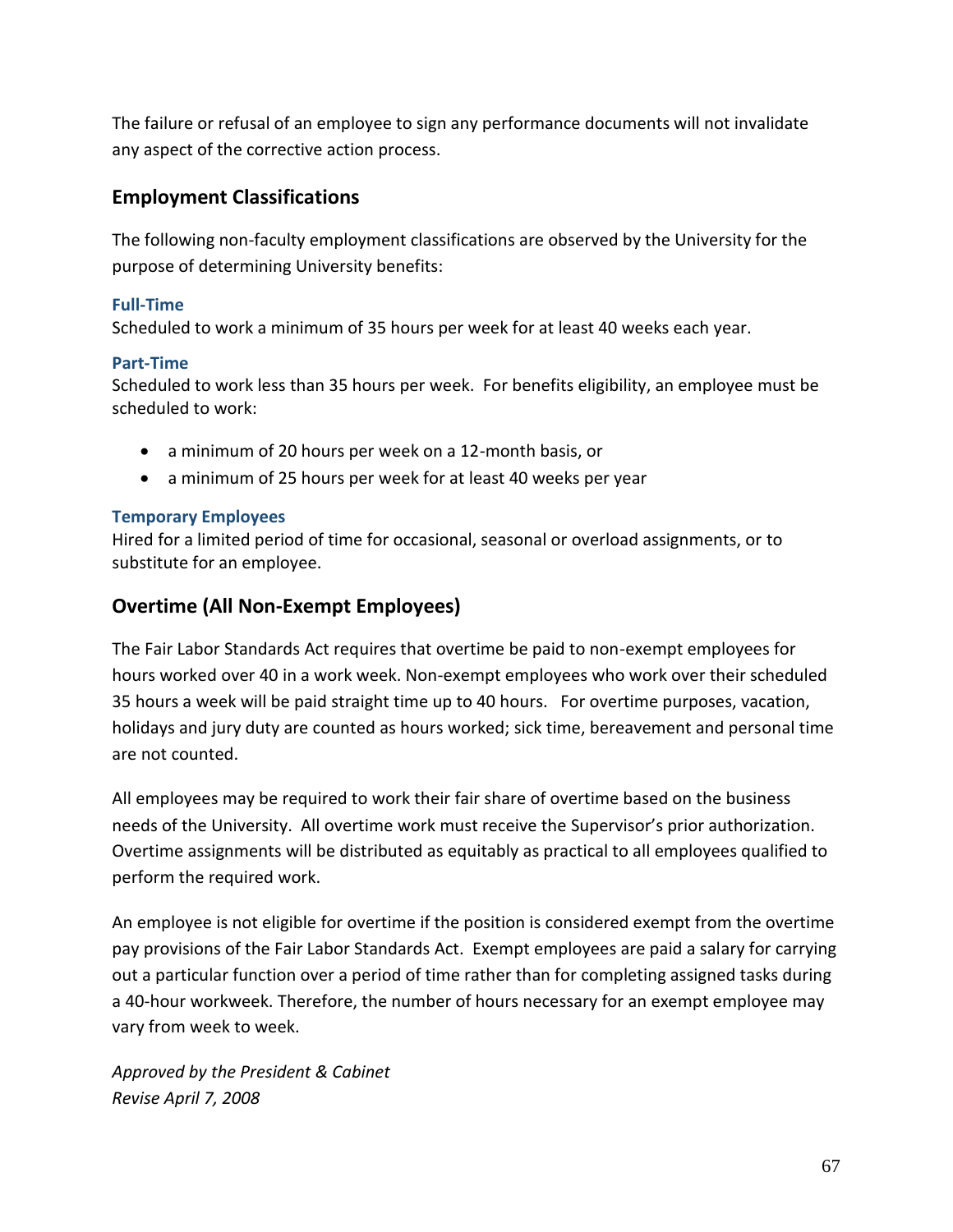The failure or refusal of an employee to sign any performance documents will not invalidate any aspect of the corrective action process.

## Employment Classifications

The following non-faculty employment classifications are observed by the University for the purpose of determining University benefits:

### Full-Time

Scheduled to work a minimum of 35 hours per week for at least 40 weeks each year.

### Part-Time

Scheduled to work less than 35 hours per week. For benefits eligibility, an employee must be scheduled to work:

- a minimum of 20 hours per week on a 12-month basis, or
- a minimum of 25 hours per week for at least 40 weeks per year

### Temporary Employees

Hired for a limited period of time for occasional, seasonal or overload assignments, or to substitute for an employee.

## Overtime (All Non-Exempt Employees)

The Fair Labor Standards Act requires that overtime be paid to non-exempt employees for hours worked over 40 in a work week. Non-exempt employees who work over their scheduled 35 hours a week will be paid straight time up to 40 hours. For overtime purposes, vacation, holidays and jury duty are counted as hours worked; sick time, bereavement and personal time are not counted.

All employees may be required to work their fair share of overtime based on the business needs of the University. All overtime work must receive the Supervisor's prior authorization. Overtime assignments will be distributed as equitably as practical to all employees qualified to perform the required work.

An employee is not eligible for overtime if the position is considered exempt from the overtime pay provisions of the Fair Labor Standards Act. Exempt employees are paid a salary for carrying out a particular function over a period of time rather than for completing assigned tasks during a 40-hour workweek. Therefore, the number of hours necessary for an exempt employee may vary from week to week.

*Approved by the President & Cabinet*
*Revise April 7, 2008*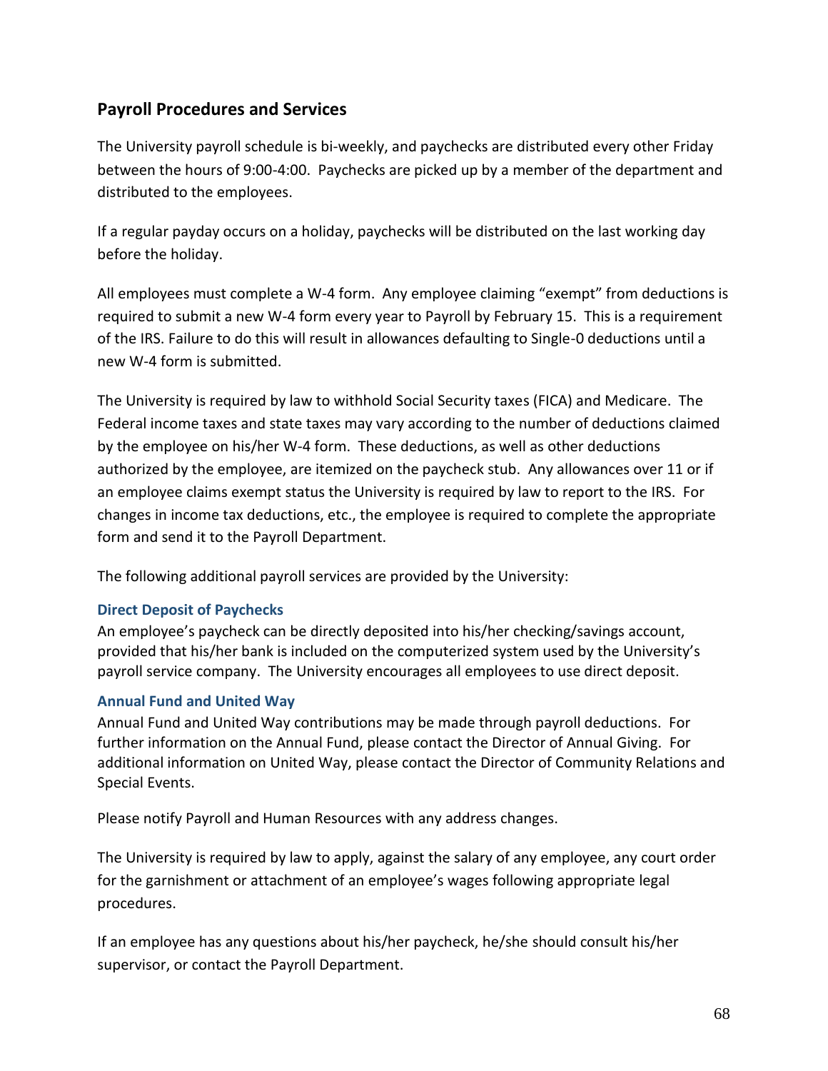## Payroll Procedures and Services

The University payroll schedule is bi-weekly, and paychecks are distributed every other Friday between the hours of 9:00-4:00. Paychecks are picked up by a member of the department and distributed to the employees.

If a regular payday occurs on a holiday, paychecks will be distributed on the last working day before the holiday.

All employees must complete a W-4 form. Any employee claiming "exempt" from deductions is required to submit a new W-4 form every year to Payroll by February 15. This is a requirement of the IRS. Failure to do this will result in allowances defaulting to Single-0 deductions until a new W-4 form is submitted.

The University is required by law to withhold Social Security taxes (FICA) and Medicare. The Federal income taxes and state taxes may vary according to the number of deductions claimed by the employee on his/her W-4 form. These deductions, as well as other deductions authorized by the employee, are itemized on the paycheck stub. Any allowances over 11 or if an employee claims exempt status the University is required by law to report to the IRS. For changes in income tax deductions, etc., the employee is required to complete the appropriate form and send it to the Payroll Department.

The following additional payroll services are provided by the University:

### Direct Deposit of Paychecks

An employee's paycheck can be directly deposited into his/her checking/savings account, provided that his/her bank is included on the computerized system used by the University's payroll service company. The University encourages all employees to use direct deposit.

### Annual Fund and United Way

Annual Fund and United Way contributions may be made through payroll deductions. For further information on the Annual Fund, please contact the Director of Annual Giving. For additional information on United Way, please contact the Director of Community Relations and Special Events.

Please notify Payroll and Human Resources with any address changes.

The University is required by law to apply, against the salary of any employee, any court order for the garnishment or attachment of an employee's wages following appropriate legal procedures.

If an employee has any questions about his/her paycheck, he/she should consult his/her supervisor, or contact the Payroll Department.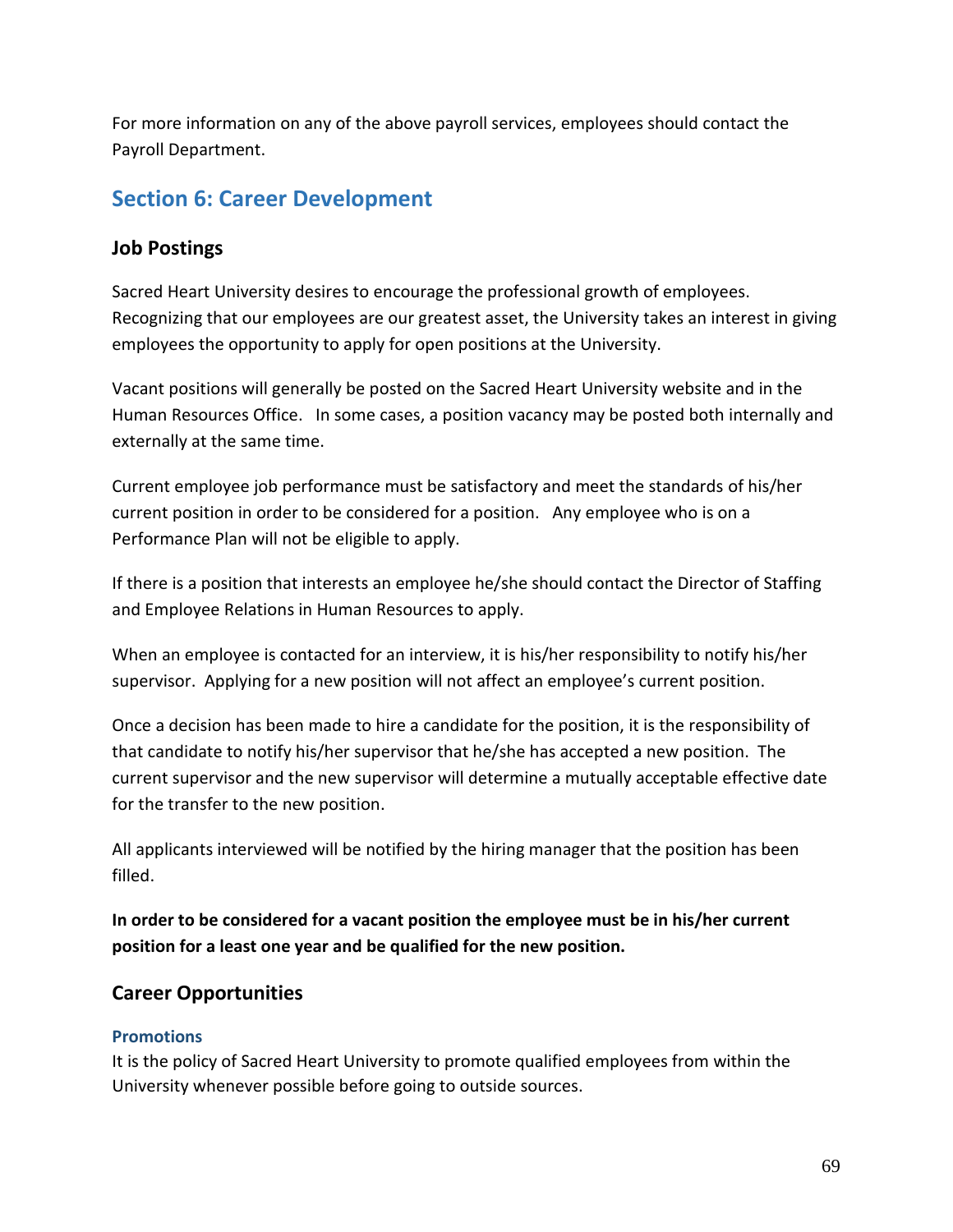For more information on any of the above payroll services, employees should contact the Payroll Department.

# Section 6: Career Development

## Job Postings

Sacred Heart University desires to encourage the professional growth of employees. Recognizing that our employees are our greatest asset, the University takes an interest in giving employees the opportunity to apply for open positions at the University.

Vacant positions will generally be posted on the Sacred Heart University website and in the Human Resources Office. In some cases, a position vacancy may be posted both internally and externally at the same time.

Current employee job performance must be satisfactory and meet the standards of his/her current position in order to be considered for a position. Any employee who is on a Performance Plan will not be eligible to apply.

If there is a position that interests an employee he/she should contact the Director of Staffing and Employee Relations in Human Resources to apply.

When an employee is contacted for an interview, it is his/her responsibility to notify his/her supervisor. Applying for a new position will not affect an employee's current position.

Once a decision has been made to hire a candidate for the position, it is the responsibility of that candidate to notify his/her supervisor that he/she has accepted a new position. The current supervisor and the new supervisor will determine a mutually acceptable effective date for the transfer to the new position.

All applicants interviewed will be notified by the hiring manager that the position has been filled.

**In order to be considered for a vacant position the employee must be in his/her current position for a least one year and be qualified for the new position.**

## Career Opportunities

### Promotions

It is the policy of Sacred Heart University to promote qualified employees from within the University whenever possible before going to outside sources.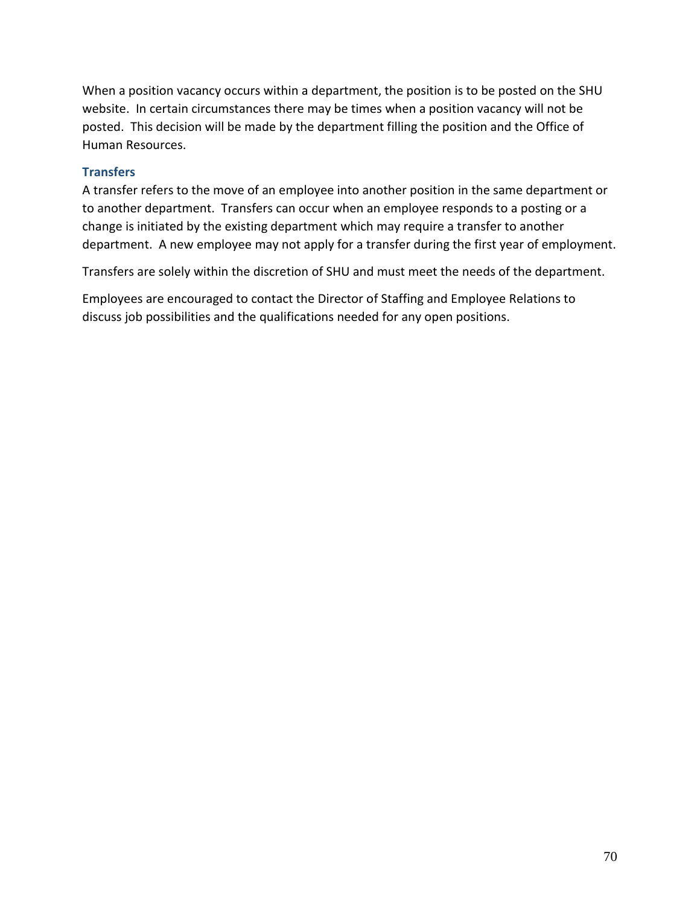When a position vacancy occurs within a department, the position is to be posted on the SHU website. In certain circumstances there may be times when a position vacancy will not be posted. This decision will be made by the department filling the position and the Office of Human Resources.

### Transfers

A transfer refers to the move of an employee into another position in the same department or to another department. Transfers can occur when an employee responds to a posting or a change is initiated by the existing department which may require a transfer to another department. A new employee may not apply for a transfer during the first year of employment.

Transfers are solely within the discretion of SHU and must meet the needs of the department.

Employees are encouraged to contact the Director of Staffing and Employee Relations to discuss job possibilities and the qualifications needed for any open positions.